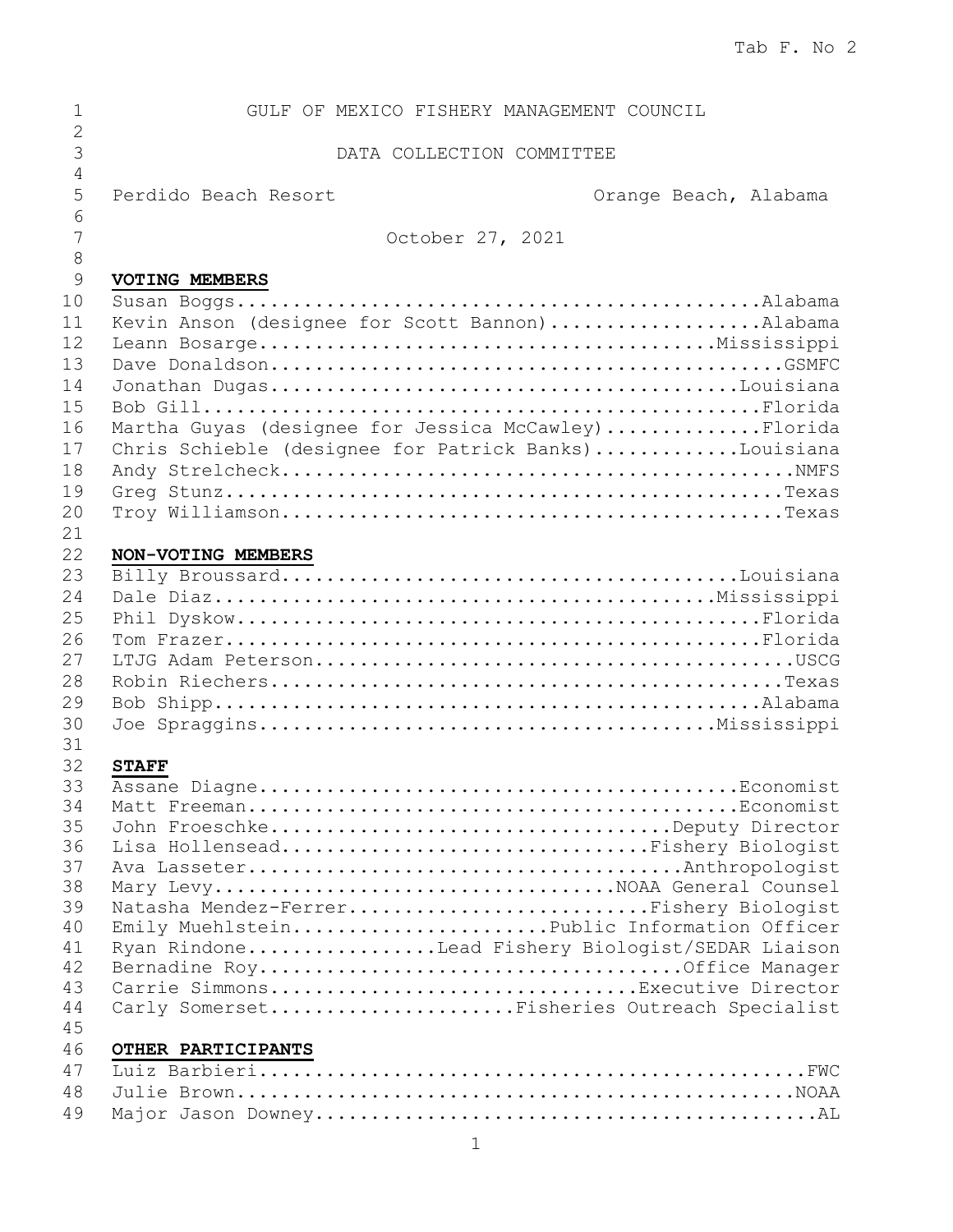Tab F. No 2

# GULF OF MEXICO FISHERY MANAGEMENT COUNCIL

## DATA COLLECTION COMMITTEE

Perdido Beach Resort — Orange Beach, Alabama

October 27, 2021

**VOTING MEMBERS**

Susan Boggs...............................................Alabama
Kevin Anson (designee for Scott Bannon)...................Alabama
Leann Bosarge.........................................Mississippi
Dave Donaldson..............................................GSMFC
Jonathan Dugas...........................................Louisiana
Bob Gill...................................................Florida
Martha Guyas (designee for Jessica McCawley)...............Florida
Chris Schieble (designee for Patrick Banks)..............Louisiana
Andy Strelcheck..............................................NMFS
Greg Stunz...................................................Texas
Troy Williamson..............................................Texas

**NON-VOTING MEMBERS**

Billy Broussard..........................................Louisiana
Dale Diaz.............................................Mississippi
Phil Dyskow................................................Florida
Tom Frazer.................................................Florida
LTJG Adam Peterson...........................................USCG
Robin Riechers...............................................Texas
Bob Shipp..................................................Alabama
Joe Spraggins.........................................Mississippi

**STAFF**

Assane Diagne............................................Economist
Matt Freeman.............................................Economist
John Froeschke.....................................Deputy Director
Lisa Hollensead..................................Fishery Biologist
Ava Lasseter.......................................Anthropologist
Mary Levy.....................................NOAA General Counsel
Natasha Mendez-Ferrer............................Fishery Biologist
Emily Muehlstein........................Public Information Officer
Ryan Rindone.................Lead Fishery Biologist/SEDAR Liaison
Bernadine Roy.......................................Office Manager
Carrie Simmons..................................Executive Director
Carly Somerset.....................Fisheries Outreach Specialist

**OTHER PARTICIPANTS**

Luiz Barbieri..................................................FWC
Julie Brown...................................................NOAA
Major Jason Downey..............................................AL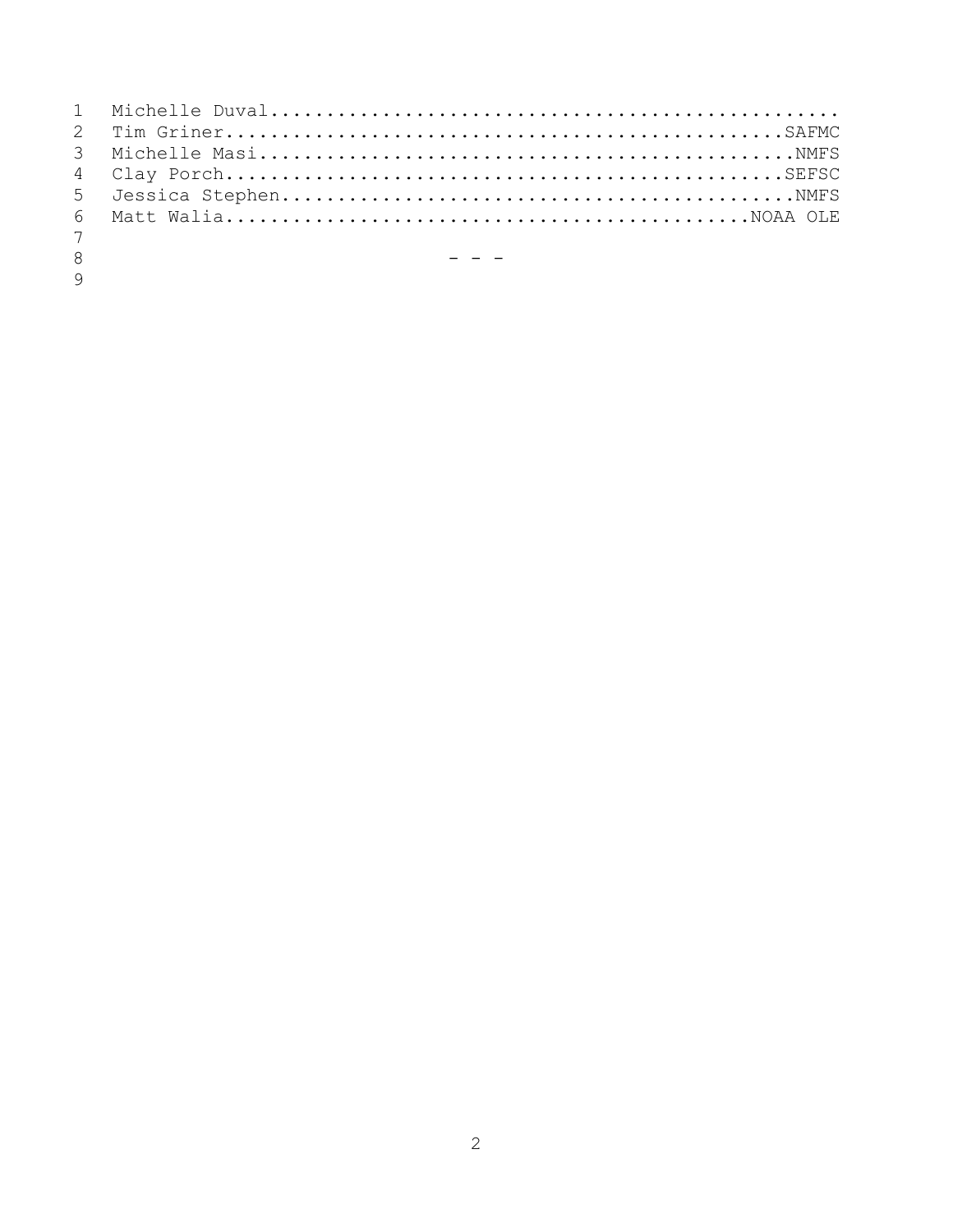Michelle Duval..................................................
Tim Griner..................................................SAFMC
Michelle Masi...............................................NMFS
Clay Porch..................................................SEFSC
Jessica Stephen.............................................NMFS
Matt Walia..................................................NOAA OLE

- - -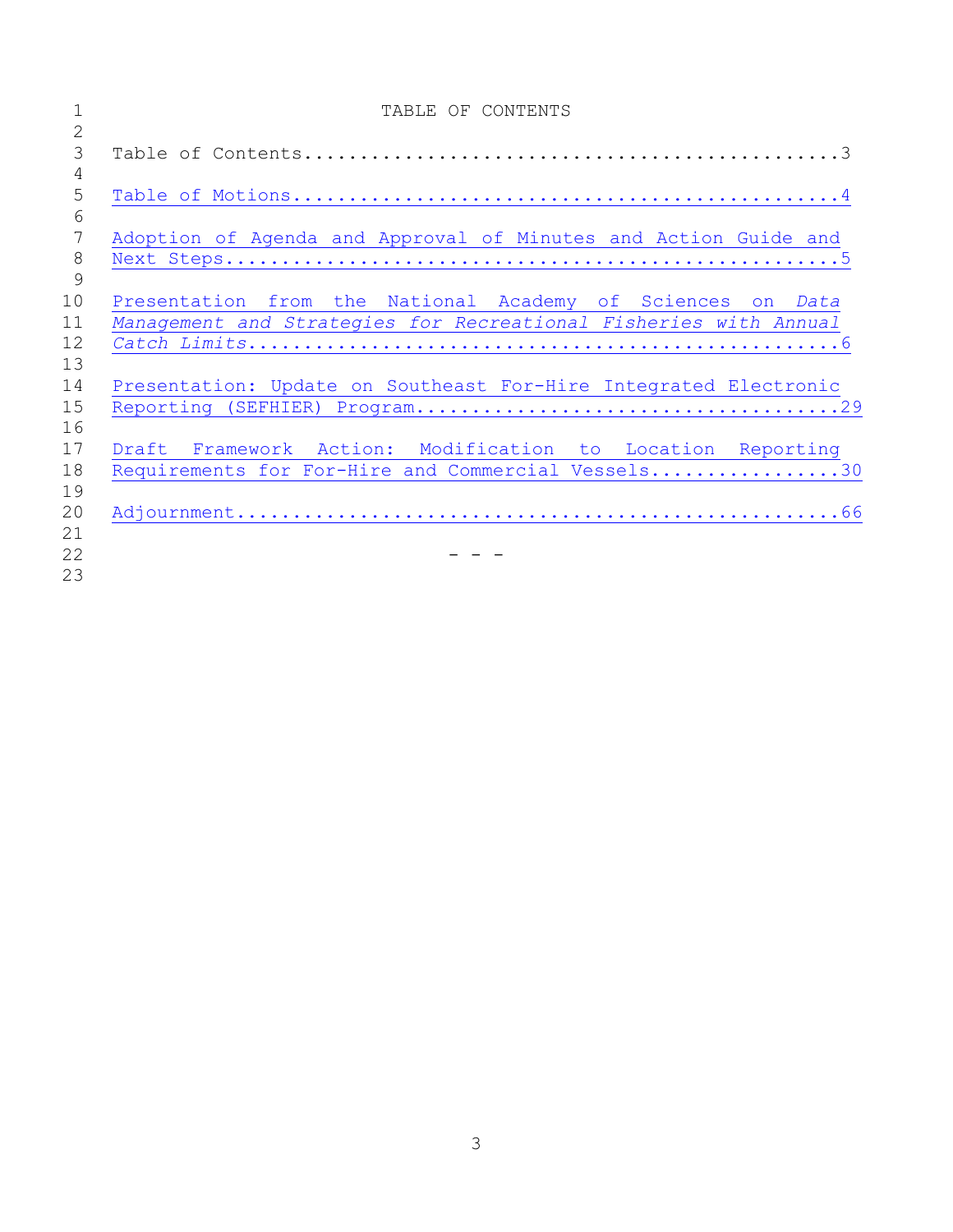# TABLE OF CONTENTS

Table of Contents....................................................3

Table of Motions.....................................................4

Adoption of Agenda and Approval of Minutes and Action Guide and Next Steps...........................................................5

Presentation from the National Academy of Sciences on *Data Management and Strategies for Recreational Fisheries with Annual Catch Limits*........................................................6

Presentation: Update on Southeast For-Hire Integrated Electronic Reporting (SEFHIER) Program.......................................29

Draft Framework Action: Modification to Location Reporting Requirements for For-Hire and Commercial Vessels..................30

Adjournment.........................................................66

\- - -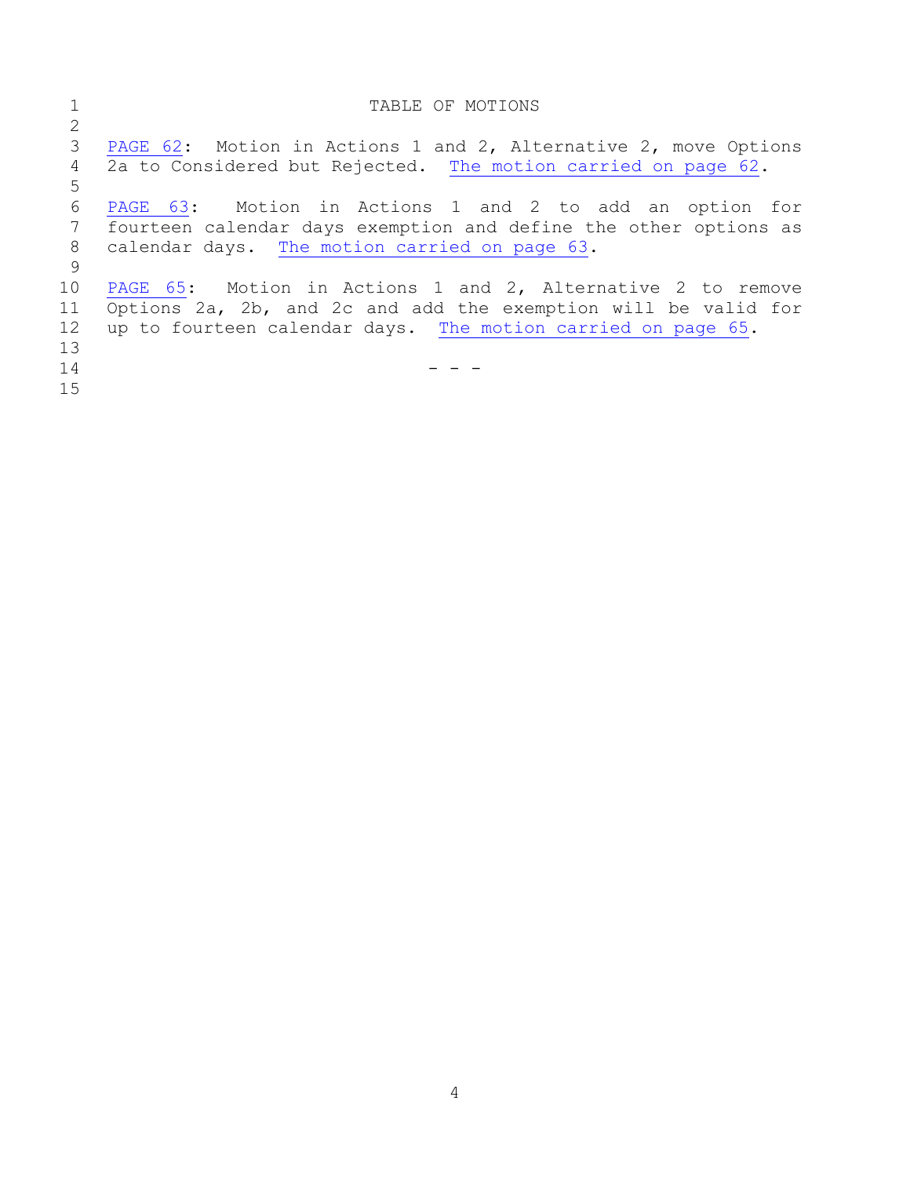# TABLE OF MOTIONS

PAGE 62: Motion in Actions 1 and 2, Alternative 2, move Options 2a to Considered but Rejected. The motion carried on page 62.

PAGE 63: Motion in Actions 1 and 2 to add an option for fourteen calendar days exemption and define the other options as calendar days. The motion carried on page 63.

PAGE 65: Motion in Actions 1 and 2, Alternative 2 to remove Options 2a, 2b, and 2c and add the exemption will be valid for up to fourteen calendar days. The motion carried on page 65.

\- - -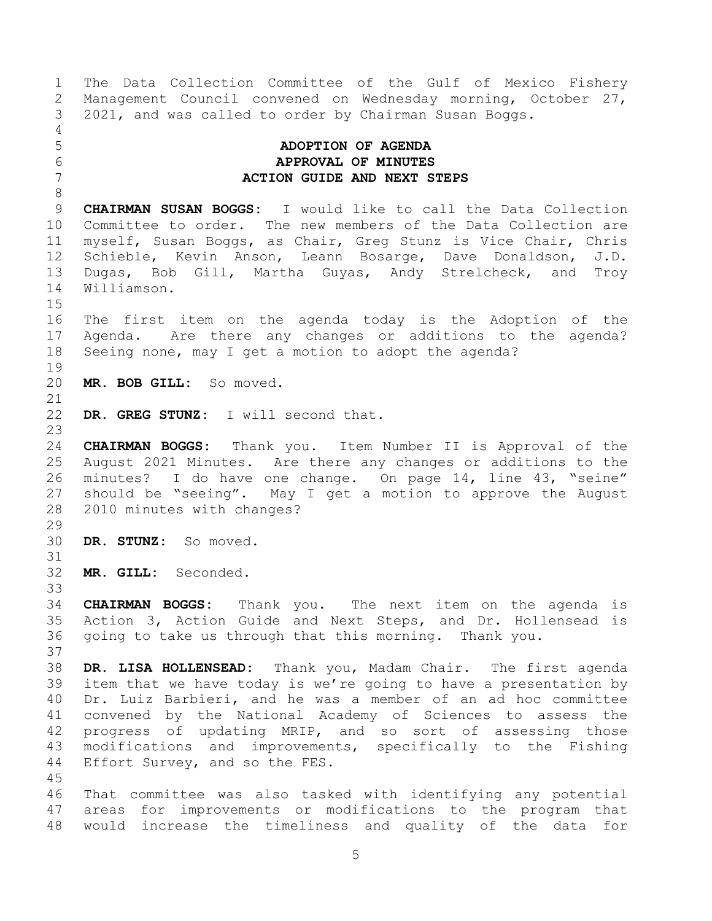The Data Collection Committee of the Gulf of Mexico Fishery Management Council convened on Wednesday morning, October 27, 2021, and was called to order by Chairman Susan Boggs.

## ADOPTION OF AGENDA
## APPROVAL OF MINUTES
## ACTION GUIDE AND NEXT STEPS

**CHAIRMAN SUSAN BOGGS:** I would like to call the Data Collection Committee to order. The new members of the Data Collection are myself, Susan Boggs, as Chair, Greg Stunz is Vice Chair, Chris Schieble, Kevin Anson, Leann Bosarge, Dave Donaldson, J.D. Dugas, Bob Gill, Martha Guyas, Andy Strelcheck, and Troy Williamson.

The first item on the agenda today is the Adoption of the Agenda. Are there any changes or additions to the agenda? Seeing none, may I get a motion to adopt the agenda?

**MR. BOB GILL:** So moved.

**DR. GREG STUNZ:** I will second that.

**CHAIRMAN BOGGS:** Thank you. Item Number II is Approval of the August 2021 Minutes. Are there any changes or additions to the minutes? I do have one change. On page 14, line 43, "seine" should be "seeing". May I get a motion to approve the August 2010 minutes with changes?

**DR. STUNZ:** So moved.

**MR. GILL:** Seconded.

**CHAIRMAN BOGGS:** Thank you. The next item on the agenda is Action 3, Action Guide and Next Steps, and Dr. Hollensead is going to take us through that this morning. Thank you.

**DR. LISA HOLLENSEAD:** Thank you, Madam Chair. The first agenda item that we have today is we're going to have a presentation by Dr. Luiz Barbieri, and he was a member of an ad hoc committee convened by the National Academy of Sciences to assess the progress of updating MRIP, and so sort of assessing those modifications and improvements, specifically to the Fishing Effort Survey, and so the FES.

That committee was also tasked with identifying any potential areas for improvements or modifications to the program that would increase the timeliness and quality of the data for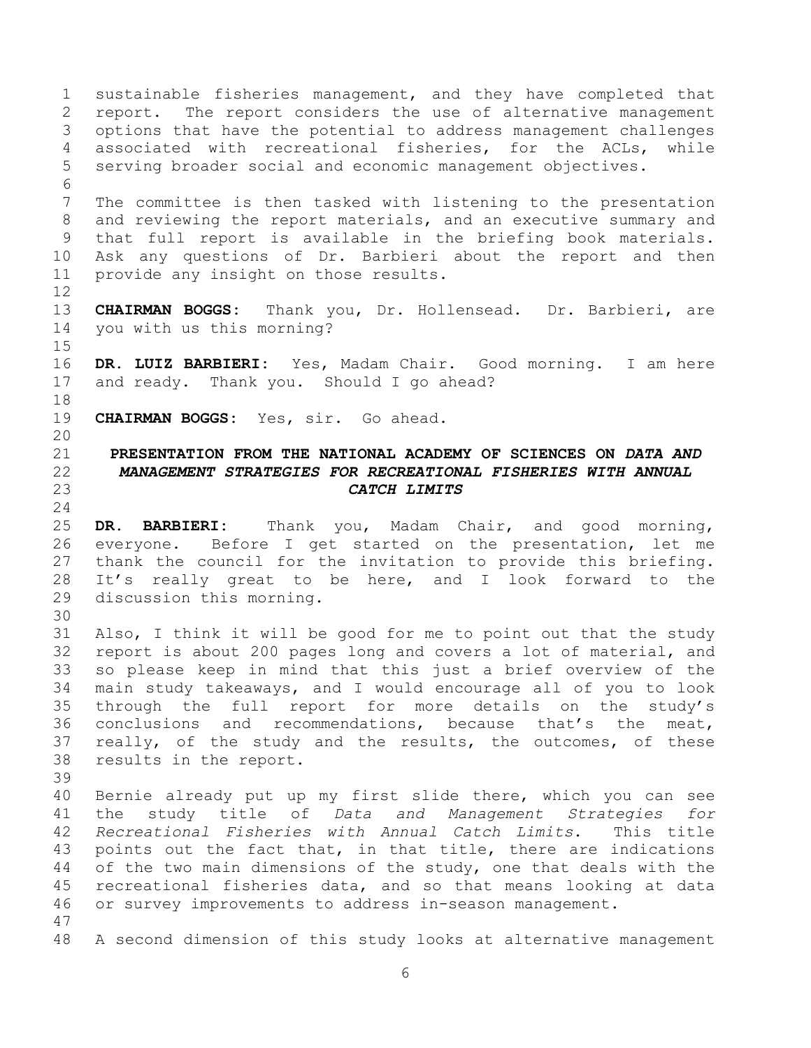sustainable fisheries management, and they have completed that report. The report considers the use of alternative management options that have the potential to address management challenges associated with recreational fisheries, for the ACLs, while serving broader social and economic management objectives.

The committee is then tasked with listening to the presentation and reviewing the report materials, and an executive summary and that full report is available in the briefing book materials. Ask any questions of Dr. Barbieri about the report and then provide any insight on those results.

**CHAIRMAN BOGGS:** Thank you, Dr. Hollensead. Dr. Barbieri, are you with us this morning?

**DR. LUIZ BARBIERI:** Yes, Madam Chair. Good morning. I am here and ready. Thank you. Should I go ahead?

**CHAIRMAN BOGGS:** Yes, sir. Go ahead.

## PRESENTATION FROM THE NATIONAL ACADEMY OF SCIENCES ON *DATA AND MANAGEMENT STRATEGIES FOR RECREATIONAL FISHERIES WITH ANNUAL CATCH LIMITS*

**DR. BARBIERI:** Thank you, Madam Chair, and good morning, everyone. Before I get started on the presentation, let me thank the council for the invitation to provide this briefing. It's really great to be here, and I look forward to the discussion this morning.

Also, I think it will be good for me to point out that the study report is about 200 pages long and covers a lot of material, and so please keep in mind that this just a brief overview of the main study takeaways, and I would encourage all of you to look through the full report for more details on the study's conclusions and recommendations, because that's the meat, really, of the study and the results, the outcomes, of these results in the report.

Bernie already put up my first slide there, which you can see the study title of *Data and Management Strategies for Recreational Fisheries with Annual Catch Limits*. This title points out the fact that, in that title, there are indications of the two main dimensions of the study, one that deals with the recreational fisheries data, and so that means looking at data or survey improvements to address in-season management.

A second dimension of this study looks at alternative management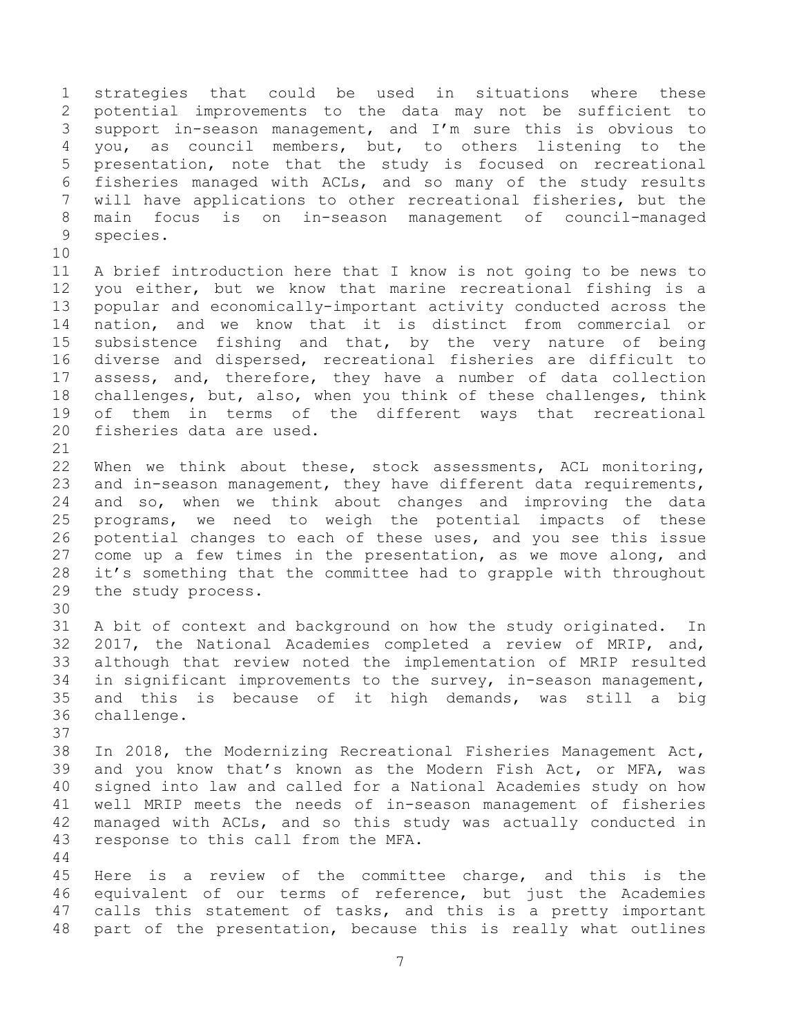strategies that could be used in situations where these potential improvements to the data may not be sufficient to support in-season management, and I'm sure this is obvious to you, as council members, but, to others listening to the presentation, note that the study is focused on recreational fisheries managed with ACLs, and so many of the study results will have applications to other recreational fisheries, but the main focus is on in-season management of council-managed species.

A brief introduction here that I know is not going to be news to you either, but we know that marine recreational fishing is a popular and economically-important activity conducted across the nation, and we know that it is distinct from commercial or subsistence fishing and that, by the very nature of being diverse and dispersed, recreational fisheries are difficult to assess, and, therefore, they have a number of data collection challenges, but, also, when you think of these challenges, think of them in terms of the different ways that recreational fisheries data are used.

When we think about these, stock assessments, ACL monitoring, and in-season management, they have different data requirements, and so, when we think about changes and improving the data programs, we need to weigh the potential impacts of these potential changes to each of these uses, and you see this issue come up a few times in the presentation, as we move along, and it's something that the committee had to grapple with throughout the study process.

A bit of context and background on how the study originated. In 2017, the National Academies completed a review of MRIP, and, although that review noted the implementation of MRIP resulted in significant improvements to the survey, in-season management, and this is because of it high demands, was still a big challenge.

In 2018, the Modernizing Recreational Fisheries Management Act, and you know that's known as the Modern Fish Act, or MFA, was signed into law and called for a National Academies study on how well MRIP meets the needs of in-season management of fisheries managed with ACLs, and so this study was actually conducted in response to this call from the MFA.

Here is a review of the committee charge, and this is the equivalent of our terms of reference, but just the Academies calls this statement of tasks, and this is a pretty important part of the presentation, because this is really what outlines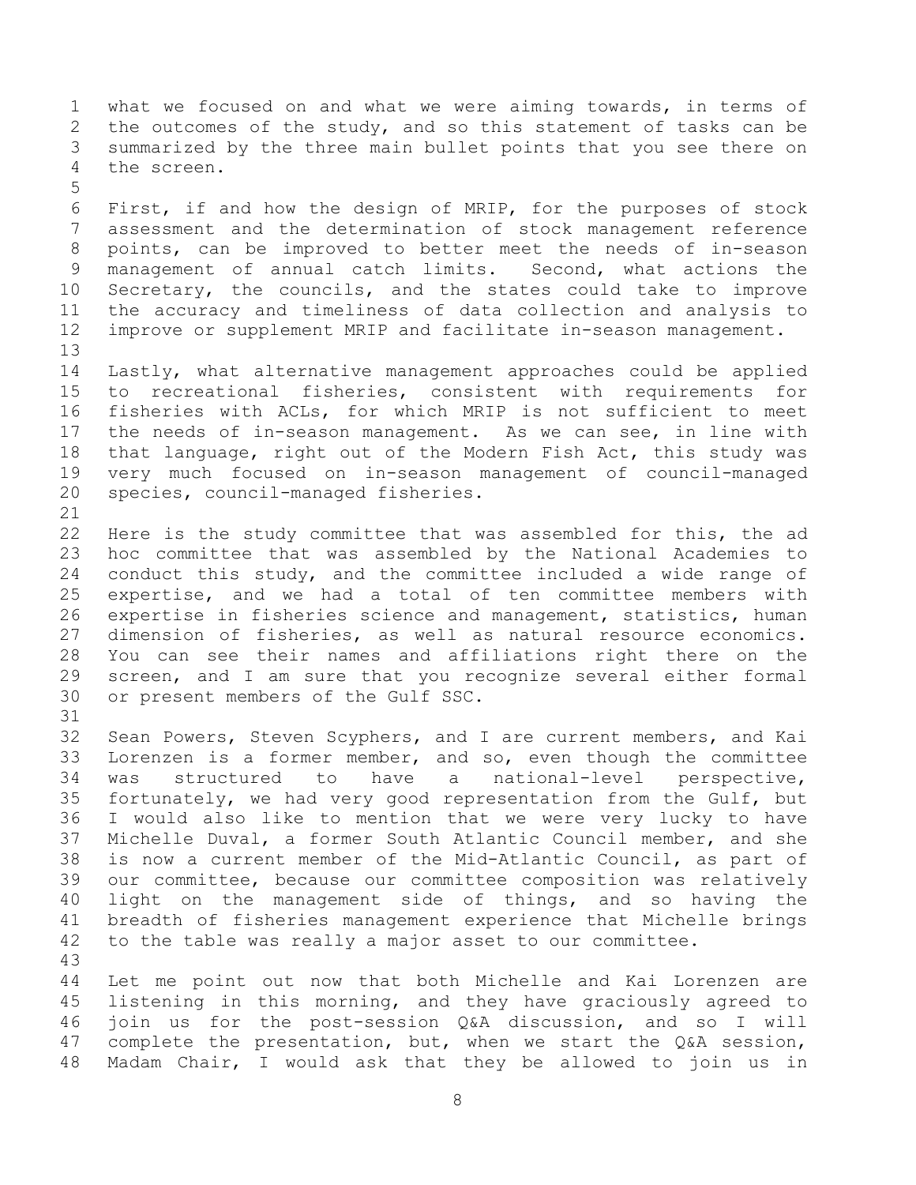what we focused on and what we were aiming towards, in terms of the outcomes of the study, and so this statement of tasks can be summarized by the three main bullet points that you see there on the screen.

First, if and how the design of MRIP, for the purposes of stock assessment and the determination of stock management reference points, can be improved to better meet the needs of in-season management of annual catch limits. Second, what actions the Secretary, the councils, and the states could take to improve the accuracy and timeliness of data collection and analysis to improve or supplement MRIP and facilitate in-season management.

Lastly, what alternative management approaches could be applied to recreational fisheries, consistent with requirements for fisheries with ACLs, for which MRIP is not sufficient to meet the needs of in-season management. As we can see, in line with that language, right out of the Modern Fish Act, this study was very much focused on in-season management of council-managed species, council-managed fisheries.

Here is the study committee that was assembled for this, the ad hoc committee that was assembled by the National Academies to conduct this study, and the committee included a wide range of expertise, and we had a total of ten committee members with expertise in fisheries science and management, statistics, human dimension of fisheries, as well as natural resource economics. You can see their names and affiliations right there on the screen, and I am sure that you recognize several either formal or present members of the Gulf SSC.

Sean Powers, Steven Scyphers, and I are current members, and Kai Lorenzen is a former member, and so, even though the committee was structured to have a national-level perspective, fortunately, we had very good representation from the Gulf, but I would also like to mention that we were very lucky to have Michelle Duval, a former South Atlantic Council member, and she is now a current member of the Mid-Atlantic Council, as part of our committee, because our committee composition was relatively light on the management side of things, and so having the breadth of fisheries management experience that Michelle brings to the table was really a major asset to our committee.

Let me point out now that both Michelle and Kai Lorenzen are listening in this morning, and they have graciously agreed to join us for the post-session Q&A discussion, and so I will complete the presentation, but, when we start the Q&A session, Madam Chair, I would ask that they be allowed to join us in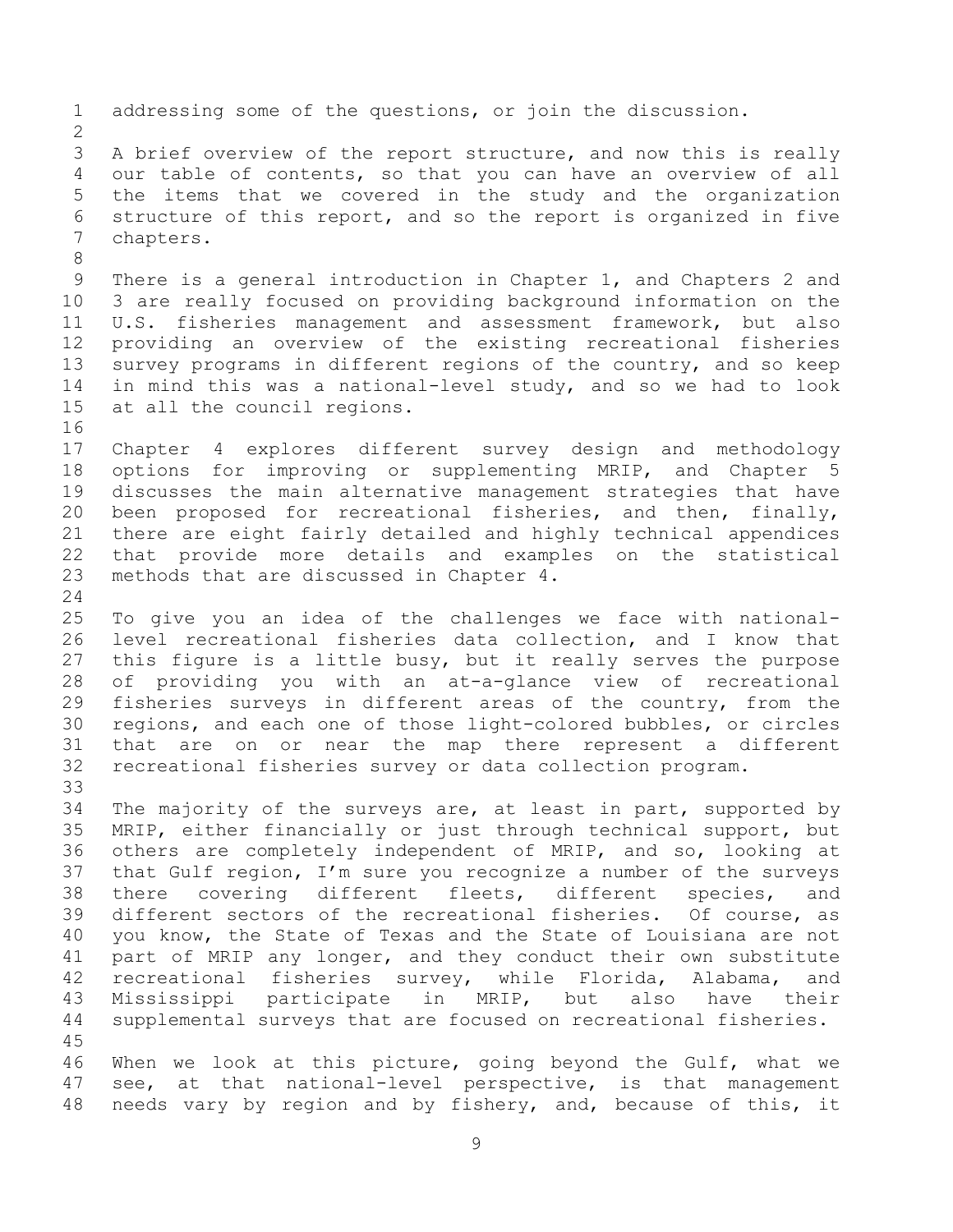addressing some of the questions, or join the discussion.

A brief overview of the report structure, and now this is really our table of contents, so that you can have an overview of all the items that we covered in the study and the organization structure of this report, and so the report is organized in five chapters.

There is a general introduction in Chapter 1, and Chapters 2 and 3 are really focused on providing background information on the U.S. fisheries management and assessment framework, but also providing an overview of the existing recreational fisheries survey programs in different regions of the country, and so keep in mind this was a national-level study, and so we had to look at all the council regions.

Chapter 4 explores different survey design and methodology options for improving or supplementing MRIP, and Chapter 5 discusses the main alternative management strategies that have been proposed for recreational fisheries, and then, finally, there are eight fairly detailed and highly technical appendices that provide more details and examples on the statistical methods that are discussed in Chapter 4.

To give you an idea of the challenges we face with national-level recreational fisheries data collection, and I know that this figure is a little busy, but it really serves the purpose of providing you with an at-a-glance view of recreational fisheries surveys in different areas of the country, from the regions, and each one of those light-colored bubbles, or circles that are on or near the map there represent a different recreational fisheries survey or data collection program.

The majority of the surveys are, at least in part, supported by MRIP, either financially or just through technical support, but others are completely independent of MRIP, and so, looking at that Gulf region, I'm sure you recognize a number of the surveys there covering different fleets, different species, and different sectors of the recreational fisheries. Of course, as you know, the State of Texas and the State of Louisiana are not part of MRIP any longer, and they conduct their own substitute recreational fisheries survey, while Florida, Alabama, and Mississippi participate in MRIP, but also have their supplemental surveys that are focused on recreational fisheries.

When we look at this picture, going beyond the Gulf, what we see, at that national-level perspective, is that management needs vary by region and by fishery, and, because of this, it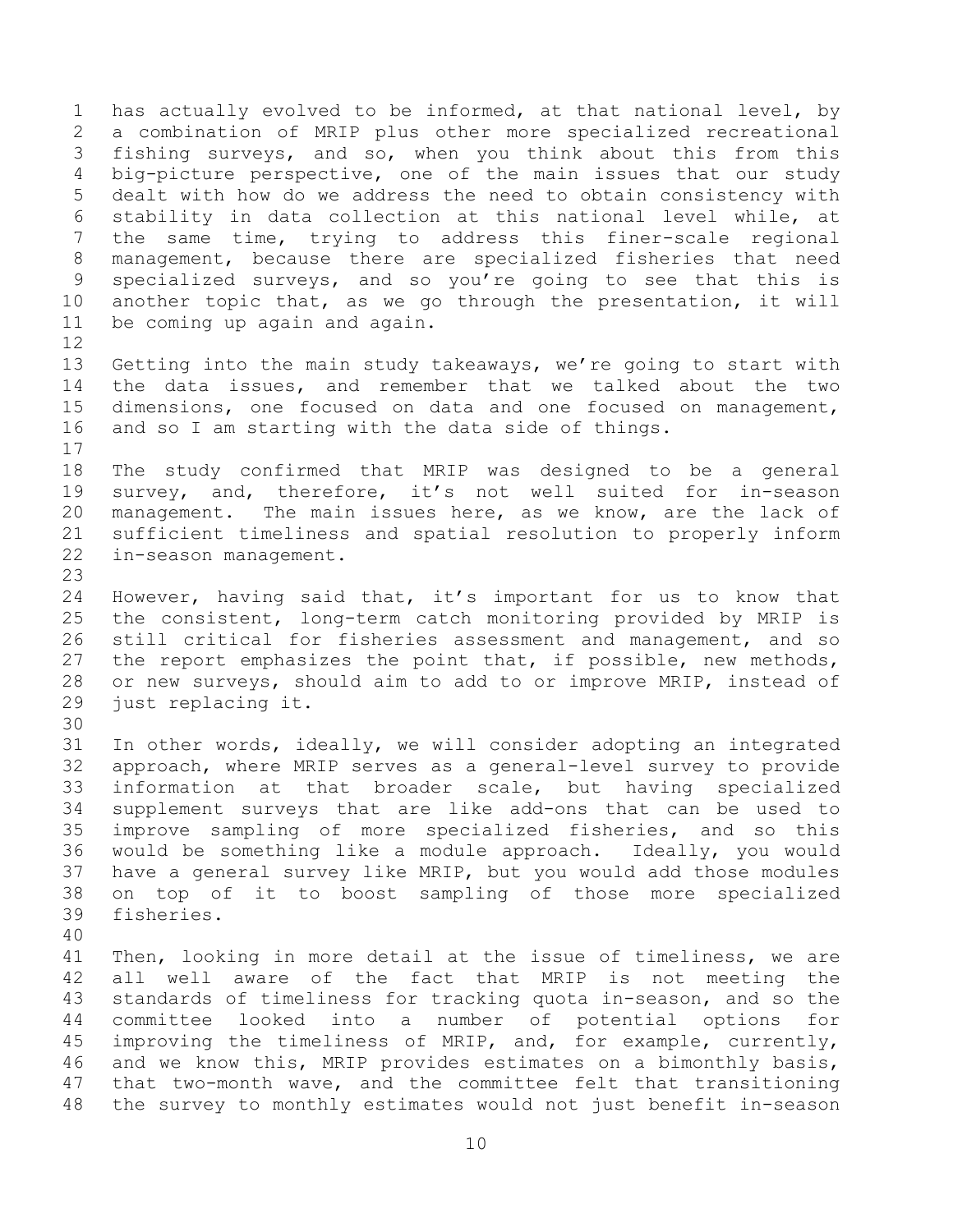has actually evolved to be informed, at that national level, by a combination of MRIP plus other more specialized recreational fishing surveys, and so, when you think about this from this big-picture perspective, one of the main issues that our study dealt with how do we address the need to obtain consistency with stability in data collection at this national level while, at the same time, trying to address this finer-scale regional management, because there are specialized fisheries that need specialized surveys, and so you're going to see that this is another topic that, as we go through the presentation, it will be coming up again and again.

Getting into the main study takeaways, we're going to start with the data issues, and remember that we talked about the two dimensions, one focused on data and one focused on management, and so I am starting with the data side of things.

The study confirmed that MRIP was designed to be a general survey, and, therefore, it's not well suited for in-season management. The main issues here, as we know, are the lack of sufficient timeliness and spatial resolution to properly inform in-season management.

However, having said that, it's important for us to know that the consistent, long-term catch monitoring provided by MRIP is still critical for fisheries assessment and management, and so the report emphasizes the point that, if possible, new methods, or new surveys, should aim to add to or improve MRIP, instead of just replacing it.

In other words, ideally, we will consider adopting an integrated approach, where MRIP serves as a general-level survey to provide information at that broader scale, but having specialized supplement surveys that are like add-ons that can be used to improve sampling of more specialized fisheries, and so this would be something like a module approach. Ideally, you would have a general survey like MRIP, but you would add those modules on top of it to boost sampling of those more specialized fisheries.

Then, looking in more detail at the issue of timeliness, we are all well aware of the fact that MRIP is not meeting the standards of timeliness for tracking quota in-season, and so the committee looked into a number of potential options for improving the timeliness of MRIP, and, for example, currently, and we know this, MRIP provides estimates on a bimonthly basis, that two-month wave, and the committee felt that transitioning the survey to monthly estimates would not just benefit in-season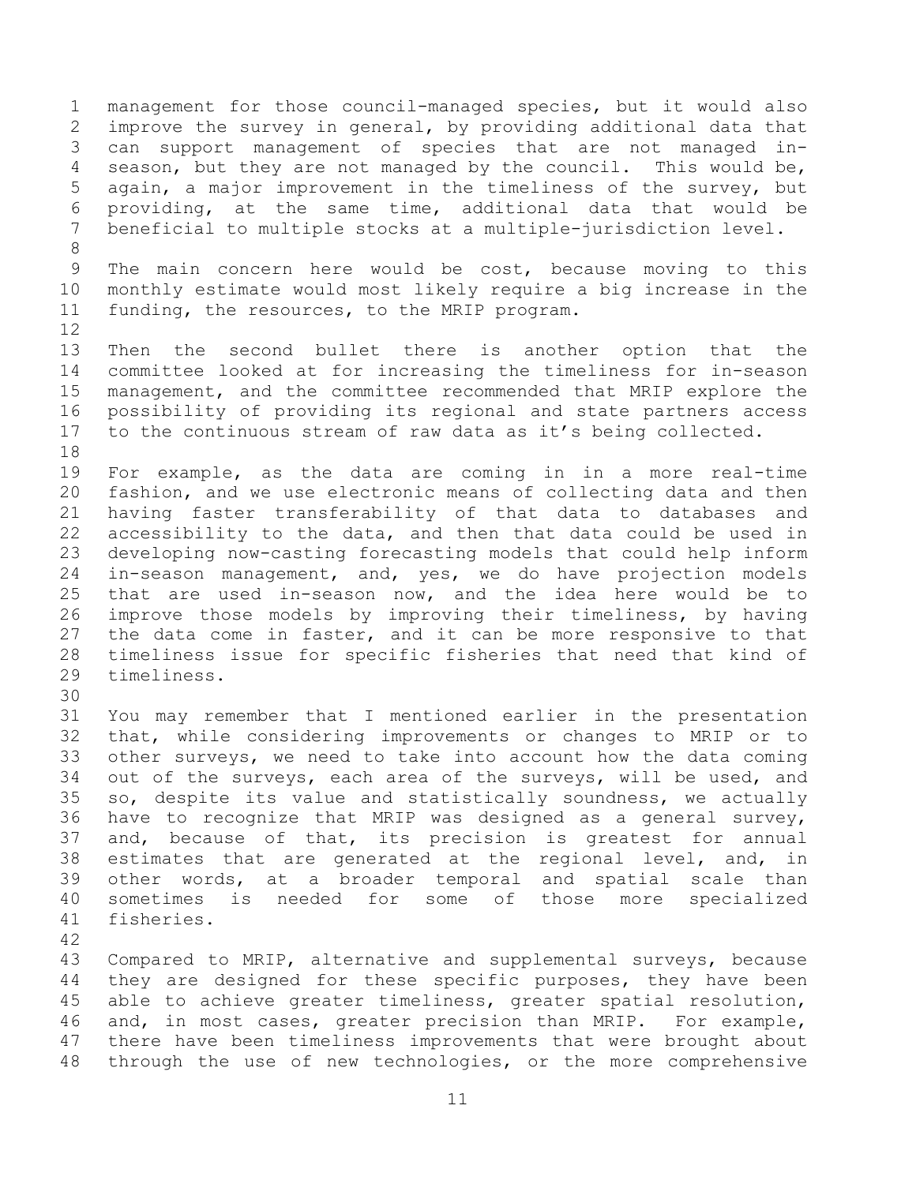management for those council-managed species, but it would also improve the survey in general, by providing additional data that can support management of species that are not managed in-season, but they are not managed by the council. This would be, again, a major improvement in the timeliness of the survey, but providing, at the same time, additional data that would be beneficial to multiple stocks at a multiple-jurisdiction level.

The main concern here would be cost, because moving to this monthly estimate would most likely require a big increase in the funding, the resources, to the MRIP program.

Then the second bullet there is another option that the committee looked at for increasing the timeliness for in-season management, and the committee recommended that MRIP explore the possibility of providing its regional and state partners access to the continuous stream of raw data as it's being collected.

For example, as the data are coming in in a more real-time fashion, and we use electronic means of collecting data and then having faster transferability of that data to databases and accessibility to the data, and then that data could be used in developing now-casting forecasting models that could help inform in-season management, and, yes, we do have projection models that are used in-season now, and the idea here would be to improve those models by improving their timeliness, by having the data come in faster, and it can be more responsive to that timeliness issue for specific fisheries that need that kind of timeliness.

You may remember that I mentioned earlier in the presentation that, while considering improvements or changes to MRIP or to other surveys, we need to take into account how the data coming out of the surveys, each area of the surveys, will be used, and so, despite its value and statistically soundness, we actually have to recognize that MRIP was designed as a general survey, and, because of that, its precision is greatest for annual estimates that are generated at the regional level, and, in other words, at a broader temporal and spatial scale than sometimes is needed for some of those more specialized fisheries.

Compared to MRIP, alternative and supplemental surveys, because they are designed for these specific purposes, they have been able to achieve greater timeliness, greater spatial resolution, and, in most cases, greater precision than MRIP. For example, there have been timeliness improvements that were brought about through the use of new technologies, or the more comprehensive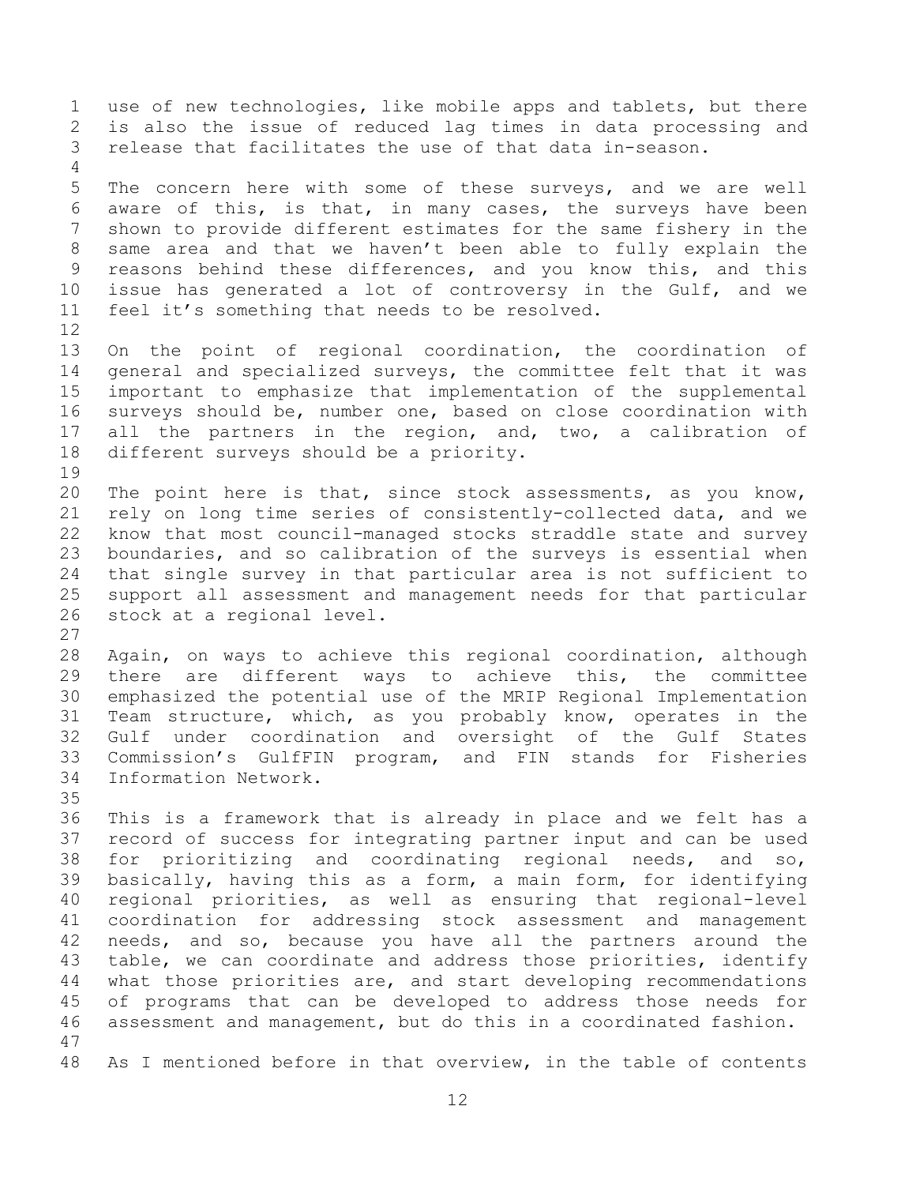use of new technologies, like mobile apps and tablets, but there is also the issue of reduced lag times in data processing and release that facilitates the use of that data in-season.

The concern here with some of these surveys, and we are well aware of this, is that, in many cases, the surveys have been shown to provide different estimates for the same fishery in the same area and that we haven't been able to fully explain the reasons behind these differences, and you know this, and this issue has generated a lot of controversy in the Gulf, and we feel it's something that needs to be resolved.

On the point of regional coordination, the coordination of general and specialized surveys, the committee felt that it was important to emphasize that implementation of the supplemental surveys should be, number one, based on close coordination with all the partners in the region, and, two, a calibration of different surveys should be a priority.

The point here is that, since stock assessments, as you know, rely on long time series of consistently-collected data, and we know that most council-managed stocks straddle state and survey boundaries, and so calibration of the surveys is essential when that single survey in that particular area is not sufficient to support all assessment and management needs for that particular stock at a regional level.

Again, on ways to achieve this regional coordination, although there are different ways to achieve this, the committee emphasized the potential use of the MRIP Regional Implementation Team structure, which, as you probably know, operates in the Gulf under coordination and oversight of the Gulf States Commission's GulfFIN program, and FIN stands for Fisheries Information Network.

This is a framework that is already in place and we felt has a record of success for integrating partner input and can be used for prioritizing and coordinating regional needs, and so, basically, having this as a form, a main form, for identifying regional priorities, as well as ensuring that regional-level coordination for addressing stock assessment and management needs, and so, because you have all the partners around the table, we can coordinate and address those priorities, identify what those priorities are, and start developing recommendations of programs that can be developed to address those needs for assessment and management, but do this in a coordinated fashion.

As I mentioned before in that overview, in the table of contents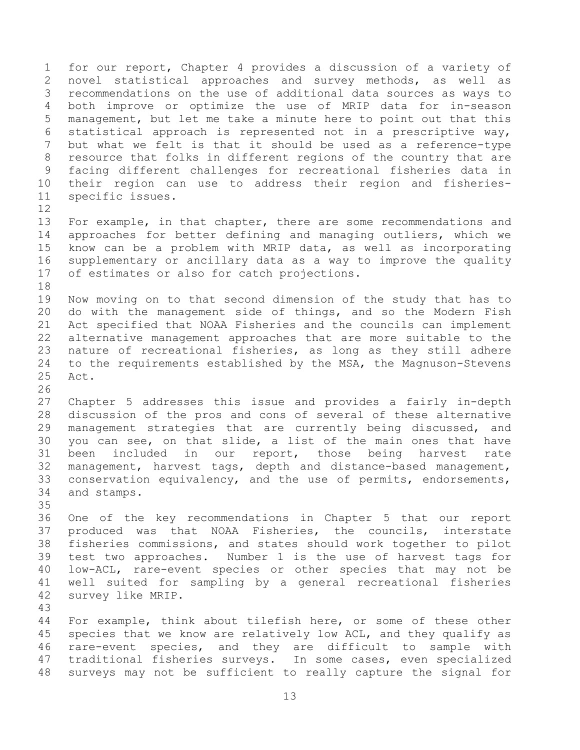for our report, Chapter 4 provides a discussion of a variety of novel statistical approaches and survey methods, as well as recommendations on the use of additional data sources as ways to both improve or optimize the use of MRIP data for in-season management, but let me take a minute here to point out that this statistical approach is represented not in a prescriptive way, but what we felt is that it should be used as a reference-type resource that folks in different regions of the country that are facing different challenges for recreational fisheries data in their region can use to address their region and fisheries-specific issues.

For example, in that chapter, there are some recommendations and approaches for better defining and managing outliers, which we know can be a problem with MRIP data, as well as incorporating supplementary or ancillary data as a way to improve the quality of estimates or also for catch projections.

Now moving on to that second dimension of the study that has to do with the management side of things, and so the Modern Fish Act specified that NOAA Fisheries and the councils can implement alternative management approaches that are more suitable to the nature of recreational fisheries, as long as they still adhere to the requirements established by the MSA, the Magnuson-Stevens Act.

Chapter 5 addresses this issue and provides a fairly in-depth discussion of the pros and cons of several of these alternative management strategies that are currently being discussed, and you can see, on that slide, a list of the main ones that have been included in our report, those being harvest rate management, harvest tags, depth and distance-based management, conservation equivalency, and the use of permits, endorsements, and stamps.

One of the key recommendations in Chapter 5 that our report produced was that NOAA Fisheries, the councils, interstate fisheries commissions, and states should work together to pilot test two approaches. Number 1 is the use of harvest tags for low-ACL, rare-event species or other species that may not be well suited for sampling by a general recreational fisheries survey like MRIP.

For example, think about tilefish here, or some of these other species that we know are relatively low ACL, and they qualify as rare-event species, and they are difficult to sample with traditional fisheries surveys. In some cases, even specialized surveys may not be sufficient to really capture the signal for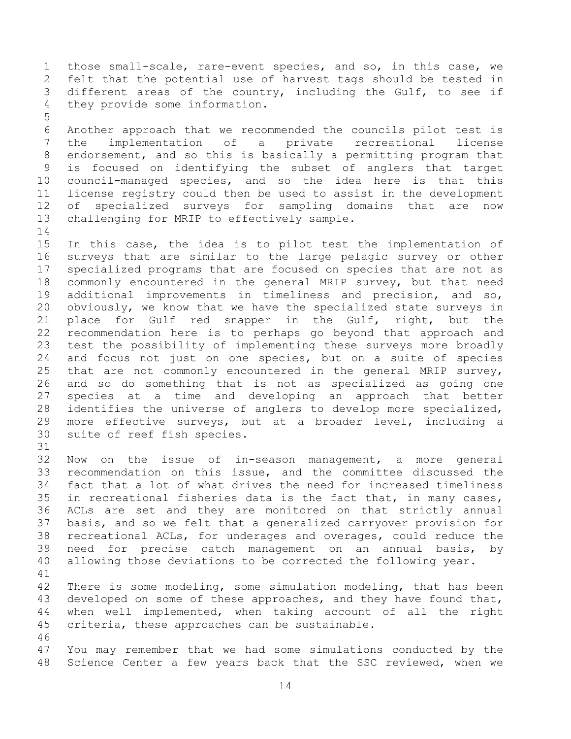those small-scale, rare-event species, and so, in this case, we felt that the potential use of harvest tags should be tested in different areas of the country, including the Gulf, to see if they provide some information.

Another approach that we recommended the councils pilot test is the implementation of a private recreational license endorsement, and so this is basically a permitting program that is focused on identifying the subset of anglers that target council-managed species, and so the idea here is that this license registry could then be used to assist in the development of specialized surveys for sampling domains that are now challenging for MRIP to effectively sample.

In this case, the idea is to pilot test the implementation of surveys that are similar to the large pelagic survey or other specialized programs that are focused on species that are not as commonly encountered in the general MRIP survey, but that need additional improvements in timeliness and precision, and so, obviously, we know that we have the specialized state surveys in place for Gulf red snapper in the Gulf, right, but the recommendation here is to perhaps go beyond that approach and test the possibility of implementing these surveys more broadly and focus not just on one species, but on a suite of species that are not commonly encountered in the general MRIP survey, and so do something that is not as specialized as going one species at a time and developing an approach that better identifies the universe of anglers to develop more specialized, more effective surveys, but at a broader level, including a suite of reef fish species.

Now on the issue of in-season management, a more general recommendation on this issue, and the committee discussed the fact that a lot of what drives the need for increased timeliness in recreational fisheries data is the fact that, in many cases, ACLs are set and they are monitored on that strictly annual basis, and so we felt that a generalized carryover provision for recreational ACLs, for underages and overages, could reduce the need for precise catch management on an annual basis, by allowing those deviations to be corrected the following year.

There is some modeling, some simulation modeling, that has been developed on some of these approaches, and they have found that, when well implemented, when taking account of all the right criteria, these approaches can be sustainable.

You may remember that we had some simulations conducted by the Science Center a few years back that the SSC reviewed, when we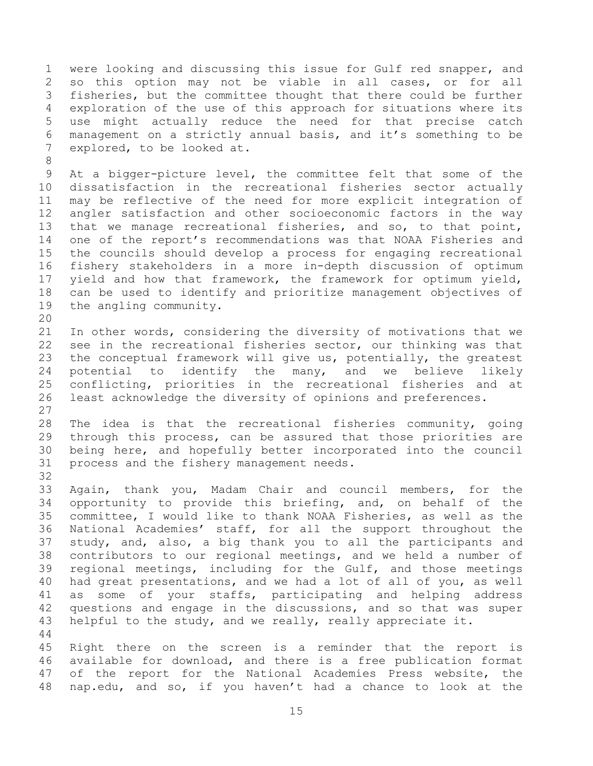were looking and discussing this issue for Gulf red snapper, and so this option may not be viable in all cases, or for all fisheries, but the committee thought that there could be further exploration of the use of this approach for situations where its use might actually reduce the need for that precise catch management on a strictly annual basis, and it's something to be explored, to be looked at.

At a bigger-picture level, the committee felt that some of the dissatisfaction in the recreational fisheries sector actually may be reflective of the need for more explicit integration of angler satisfaction and other socioeconomic factors in the way that we manage recreational fisheries, and so, to that point, one of the report's recommendations was that NOAA Fisheries and the councils should develop a process for engaging recreational fishery stakeholders in a more in-depth discussion of optimum yield and how that framework, the framework for optimum yield, can be used to identify and prioritize management objectives of the angling community.

In other words, considering the diversity of motivations that we see in the recreational fisheries sector, our thinking was that the conceptual framework will give us, potentially, the greatest potential to identify the many, and we believe likely conflicting, priorities in the recreational fisheries and at least acknowledge the diversity of opinions and preferences.

The idea is that the recreational fisheries community, going through this process, can be assured that those priorities are being here, and hopefully better incorporated into the council process and the fishery management needs.

Again, thank you, Madam Chair and council members, for the opportunity to provide this briefing, and, on behalf of the committee, I would like to thank NOAA Fisheries, as well as the National Academies' staff, for all the support throughout the study, and, also, a big thank you to all the participants and contributors to our regional meetings, and we held a number of regional meetings, including for the Gulf, and those meetings had great presentations, and we had a lot of all of you, as well as some of your staffs, participating and helping address questions and engage in the discussions, and so that was super helpful to the study, and we really, really appreciate it.

Right there on the screen is a reminder that the report is available for download, and there is a free publication format of the report for the National Academies Press website, the nap.edu, and so, if you haven't had a chance to look at the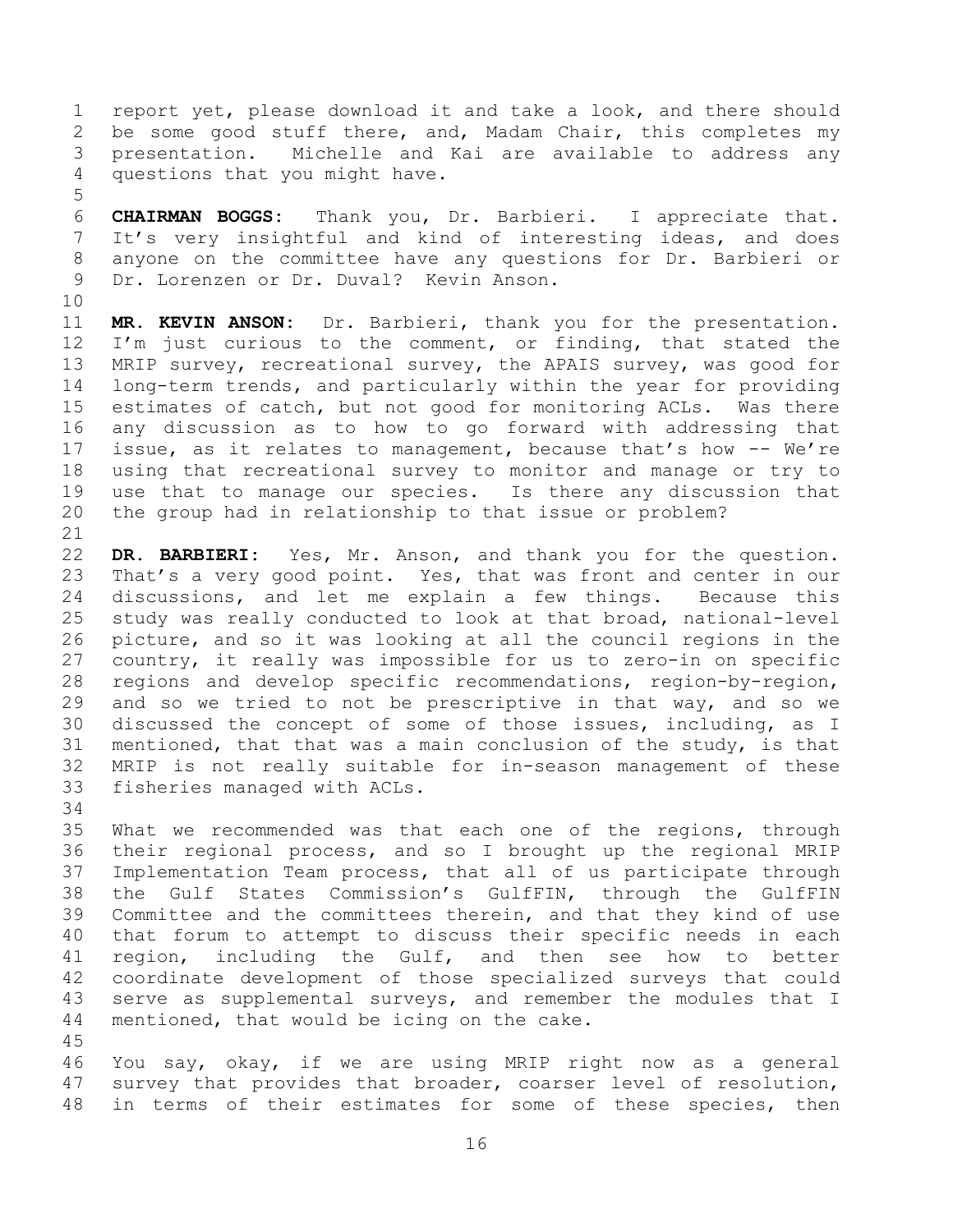report yet, please download it and take a look, and there should be some good stuff there, and, Madam Chair, this completes my presentation. Michelle and Kai are available to address any questions that you might have.

**CHAIRMAN BOGGS:** Thank you, Dr. Barbieri. I appreciate that. It's very insightful and kind of interesting ideas, and does anyone on the committee have any questions for Dr. Barbieri or Dr. Lorenzen or Dr. Duval? Kevin Anson.

**MR. KEVIN ANSON:** Dr. Barbieri, thank you for the presentation. I'm just curious to the comment, or finding, that stated the MRIP survey, recreational survey, the APAIS survey, was good for long-term trends, and particularly within the year for providing estimates of catch, but not good for monitoring ACLs. Was there any discussion as to how to go forward with addressing that issue, as it relates to management, because that's how -- We're using that recreational survey to monitor and manage or try to use that to manage our species. Is there any discussion that the group had in relationship to that issue or problem?

**DR. BARBIERI:** Yes, Mr. Anson, and thank you for the question. That's a very good point. Yes, that was front and center in our discussions, and let me explain a few things. Because this study was really conducted to look at that broad, national-level picture, and so it was looking at all the council regions in the country, it really was impossible for us to zero-in on specific regions and develop specific recommendations, region-by-region, and so we tried to not be prescriptive in that way, and so we discussed the concept of some of those issues, including, as I mentioned, that that was a main conclusion of the study, is that MRIP is not really suitable for in-season management of these fisheries managed with ACLs.

What we recommended was that each one of the regions, through their regional process, and so I brought up the regional MRIP Implementation Team process, that all of us participate through the Gulf States Commission's GulfFIN, through the GulfFIN Committee and the committees therein, and that they kind of use that forum to attempt to discuss their specific needs in each region, including the Gulf, and then see how to better coordinate development of those specialized surveys that could serve as supplemental surveys, and remember the modules that I mentioned, that would be icing on the cake.

You say, okay, if we are using MRIP right now as a general survey that provides that broader, coarser level of resolution, in terms of their estimates for some of these species, then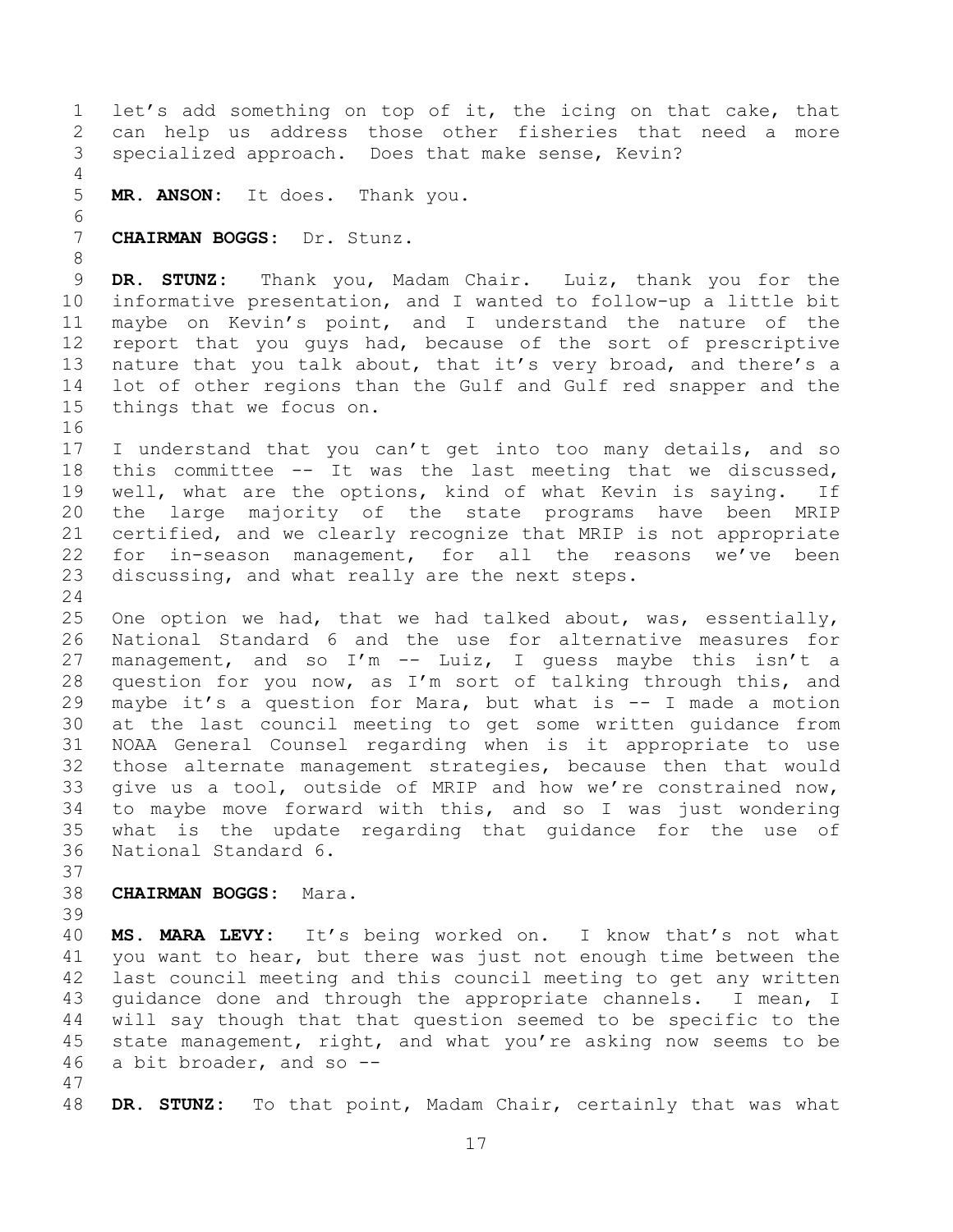let's add something on top of it, the icing on that cake, that can help us address those other fisheries that need a more specialized approach. Does that make sense, Kevin?

**MR. ANSON:** It does. Thank you.

**CHAIRMAN BOGGS:** Dr. Stunz.

**DR. STUNZ:** Thank you, Madam Chair. Luiz, thank you for the informative presentation, and I wanted to follow-up a little bit maybe on Kevin's point, and I understand the nature of the report that you guys had, because of the sort of prescriptive nature that you talk about, that it's very broad, and there's a lot of other regions than the Gulf and Gulf red snapper and the things that we focus on.

I understand that you can't get into too many details, and so this committee -- It was the last meeting that we discussed, well, what are the options, kind of what Kevin is saying. If the large majority of the state programs have been MRIP certified, and we clearly recognize that MRIP is not appropriate for in-season management, for all the reasons we've been discussing, and what really are the next steps.

One option we had, that we had talked about, was, essentially, National Standard 6 and the use for alternative measures for management, and so I'm -- Luiz, I guess maybe this isn't a question for you now, as I'm sort of talking through this, and maybe it's a question for Mara, but what is -- I made a motion at the last council meeting to get some written guidance from NOAA General Counsel regarding when is it appropriate to use those alternate management strategies, because then that would give us a tool, outside of MRIP and how we're constrained now, to maybe move forward with this, and so I was just wondering what is the update regarding that guidance for the use of National Standard 6.

**CHAIRMAN BOGGS:** Mara.

**MS. MARA LEVY:** It's being worked on. I know that's not what you want to hear, but there was just not enough time between the last council meeting and this council meeting to get any written guidance done and through the appropriate channels. I mean, I will say though that that question seemed to be specific to the state management, right, and what you're asking now seems to be a bit broader, and so --

**DR. STUNZ:** To that point, Madam Chair, certainly that was what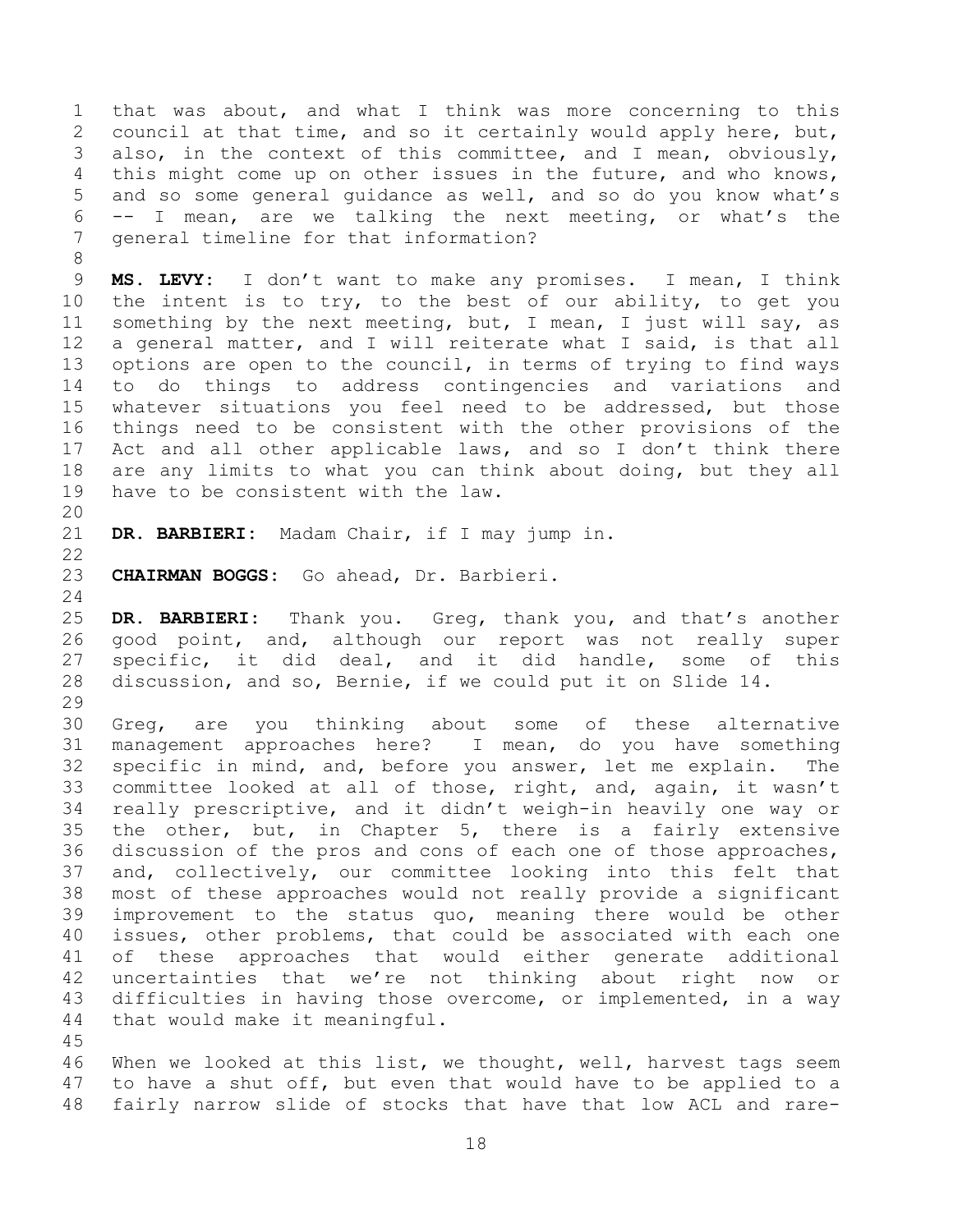that was about, and what I think was more concerning to this council at that time, and so it certainly would apply here, but, also, in the context of this committee, and I mean, obviously, this might come up on other issues in the future, and who knows, and so some general guidance as well, and so do you know what's -- I mean, are we talking the next meeting, or what's the general timeline for that information?

**MS. LEVY:** I don't want to make any promises. I mean, I think the intent is to try, to the best of our ability, to get you something by the next meeting, but, I mean, I just will say, as a general matter, and I will reiterate what I said, is that all options are open to the council, in terms of trying to find ways to do things to address contingencies and variations and whatever situations you feel need to be addressed, but those things need to be consistent with the other provisions of the Act and all other applicable laws, and so I don't think there are any limits to what you can think about doing, but they all have to be consistent with the law.

**DR. BARBIERI:** Madam Chair, if I may jump in.

**CHAIRMAN BOGGS:** Go ahead, Dr. Barbieri.

**DR. BARBIERI:** Thank you. Greg, thank you, and that's another good point, and, although our report was not really super specific, it did deal, and it did handle, some of this discussion, and so, Bernie, if we could put it on Slide 14.

Greg, are you thinking about some of these alternative management approaches here? I mean, do you have something specific in mind, and, before you answer, let me explain. The committee looked at all of those, right, and, again, it wasn't really prescriptive, and it didn't weigh-in heavily one way or the other, but, in Chapter 5, there is a fairly extensive discussion of the pros and cons of each one of those approaches, and, collectively, our committee looking into this felt that most of these approaches would not really provide a significant improvement to the status quo, meaning there would be other issues, other problems, that could be associated with each one of these approaches that would either generate additional uncertainties that we're not thinking about right now or difficulties in having those overcome, or implemented, in a way that would make it meaningful.

When we looked at this list, we thought, well, harvest tags seem to have a shut off, but even that would have to be applied to a fairly narrow slide of stocks that have that low ACL and rare-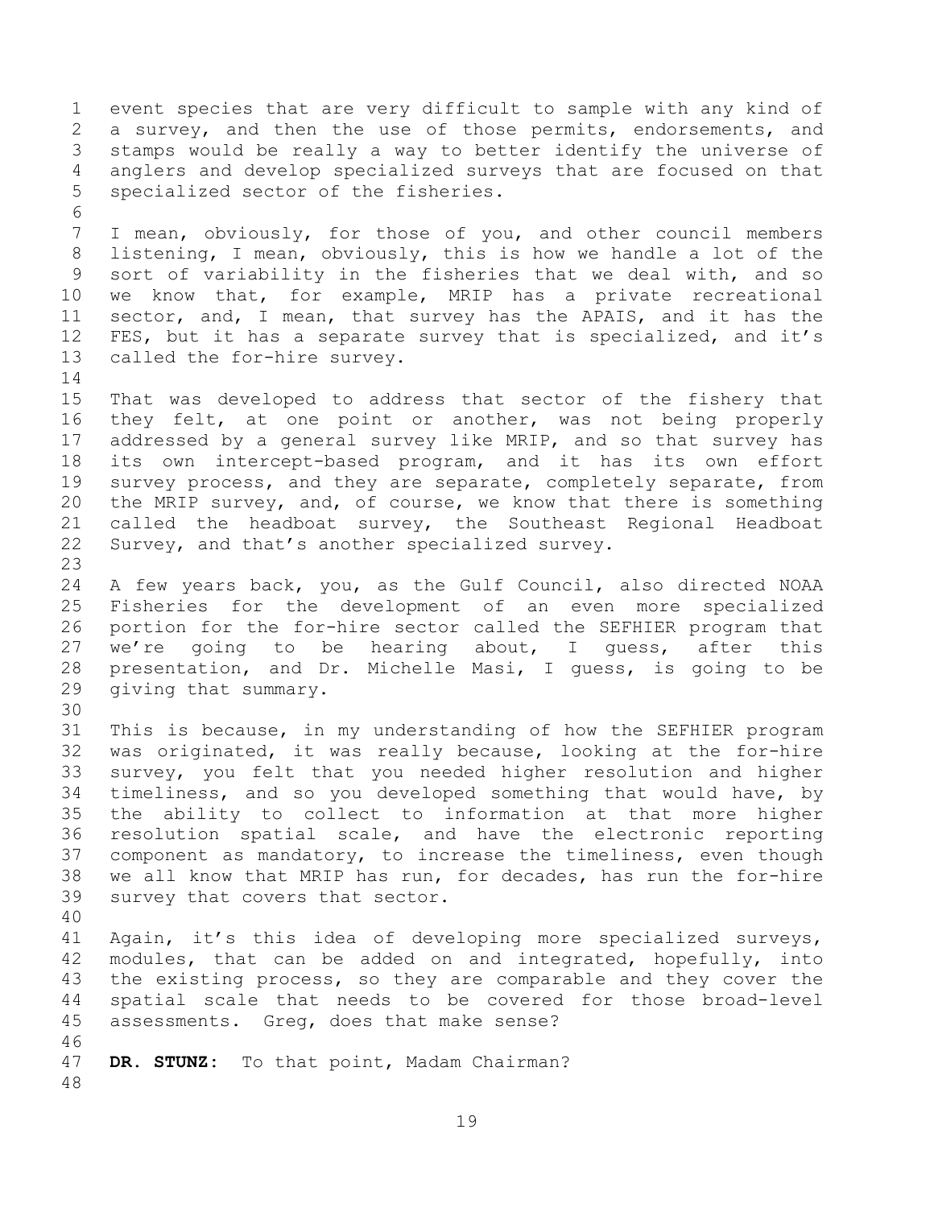event species that are very difficult to sample with any kind of a survey, and then the use of those permits, endorsements, and stamps would be really a way to better identify the universe of anglers and develop specialized surveys that are focused on that specialized sector of the fisheries.

I mean, obviously, for those of you, and other council members listening, I mean, obviously, this is how we handle a lot of the sort of variability in the fisheries that we deal with, and so we know that, for example, MRIP has a private recreational sector, and, I mean, that survey has the APAIS, and it has the FES, but it has a separate survey that is specialized, and it's called the for-hire survey.

That was developed to address that sector of the fishery that they felt, at one point or another, was not being properly addressed by a general survey like MRIP, and so that survey has its own intercept-based program, and it has its own effort survey process, and they are separate, completely separate, from the MRIP survey, and, of course, we know that there is something called the headboat survey, the Southeast Regional Headboat Survey, and that's another specialized survey.

A few years back, you, as the Gulf Council, also directed NOAA Fisheries for the development of an even more specialized portion for the for-hire sector called the SEFHIER program that we're going to be hearing about, I guess, after this presentation, and Dr. Michelle Masi, I guess, is going to be giving that summary.

This is because, in my understanding of how the SEFHIER program was originated, it was really because, looking at the for-hire survey, you felt that you needed higher resolution and higher timeliness, and so you developed something that would have, by the ability to collect to information at that more higher resolution spatial scale, and have the electronic reporting component as mandatory, to increase the timeliness, even though we all know that MRIP has run, for decades, has run the for-hire survey that covers that sector.

Again, it's this idea of developing more specialized surveys, modules, that can be added on and integrated, hopefully, into the existing process, so they are comparable and they cover the spatial scale that needs to be covered for those broad-level assessments. Greg, does that make sense?

**DR. STUNZ:** To that point, Madam Chairman?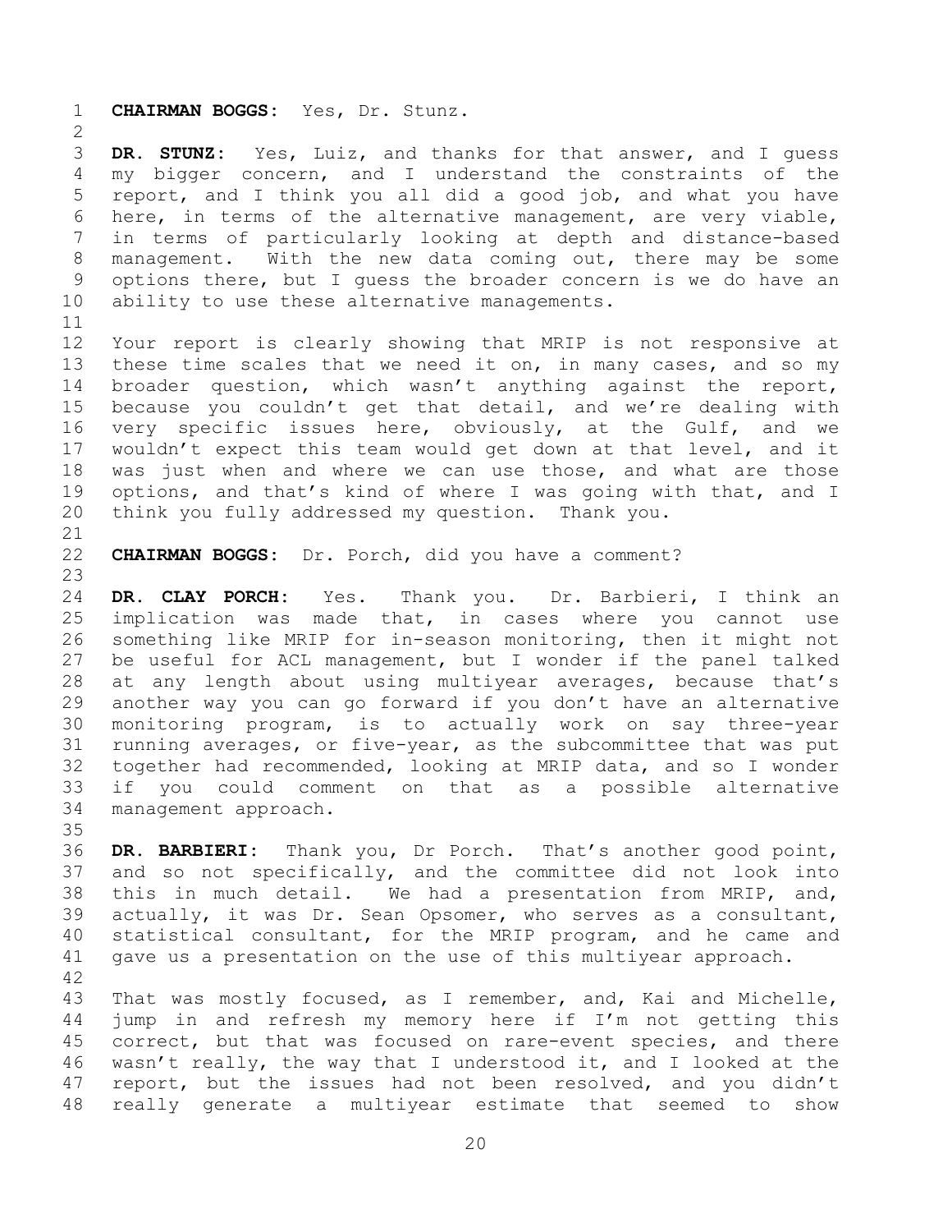**CHAIRMAN BOGGS:** Yes, Dr. Stunz.

**DR. STUNZ:** Yes, Luiz, and thanks for that answer, and I guess my bigger concern, and I understand the constraints of the report, and I think you all did a good job, and what you have here, in terms of the alternative management, are very viable, in terms of particularly looking at depth and distance-based management. With the new data coming out, there may be some options there, but I guess the broader concern is we do have an ability to use these alternative managements.

Your report is clearly showing that MRIP is not responsive at these time scales that we need it on, in many cases, and so my broader question, which wasn't anything against the report, because you couldn't get that detail, and we're dealing with very specific issues here, obviously, at the Gulf, and we wouldn't expect this team would get down at that level, and it was just when and where we can use those, and what are those options, and that's kind of where I was going with that, and I think you fully addressed my question. Thank you.

**CHAIRMAN BOGGS:** Dr. Porch, did you have a comment?

**DR. CLAY PORCH:** Yes. Thank you. Dr. Barbieri, I think an implication was made that, in cases where you cannot use something like MRIP for in-season monitoring, then it might not be useful for ACL management, but I wonder if the panel talked at any length about using multiyear averages, because that's another way you can go forward if you don't have an alternative monitoring program, is to actually work on say three-year running averages, or five-year, as the subcommittee that was put together had recommended, looking at MRIP data, and so I wonder if you could comment on that as a possible alternative management approach.

**DR. BARBIERI:** Thank you, Dr Porch. That's another good point, and so not specifically, and the committee did not look into this in much detail. We had a presentation from MRIP, and, actually, it was Dr. Sean Opsomer, who serves as a consultant, statistical consultant, for the MRIP program, and he came and gave us a presentation on the use of this multiyear approach.

That was mostly focused, as I remember, and, Kai and Michelle, jump in and refresh my memory here if I'm not getting this correct, but that was focused on rare-event species, and there wasn't really, the way that I understood it, and I looked at the report, but the issues had not been resolved, and you didn't really generate a multiyear estimate that seemed to show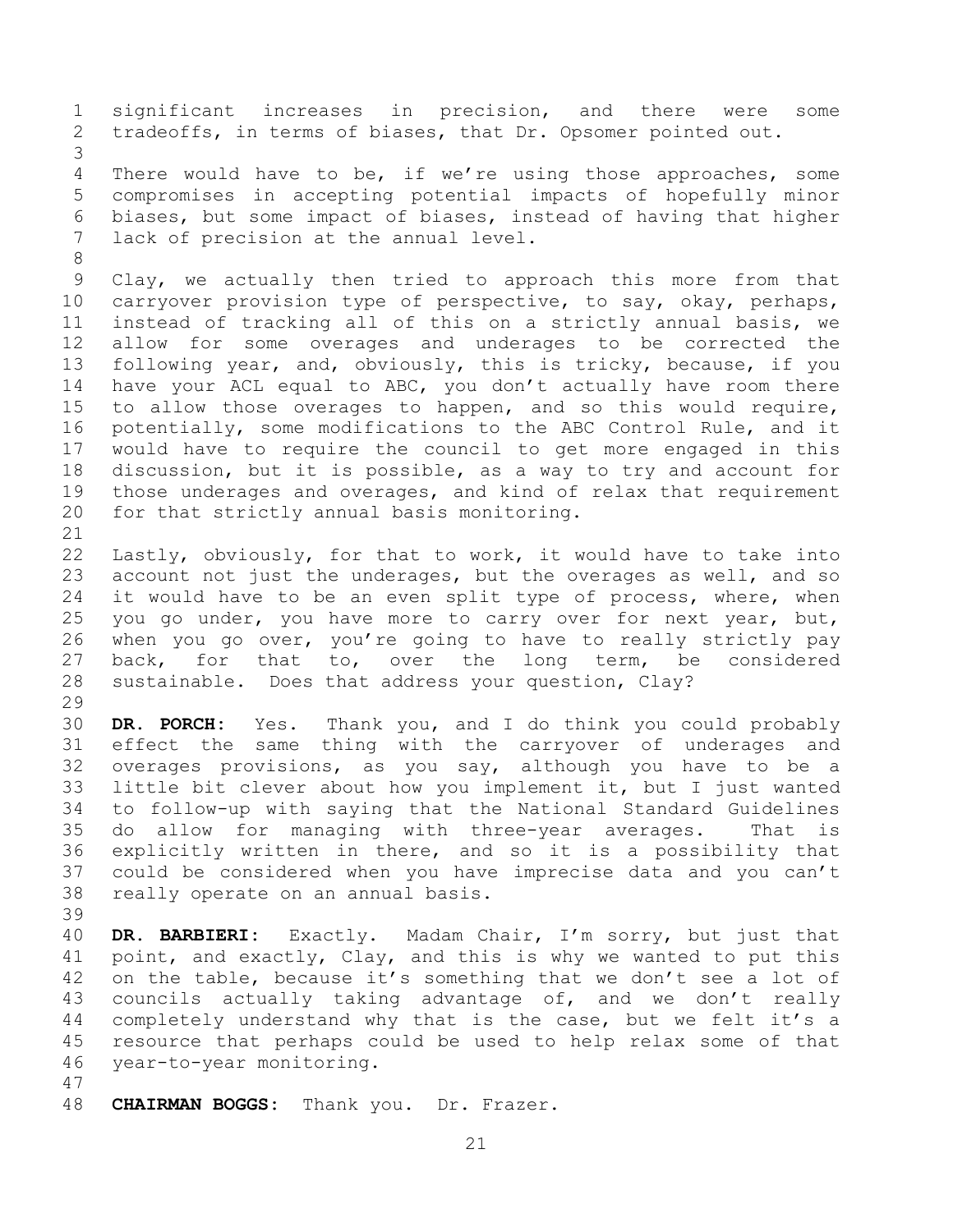significant increases in precision, and there were some tradeoffs, in terms of biases, that Dr. Opsomer pointed out.

There would have to be, if we're using those approaches, some compromises in accepting potential impacts of hopefully minor biases, but some impact of biases, instead of having that higher lack of precision at the annual level.

Clay, we actually then tried to approach this more from that carryover provision type of perspective, to say, okay, perhaps, instead of tracking all of this on a strictly annual basis, we allow for some overages and underages to be corrected the following year, and, obviously, this is tricky, because, if you have your ACL equal to ABC, you don't actually have room there to allow those overages to happen, and so this would require, potentially, some modifications to the ABC Control Rule, and it would have to require the council to get more engaged in this discussion, but it is possible, as a way to try and account for those underages and overages, and kind of relax that requirement for that strictly annual basis monitoring.

Lastly, obviously, for that to work, it would have to take into account not just the underages, but the overages as well, and so it would have to be an even split type of process, where, when you go under, you have more to carry over for next year, but, when you go over, you're going to have to really strictly pay back, for that to, over the long term, be considered sustainable. Does that address your question, Clay?

**DR. PORCH:** Yes. Thank you, and I do think you could probably effect the same thing with the carryover of underages and overages provisions, as you say, although you have to be a little bit clever about how you implement it, but I just wanted to follow-up with saying that the National Standard Guidelines do allow for managing with three-year averages. That is explicitly written in there, and so it is a possibility that could be considered when you have imprecise data and you can't really operate on an annual basis.

**DR. BARBIERI:** Exactly. Madam Chair, I'm sorry, but just that point, and exactly, Clay, and this is why we wanted to put this on the table, because it's something that we don't see a lot of councils actually taking advantage of, and we don't really completely understand why that is the case, but we felt it's a resource that perhaps could be used to help relax some of that year-to-year monitoring.

**CHAIRMAN BOGGS:** Thank you. Dr. Frazer.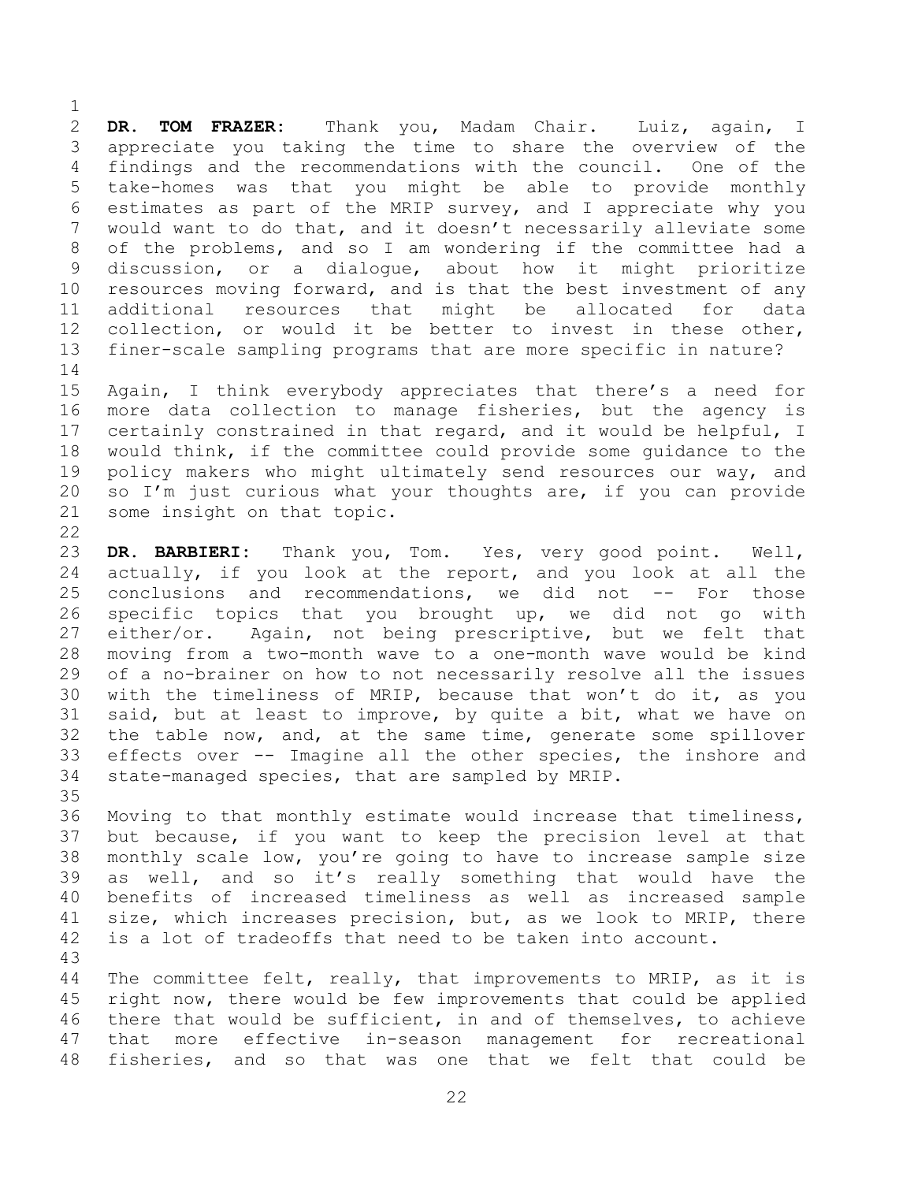**DR. TOM FRAZER:** Thank you, Madam Chair. Luiz, again, I appreciate you taking the time to share the overview of the findings and the recommendations with the council. One of the take-homes was that you might be able to provide monthly estimates as part of the MRIP survey, and I appreciate why you would want to do that, and it doesn't necessarily alleviate some of the problems, and so I am wondering if the committee had a discussion, or a dialogue, about how it might prioritize resources moving forward, and is that the best investment of any additional resources that might be allocated for data collection, or would it be better to invest in these other, finer-scale sampling programs that are more specific in nature?

Again, I think everybody appreciates that there's a need for more data collection to manage fisheries, but the agency is certainly constrained in that regard, and it would be helpful, I would think, if the committee could provide some guidance to the policy makers who might ultimately send resources our way, and so I'm just curious what your thoughts are, if you can provide some insight on that topic.

**DR. BARBIERI:** Thank you, Tom. Yes, very good point. Well, actually, if you look at the report, and you look at all the conclusions and recommendations, we did not -- For those specific topics that you brought up, we did not go with either/or. Again, not being prescriptive, but we felt that moving from a two-month wave to a one-month wave would be kind of a no-brainer on how to not necessarily resolve all the issues with the timeliness of MRIP, because that won't do it, as you said, but at least to improve, by quite a bit, what we have on the table now, and, at the same time, generate some spillover effects over -- Imagine all the other species, the inshore and state-managed species, that are sampled by MRIP.

Moving to that monthly estimate would increase that timeliness, but because, if you want to keep the precision level at that monthly scale low, you're going to have to increase sample size as well, and so it's really something that would have the benefits of increased timeliness as well as increased sample size, which increases precision, but, as we look to MRIP, there is a lot of tradeoffs that need to be taken into account.

The committee felt, really, that improvements to MRIP, as it is right now, there would be few improvements that could be applied there that would be sufficient, in and of themselves, to achieve that more effective in-season management for recreational fisheries, and so that was one that we felt that could be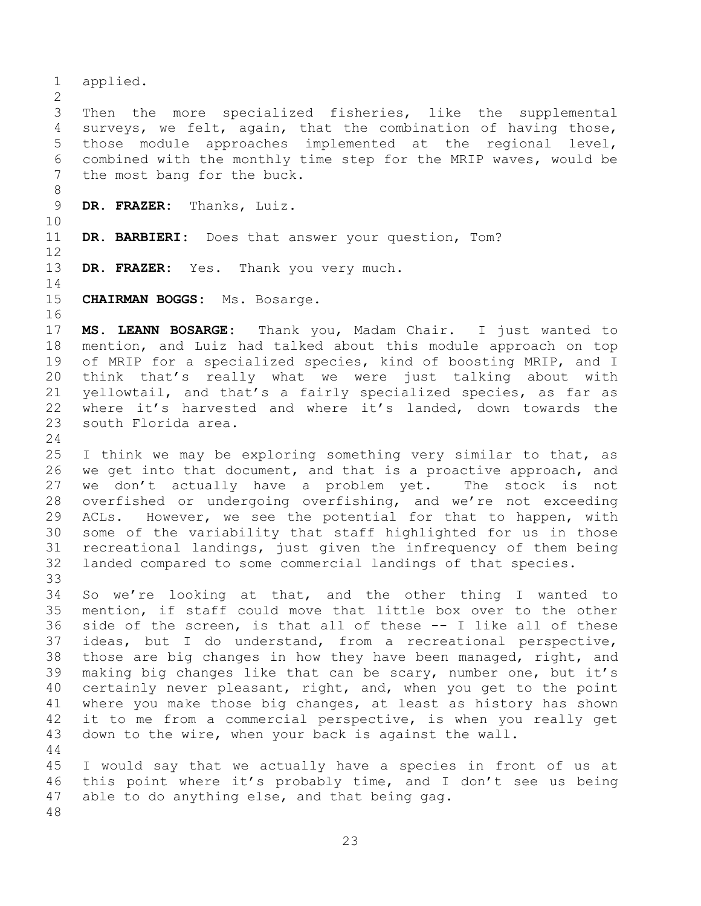applied.

Then the more specialized fisheries, like the supplemental surveys, we felt, again, that the combination of having those, those module approaches implemented at the regional level, combined with the monthly time step for the MRIP waves, would be the most bang for the buck.

**DR. FRAZER:** Thanks, Luiz.

**DR. BARBIERI:** Does that answer your question, Tom?

**DR. FRAZER:** Yes. Thank you very much.

**CHAIRMAN BOGGS:** Ms. Bosarge.

**MS. LEANN BOSARGE:** Thank you, Madam Chair. I just wanted to mention, and Luiz had talked about this module approach on top of MRIP for a specialized species, kind of boosting MRIP, and I think that's really what we were just talking about with yellowtail, and that's a fairly specialized species, as far as where it's harvested and where it's landed, down towards the south Florida area.

I think we may be exploring something very similar to that, as we get into that document, and that is a proactive approach, and we don't actually have a problem yet. The stock is not overfished or undergoing overfishing, and we're not exceeding ACLs. However, we see the potential for that to happen, with some of the variability that staff highlighted for us in those recreational landings, just given the infrequency of them being landed compared to some commercial landings of that species.

So we're looking at that, and the other thing I wanted to mention, if staff could move that little box over to the other side of the screen, is that all of these -- I like all of these ideas, but I do understand, from a recreational perspective, those are big changes in how they have been managed, right, and making big changes like that can be scary, number one, but it's certainly never pleasant, right, and, when you get to the point where you make those big changes, at least as history has shown it to me from a commercial perspective, is when you really get down to the wire, when your back is against the wall.

I would say that we actually have a species in front of us at this point where it's probably time, and I don't see us being able to do anything else, and that being gag.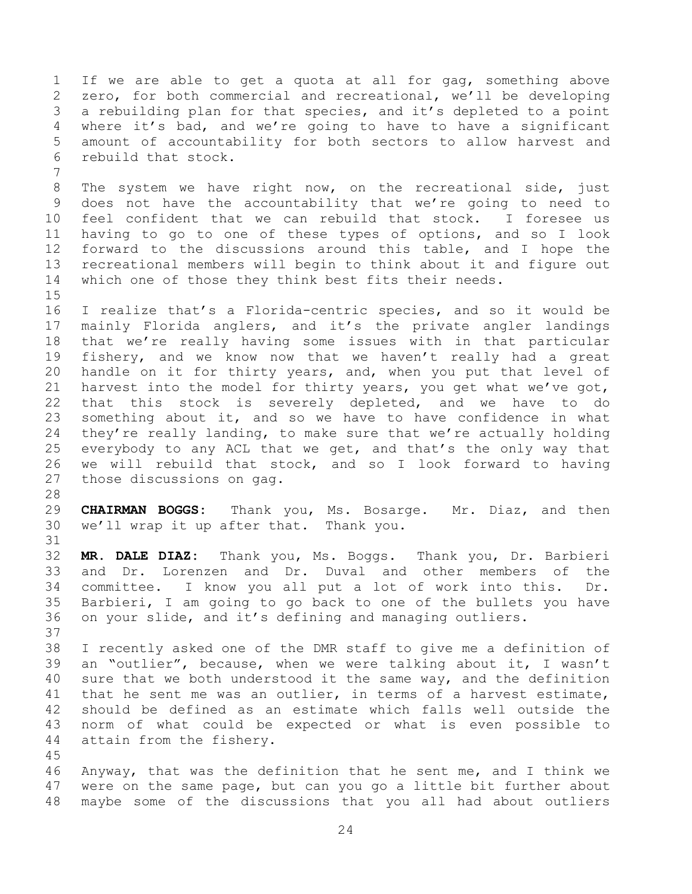If we are able to get a quota at all for gag, something above zero, for both commercial and recreational, we'll be developing a rebuilding plan for that species, and it's depleted to a point where it's bad, and we're going to have to have a significant amount of accountability for both sectors to allow harvest and rebuild that stock.

The system we have right now, on the recreational side, just does not have the accountability that we're going to need to feel confident that we can rebuild that stock. I foresee us having to go to one of these types of options, and so I look forward to the discussions around this table, and I hope the recreational members will begin to think about it and figure out which one of those they think best fits their needs.

I realize that's a Florida-centric species, and so it would be mainly Florida anglers, and it's the private angler landings that we're really having some issues with in that particular fishery, and we know now that we haven't really had a great handle on it for thirty years, and, when you put that level of harvest into the model for thirty years, you get what we've got, that this stock is severely depleted, and we have to do something about it, and so we have to have confidence in what they're really landing, to make sure that we're actually holding everybody to any ACL that we get, and that's the only way that we will rebuild that stock, and so I look forward to having those discussions on gag.

**CHAIRMAN BOGGS:** Thank you, Ms. Bosarge. Mr. Diaz, and then we'll wrap it up after that. Thank you.

**MR. DALE DIAZ:** Thank you, Ms. Boggs. Thank you, Dr. Barbieri and Dr. Lorenzen and Dr. Duval and other members of the committee. I know you all put a lot of work into this. Dr. Barbieri, I am going to go back to one of the bullets you have on your slide, and it's defining and managing outliers.

I recently asked one of the DMR staff to give me a definition of an "outlier", because, when we were talking about it, I wasn't sure that we both understood it the same way, and the definition that he sent me was an outlier, in terms of a harvest estimate, should be defined as an estimate which falls well outside the norm of what could be expected or what is even possible to attain from the fishery.

Anyway, that was the definition that he sent me, and I think we were on the same page, but can you go a little bit further about maybe some of the discussions that you all had about outliers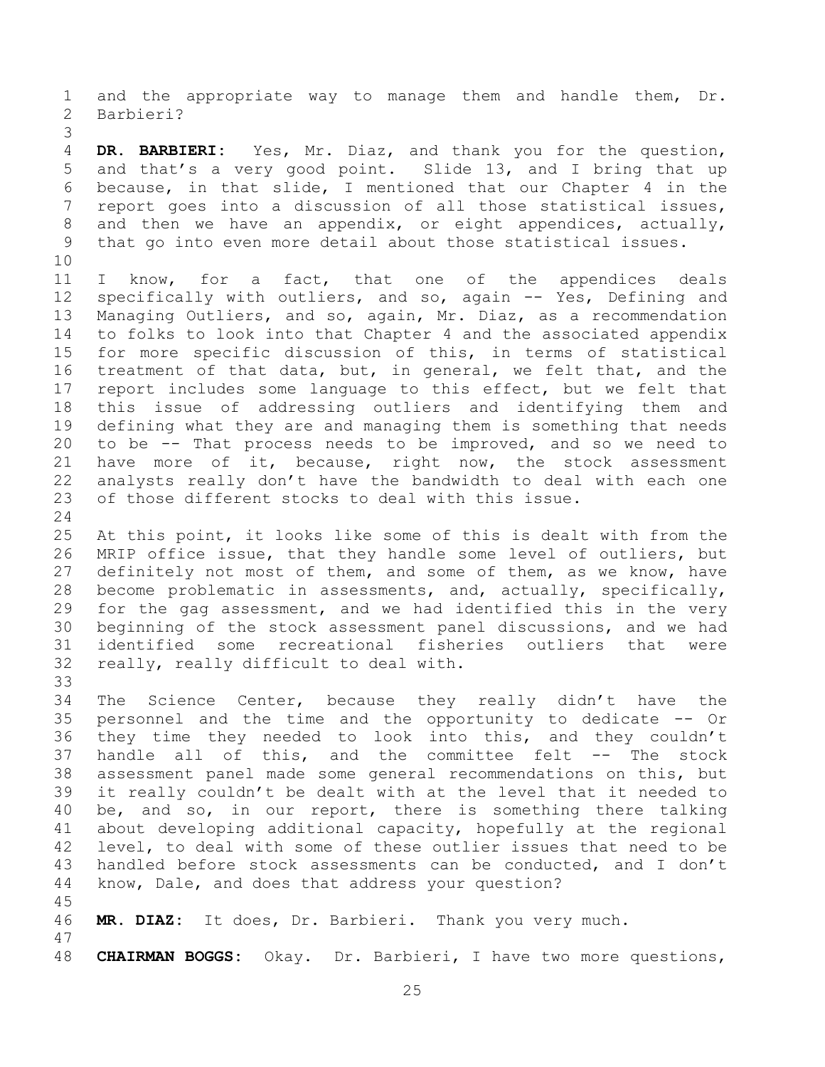and the appropriate way to manage them and handle them, Dr. Barbieri?

**DR. BARBIERI:** Yes, Mr. Diaz, and thank you for the question, and that's a very good point. Slide 13, and I bring that up because, in that slide, I mentioned that our Chapter 4 in the report goes into a discussion of all those statistical issues, and then we have an appendix, or eight appendices, actually, that go into even more detail about those statistical issues.

I know, for a fact, that one of the appendices deals specifically with outliers, and so, again -- Yes, Defining and Managing Outliers, and so, again, Mr. Diaz, as a recommendation to folks to look into that Chapter 4 and the associated appendix for more specific discussion of this, in terms of statistical treatment of that data, but, in general, we felt that, and the report includes some language to this effect, but we felt that this issue of addressing outliers and identifying them and defining what they are and managing them is something that needs to be -- That process needs to be improved, and so we need to have more of it, because, right now, the stock assessment analysts really don't have the bandwidth to deal with each one of those different stocks to deal with this issue.

At this point, it looks like some of this is dealt with from the MRIP office issue, that they handle some level of outliers, but definitely not most of them, and some of them, as we know, have become problematic in assessments, and, actually, specifically, for the gag assessment, and we had identified this in the very beginning of the stock assessment panel discussions, and we had identified some recreational fisheries outliers that were really, really difficult to deal with.

The Science Center, because they really didn't have the personnel and the time and the opportunity to dedicate -- Or they time they needed to look into this, and they couldn't handle all of this, and the committee felt -- The stock assessment panel made some general recommendations on this, but it really couldn't be dealt with at the level that it needed to be, and so, in our report, there is something there talking about developing additional capacity, hopefully at the regional level, to deal with some of these outlier issues that need to be handled before stock assessments can be conducted, and I don't know, Dale, and does that address your question?

**MR. DIAZ:** It does, Dr. Barbieri. Thank you very much.

**CHAIRMAN BOGGS:** Okay. Dr. Barbieri, I have two more questions,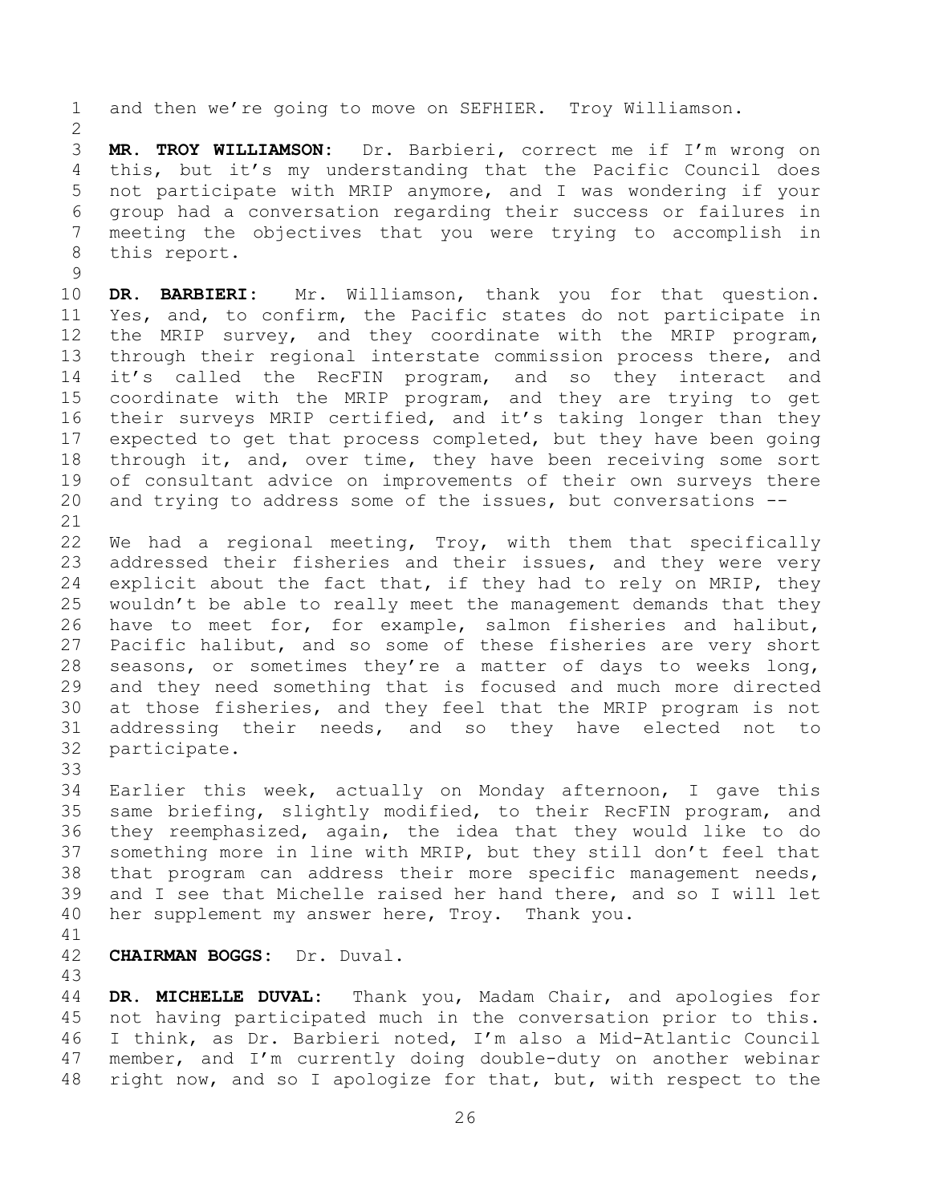and then we're going to move on SEFHIER. Troy Williamson.

**MR. TROY WILLIAMSON:** Dr. Barbieri, correct me if I'm wrong on this, but it's my understanding that the Pacific Council does not participate with MRIP anymore, and I was wondering if your group had a conversation regarding their success or failures in meeting the objectives that you were trying to accomplish in this report.

**DR. BARBIERI:** Mr. Williamson, thank you for that question. Yes, and, to confirm, the Pacific states do not participate in the MRIP survey, and they coordinate with the MRIP program, through their regional interstate commission process there, and it's called the RecFIN program, and so they interact and coordinate with the MRIP program, and they are trying to get their surveys MRIP certified, and it's taking longer than they expected to get that process completed, but they have been going through it, and, over time, they have been receiving some sort of consultant advice on improvements of their own surveys there and trying to address some of the issues, but conversations --

We had a regional meeting, Troy, with them that specifically addressed their fisheries and their issues, and they were very explicit about the fact that, if they had to rely on MRIP, they wouldn't be able to really meet the management demands that they have to meet for, for example, salmon fisheries and halibut, Pacific halibut, and so some of these fisheries are very short seasons, or sometimes they're a matter of days to weeks long, and they need something that is focused and much more directed at those fisheries, and they feel that the MRIP program is not addressing their needs, and so they have elected not to participate.

Earlier this week, actually on Monday afternoon, I gave this same briefing, slightly modified, to their RecFIN program, and they reemphasized, again, the idea that they would like to do something more in line with MRIP, but they still don't feel that that program can address their more specific management needs, and I see that Michelle raised her hand there, and so I will let her supplement my answer here, Troy. Thank you.

**CHAIRMAN BOGGS:** Dr. Duval.

**DR. MICHELLE DUVAL:** Thank you, Madam Chair, and apologies for not having participated much in the conversation prior to this. I think, as Dr. Barbieri noted, I'm also a Mid-Atlantic Council member, and I'm currently doing double-duty on another webinar right now, and so I apologize for that, but, with respect to the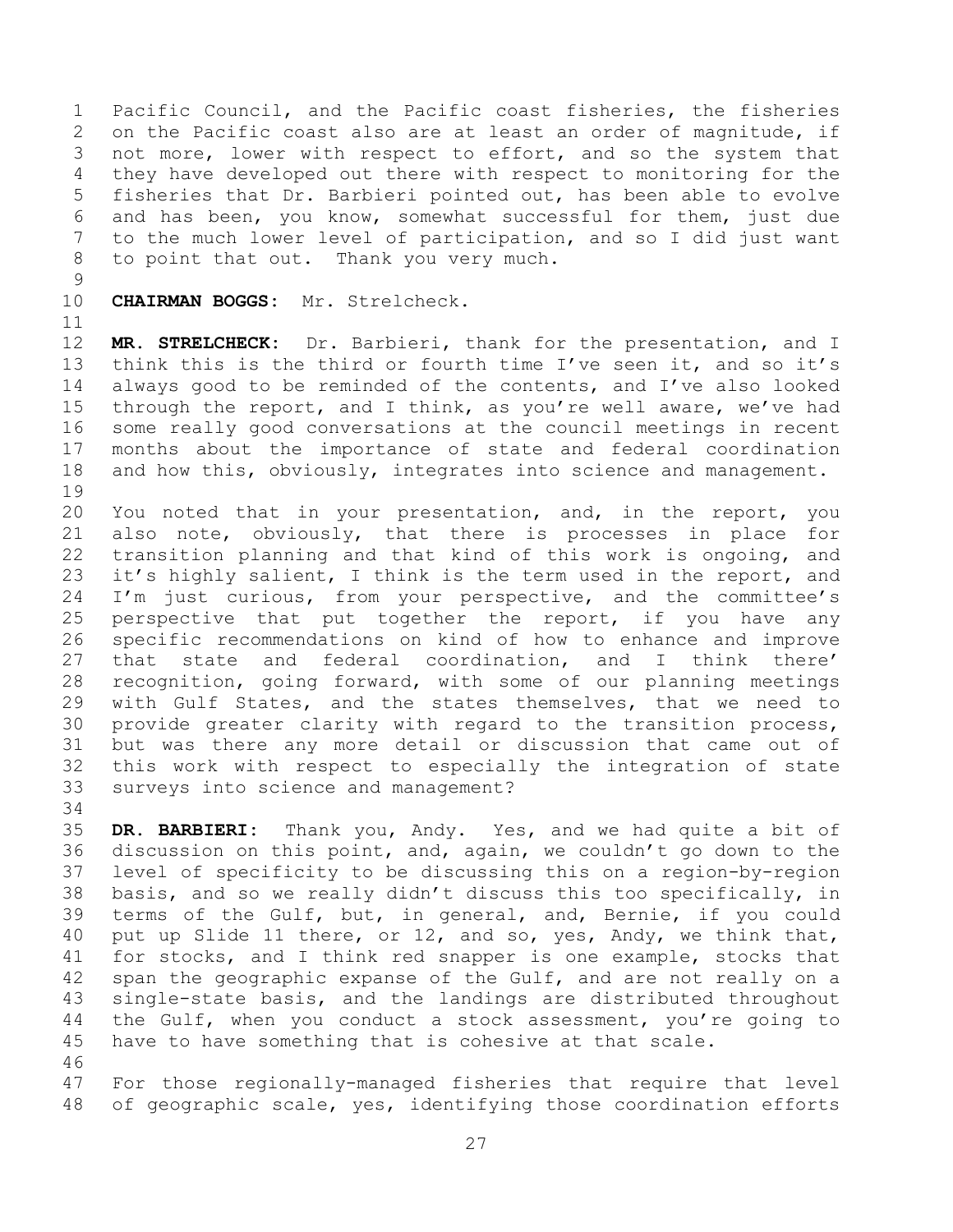Pacific Council, and the Pacific coast fisheries, the fisheries on the Pacific coast also are at least an order of magnitude, if not more, lower with respect to effort, and so the system that they have developed out there with respect to monitoring for the fisheries that Dr. Barbieri pointed out, has been able to evolve and has been, you know, somewhat successful for them, just due to the much lower level of participation, and so I did just want to point that out. Thank you very much.

**CHAIRMAN BOGGS:** Mr. Strelcheck.

**MR. STRELCHECK:** Dr. Barbieri, thank for the presentation, and I think this is the third or fourth time I've seen it, and so it's always good to be reminded of the contents, and I've also looked through the report, and I think, as you're well aware, we've had some really good conversations at the council meetings in recent months about the importance of state and federal coordination and how this, obviously, integrates into science and management.

You noted that in your presentation, and, in the report, you also note, obviously, that there is processes in place for transition planning and that kind of this work is ongoing, and it's highly salient, I think is the term used in the report, and I'm just curious, from your perspective, and the committee's perspective that put together the report, if you have any specific recommendations on kind of how to enhance and improve that state and federal coordination, and I think there' recognition, going forward, with some of our planning meetings with Gulf States, and the states themselves, that we need to provide greater clarity with regard to the transition process, but was there any more detail or discussion that came out of this work with respect to especially the integration of state surveys into science and management?

**DR. BARBIERI:** Thank you, Andy. Yes, and we had quite a bit of discussion on this point, and, again, we couldn't go down to the level of specificity to be discussing this on a region-by-region basis, and so we really didn't discuss this too specifically, in terms of the Gulf, but, in general, and, Bernie, if you could put up Slide 11 there, or 12, and so, yes, Andy, we think that, for stocks, and I think red snapper is one example, stocks that span the geographic expanse of the Gulf, and are not really on a single-state basis, and the landings are distributed throughout the Gulf, when you conduct a stock assessment, you're going to have to have something that is cohesive at that scale.

For those regionally-managed fisheries that require that level of geographic scale, yes, identifying those coordination efforts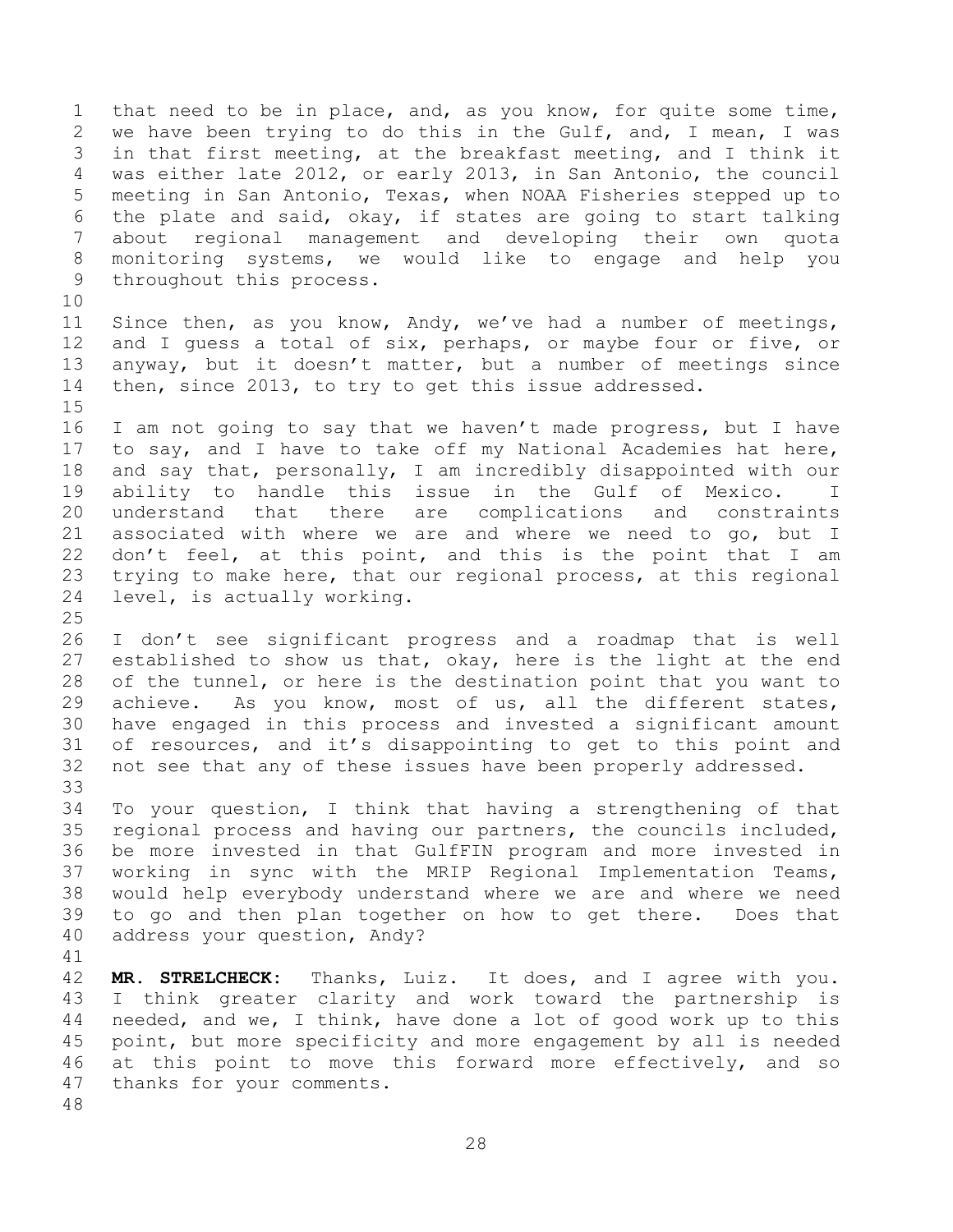that need to be in place, and, as you know, for quite some time, we have been trying to do this in the Gulf, and, I mean, I was in that first meeting, at the breakfast meeting, and I think it was either late 2012, or early 2013, in San Antonio, the council meeting in San Antonio, Texas, when NOAA Fisheries stepped up to the plate and said, okay, if states are going to start talking about regional management and developing their own quota monitoring systems, we would like to engage and help you throughout this process.

Since then, as you know, Andy, we've had a number of meetings, and I guess a total of six, perhaps, or maybe four or five, or anyway, but it doesn't matter, but a number of meetings since then, since 2013, to try to get this issue addressed.

I am not going to say that we haven't made progress, but I have to say, and I have to take off my National Academies hat here, and say that, personally, I am incredibly disappointed with our ability to handle this issue in the Gulf of Mexico. I understand that there are complications and constraints associated with where we are and where we need to go, but I don't feel, at this point, and this is the point that I am trying to make here, that our regional process, at this regional level, is actually working.

I don't see significant progress and a roadmap that is well established to show us that, okay, here is the light at the end of the tunnel, or here is the destination point that you want to achieve. As you know, most of us, all the different states, have engaged in this process and invested a significant amount of resources, and it's disappointing to get to this point and not see that any of these issues have been properly addressed.

To your question, I think that having a strengthening of that regional process and having our partners, the councils included, be more invested in that GulfFIN program and more invested in working in sync with the MRIP Regional Implementation Teams, would help everybody understand where we are and where we need to go and then plan together on how to get there. Does that address your question, Andy?

**MR. STRELCHECK:** Thanks, Luiz. It does, and I agree with you. I think greater clarity and work toward the partnership is needed, and we, I think, have done a lot of good work up to this point, but more specificity and more engagement by all is needed at this point to move this forward more effectively, and so thanks for your comments.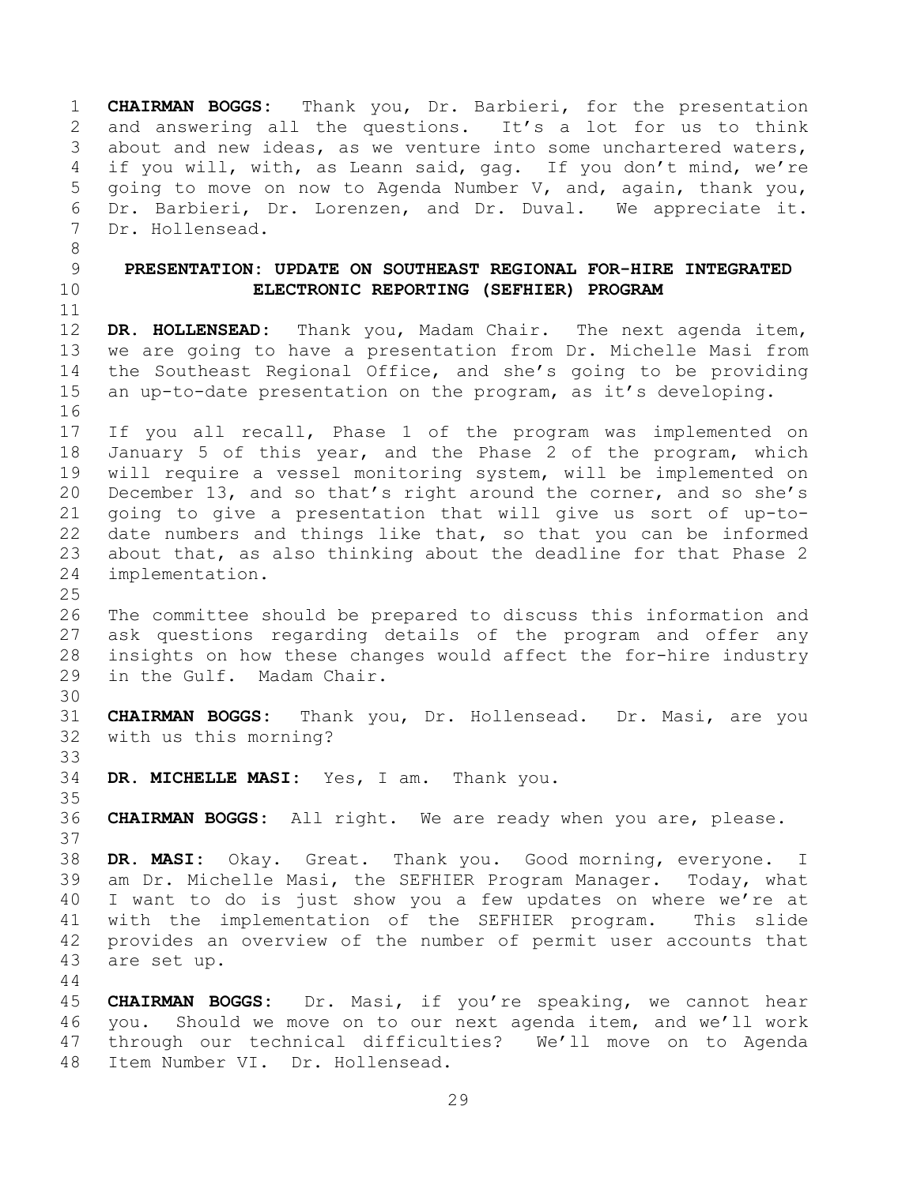**CHAIRMAN BOGGS:** Thank you, Dr. Barbieri, for the presentation and answering all the questions. It's a lot for us to think about and new ideas, as we venture into some unchartered waters, if you will, with, as Leann said, gag. If you don't mind, we're going to move on now to Agenda Number V, and, again, thank you, Dr. Barbieri, Dr. Lorenzen, and Dr. Duval. We appreciate it. Dr. Hollensead.

## PRESENTATION: UPDATE ON SOUTHEAST REGIONAL FOR-HIRE INTEGRATED ELECTRONIC REPORTING (SEFHIER) PROGRAM

**DR. HOLLENSEAD:** Thank you, Madam Chair. The next agenda item, we are going to have a presentation from Dr. Michelle Masi from the Southeast Regional Office, and she's going to be providing an up-to-date presentation on the program, as it's developing.

If you all recall, Phase 1 of the program was implemented on January 5 of this year, and the Phase 2 of the program, which will require a vessel monitoring system, will be implemented on December 13, and so that's right around the corner, and so she's going to give a presentation that will give us sort of up-to-date numbers and things like that, so that you can be informed about that, as also thinking about the deadline for that Phase 2 implementation.

The committee should be prepared to discuss this information and ask questions regarding details of the program and offer any insights on how these changes would affect the for-hire industry in the Gulf. Madam Chair.

**CHAIRMAN BOGGS:** Thank you, Dr. Hollensead. Dr. Masi, are you with us this morning?

**DR. MICHELLE MASI:** Yes, I am. Thank you.

**CHAIRMAN BOGGS:** All right. We are ready when you are, please.

**DR. MASI:** Okay. Great. Thank you. Good morning, everyone. I am Dr. Michelle Masi, the SEFHIER Program Manager. Today, what I want to do is just show you a few updates on where we're at with the implementation of the SEFHIER program. This slide provides an overview of the number of permit user accounts that are set up.

**CHAIRMAN BOGGS:** Dr. Masi, if you're speaking, we cannot hear you. Should we move on to our next agenda item, and we'll work through our technical difficulties? We'll move on to Agenda Item Number VI. Dr. Hollensead.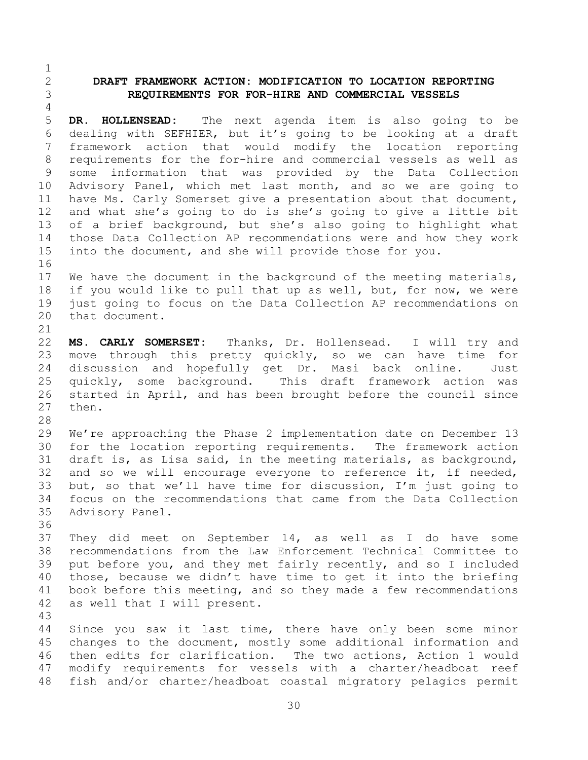## DRAFT FRAMEWORK ACTION: MODIFICATION TO LOCATION REPORTING REQUIREMENTS FOR FOR-HIRE AND COMMERCIAL VESSELS

**DR. HOLLENSEAD:** The next agenda item is also going to be dealing with SEFHIER, but it's going to be looking at a draft framework action that would modify the location reporting requirements for the for-hire and commercial vessels as well as some information that was provided by the Data Collection Advisory Panel, which met last month, and so we are going to have Ms. Carly Somerset give a presentation about that document, and what she's going to do is she's going to give a little bit of a brief background, but she's also going to highlight what those Data Collection AP recommendations were and how they work into the document, and she will provide those for you.

We have the document in the background of the meeting materials, if you would like to pull that up as well, but, for now, we were just going to focus on the Data Collection AP recommendations on that document.

**MS. CARLY SOMERSET:** Thanks, Dr. Hollensead. I will try and move through this pretty quickly, so we can have time for discussion and hopefully get Dr. Masi back online. Just quickly, some background. This draft framework action was started in April, and has been brought before the council since then.

We're approaching the Phase 2 implementation date on December 13 for the location reporting requirements. The framework action draft is, as Lisa said, in the meeting materials, as background, and so we will encourage everyone to reference it, if needed, but, so that we'll have time for discussion, I'm just going to focus on the recommendations that came from the Data Collection Advisory Panel.

They did meet on September 14, as well as I do have some recommendations from the Law Enforcement Technical Committee to put before you, and they met fairly recently, and so I included those, because we didn't have time to get it into the briefing book before this meeting, and so they made a few recommendations as well that I will present.

Since you saw it last time, there have only been some minor changes to the document, mostly some additional information and then edits for clarification. The two actions, Action 1 would modify requirements for vessels with a charter/headboat reef fish and/or charter/headboat coastal migratory pelagics permit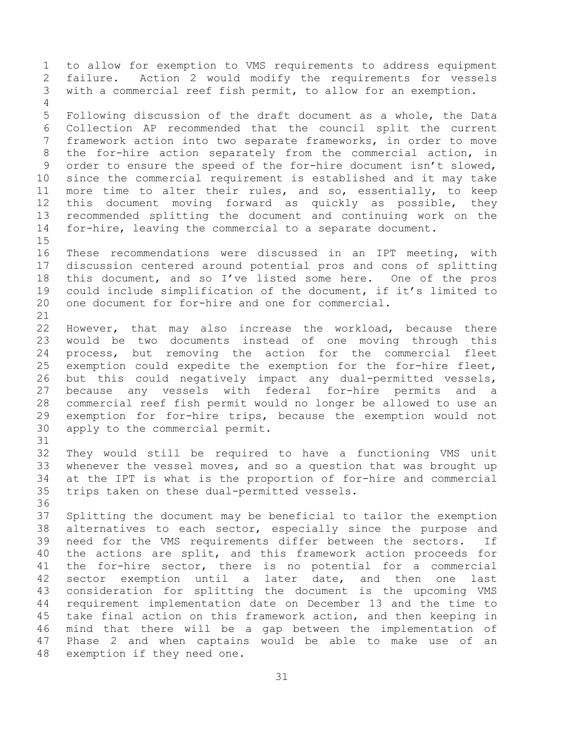to allow for exemption to VMS requirements to address equipment failure. Action 2 would modify the requirements for vessels with a commercial reef fish permit, to allow for an exemption.

Following discussion of the draft document as a whole, the Data Collection AP recommended that the council split the current framework action into two separate frameworks, in order to move the for-hire action separately from the commercial action, in order to ensure the speed of the for-hire document isn't slowed, since the commercial requirement is established and it may take more time to alter their rules, and so, essentially, to keep this document moving forward as quickly as possible, they recommended splitting the document and continuing work on the for-hire, leaving the commercial to a separate document.

These recommendations were discussed in an IPT meeting, with discussion centered around potential pros and cons of splitting this document, and so I've listed some here. One of the pros could include simplification of the document, if it's limited to one document for for-hire and one for commercial.

However, that may also increase the workload, because there would be two documents instead of one moving through this process, but removing the action for the commercial fleet exemption could expedite the exemption for the for-hire fleet, but this could negatively impact any dual-permitted vessels, because any vessels with federal for-hire permits and a commercial reef fish permit would no longer be allowed to use an exemption for for-hire trips, because the exemption would not apply to the commercial permit.

They would still be required to have a functioning VMS unit whenever the vessel moves, and so a question that was brought up at the IPT is what is the proportion of for-hire and commercial trips taken on these dual-permitted vessels.

Splitting the document may be beneficial to tailor the exemption alternatives to each sector, especially since the purpose and need for the VMS requirements differ between the sectors. If the actions are split, and this framework action proceeds for the for-hire sector, there is no potential for a commercial sector exemption until a later date, and then one last consideration for splitting the document is the upcoming VMS requirement implementation date on December 13 and the time to take final action on this framework action, and then keeping in mind that there will be a gap between the implementation of Phase 2 and when captains would be able to make use of an exemption if they need one.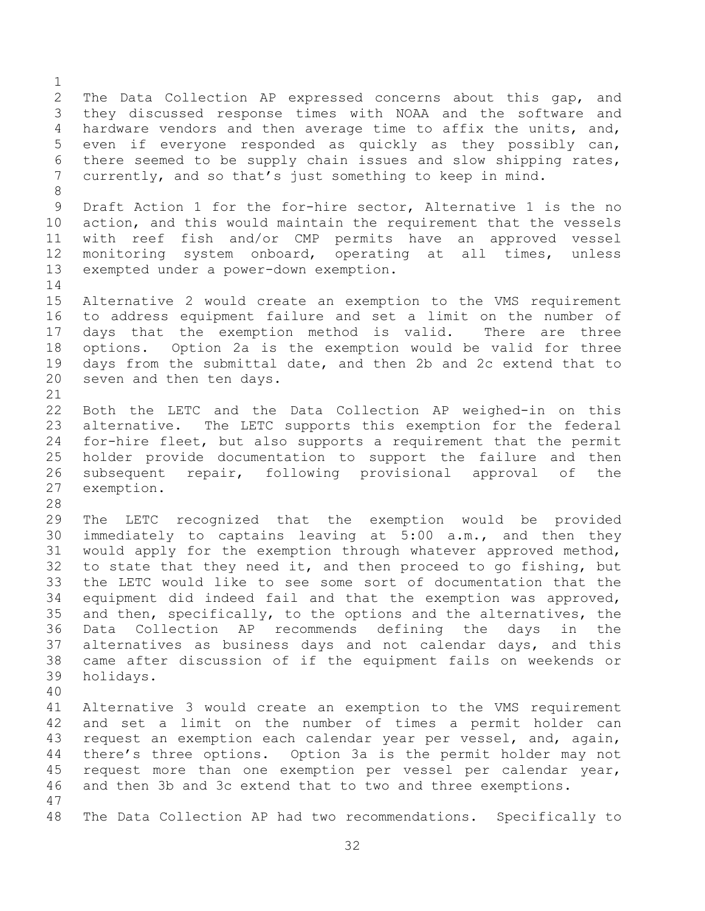The Data Collection AP expressed concerns about this gap, and they discussed response times with NOAA and the software and hardware vendors and then average time to affix the units, and, even if everyone responded as quickly as they possibly can, there seemed to be supply chain issues and slow shipping rates, currently, and so that's just something to keep in mind.

Draft Action 1 for the for-hire sector, Alternative 1 is the no action, and this would maintain the requirement that the vessels with reef fish and/or CMP permits have an approved vessel monitoring system onboard, operating at all times, unless exempted under a power-down exemption.

Alternative 2 would create an exemption to the VMS requirement to address equipment failure and set a limit on the number of days that the exemption method is valid. There are three options. Option 2a is the exemption would be valid for three days from the submittal date, and then 2b and 2c extend that to seven and then ten days.

Both the LETC and the Data Collection AP weighed-in on this alternative. The LETC supports this exemption for the federal for-hire fleet, but also supports a requirement that the permit holder provide documentation to support the failure and then subsequent repair, following provisional approval of the exemption.

The LETC recognized that the exemption would be provided immediately to captains leaving at 5:00 a.m., and then they would apply for the exemption through whatever approved method, to state that they need it, and then proceed to go fishing, but the LETC would like to see some sort of documentation that the equipment did indeed fail and that the exemption was approved, and then, specifically, to the options and the alternatives, the Data Collection AP recommends defining the days in the alternatives as business days and not calendar days, and this came after discussion of if the equipment fails on weekends or holidays.

Alternative 3 would create an exemption to the VMS requirement and set a limit on the number of times a permit holder can request an exemption each calendar year per vessel, and, again, there's three options. Option 3a is the permit holder may not request more than one exemption per vessel per calendar year, and then 3b and 3c extend that to two and three exemptions.

The Data Collection AP had two recommendations. Specifically to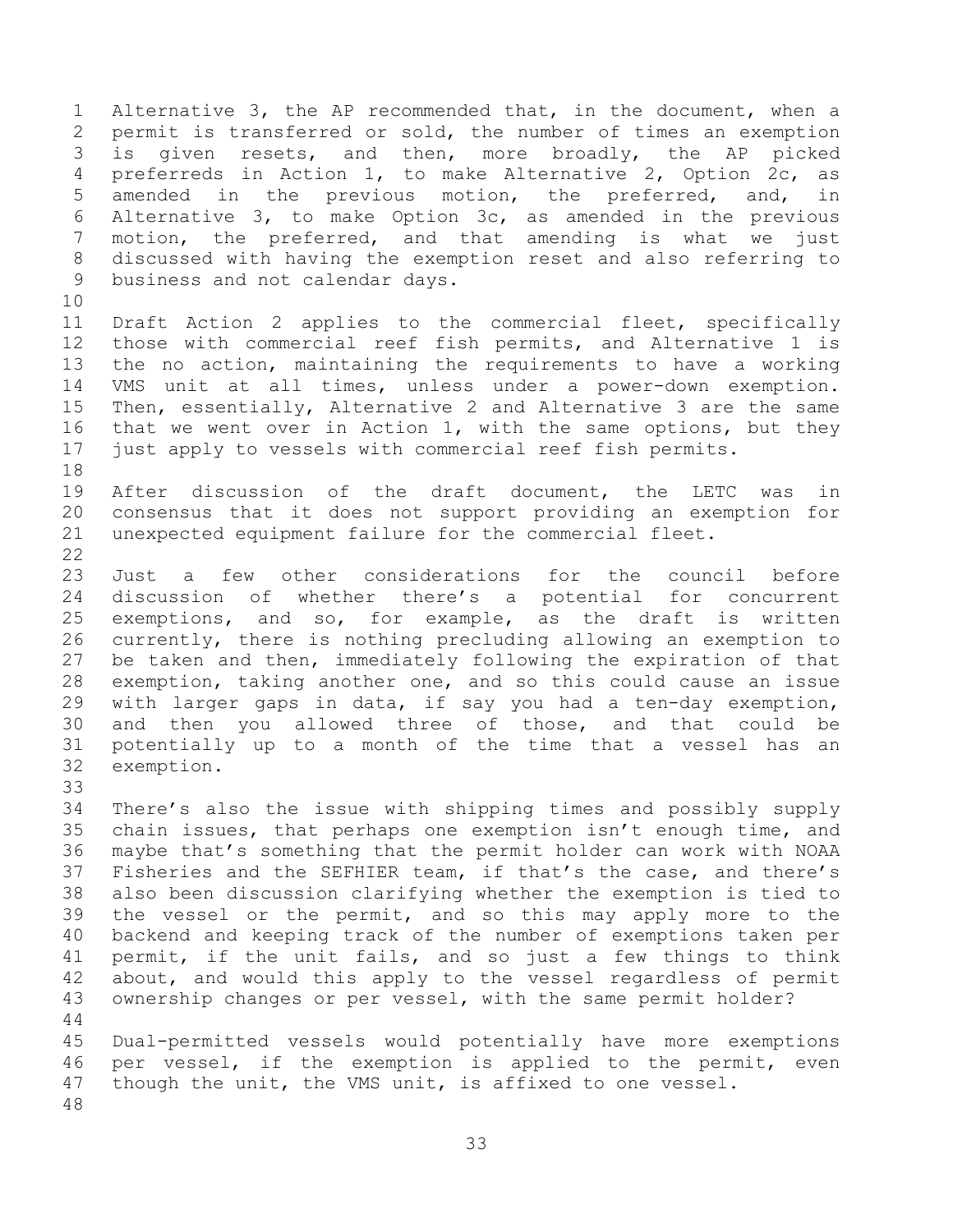Alternative 3, the AP recommended that, in the document, when a permit is transferred or sold, the number of times an exemption is given resets, and then, more broadly, the AP picked preferreds in Action 1, to make Alternative 2, Option 2c, as amended in the previous motion, the preferred, and, in Alternative 3, to make Option 3c, as amended in the previous motion, the preferred, and that amending is what we just discussed with having the exemption reset and also referring to business and not calendar days.

Draft Action 2 applies to the commercial fleet, specifically those with commercial reef fish permits, and Alternative 1 is the no action, maintaining the requirements to have a working VMS unit at all times, unless under a power-down exemption. Then, essentially, Alternative 2 and Alternative 3 are the same that we went over in Action 1, with the same options, but they just apply to vessels with commercial reef fish permits.

After discussion of the draft document, the LETC was in consensus that it does not support providing an exemption for unexpected equipment failure for the commercial fleet.

Just a few other considerations for the council before discussion of whether there's a potential for concurrent exemptions, and so, for example, as the draft is written currently, there is nothing precluding allowing an exemption to be taken and then, immediately following the expiration of that exemption, taking another one, and so this could cause an issue with larger gaps in data, if say you had a ten-day exemption, and then you allowed three of those, and that could be potentially up to a month of the time that a vessel has an exemption.

There's also the issue with shipping times and possibly supply chain issues, that perhaps one exemption isn't enough time, and maybe that's something that the permit holder can work with NOAA Fisheries and the SEFHIER team, if that's the case, and there's also been discussion clarifying whether the exemption is tied to the vessel or the permit, and so this may apply more to the backend and keeping track of the number of exemptions taken per permit, if the unit fails, and so just a few things to think about, and would this apply to the vessel regardless of permit ownership changes or per vessel, with the same permit holder?

Dual-permitted vessels would potentially have more exemptions per vessel, if the exemption is applied to the permit, even though the unit, the VMS unit, is affixed to one vessel.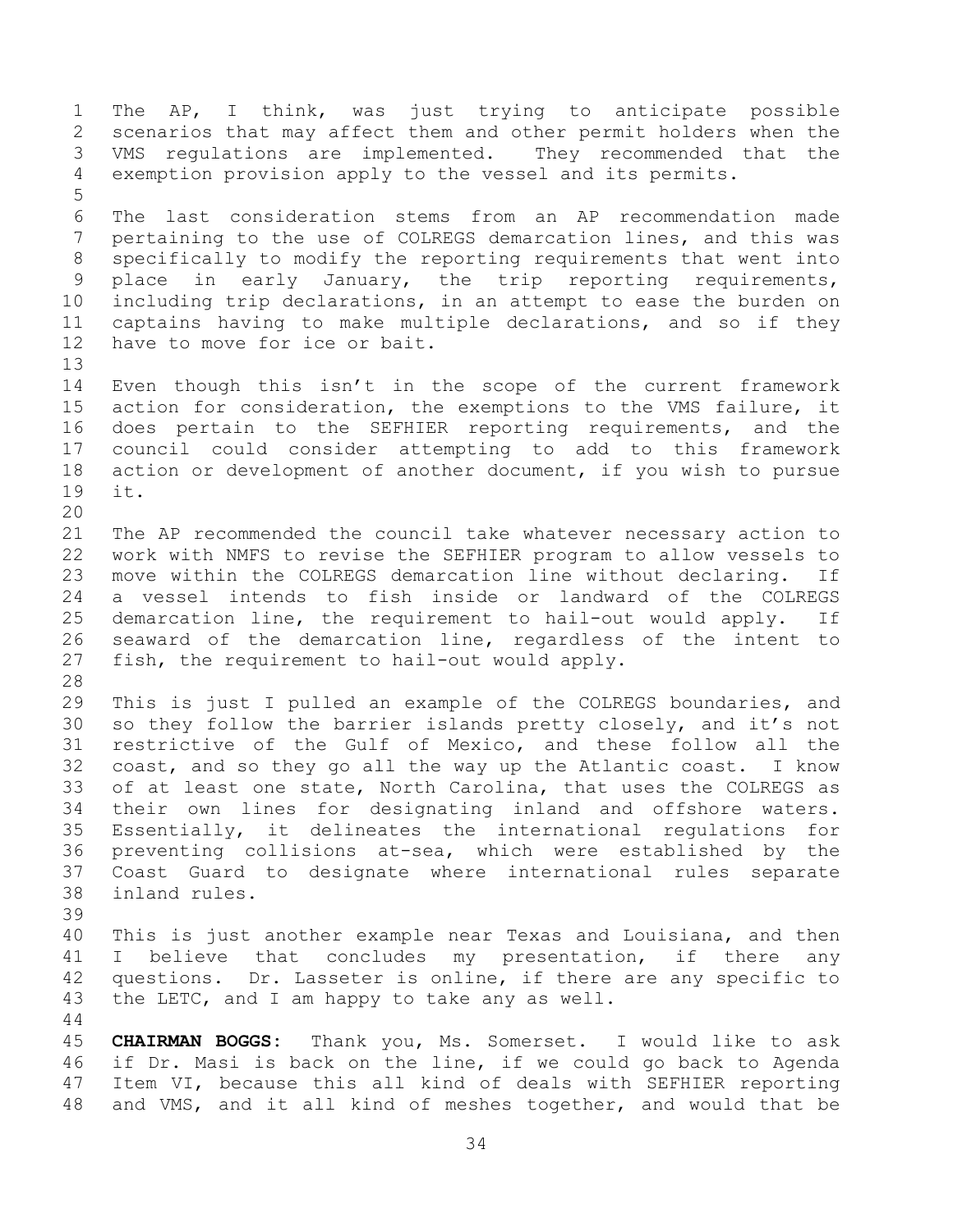The AP, I think, was just trying to anticipate possible scenarios that may affect them and other permit holders when the VMS regulations are implemented. They recommended that the exemption provision apply to the vessel and its permits.

The last consideration stems from an AP recommendation made pertaining to the use of COLREGS demarcation lines, and this was specifically to modify the reporting requirements that went into place in early January, the trip reporting requirements, including trip declarations, in an attempt to ease the burden on captains having to make multiple declarations, and so if they have to move for ice or bait.

Even though this isn't in the scope of the current framework action for consideration, the exemptions to the VMS failure, it does pertain to the SEFHIER reporting requirements, and the council could consider attempting to add to this framework action or development of another document, if you wish to pursue it.

The AP recommended the council take whatever necessary action to work with NMFS to revise the SEFHIER program to allow vessels to move within the COLREGS demarcation line without declaring. If a vessel intends to fish inside or landward of the COLREGS demarcation line, the requirement to hail-out would apply. If seaward of the demarcation line, regardless of the intent to fish, the requirement to hail-out would apply.

This is just I pulled an example of the COLREGS boundaries, and so they follow the barrier islands pretty closely, and it's not restrictive of the Gulf of Mexico, and these follow all the coast, and so they go all the way up the Atlantic coast. I know of at least one state, North Carolina, that uses the COLREGS as their own lines for designating inland and offshore waters. Essentially, it delineates the international regulations for preventing collisions at-sea, which were established by the Coast Guard to designate where international rules separate inland rules.

This is just another example near Texas and Louisiana, and then I believe that concludes my presentation, if there any questions. Dr. Lasseter is online, if there are any specific to the LETC, and I am happy to take any as well.

**CHAIRMAN BOGGS:** Thank you, Ms. Somerset. I would like to ask if Dr. Masi is back on the line, if we could go back to Agenda Item VI, because this all kind of deals with SEFHIER reporting and VMS, and it all kind of meshes together, and would that be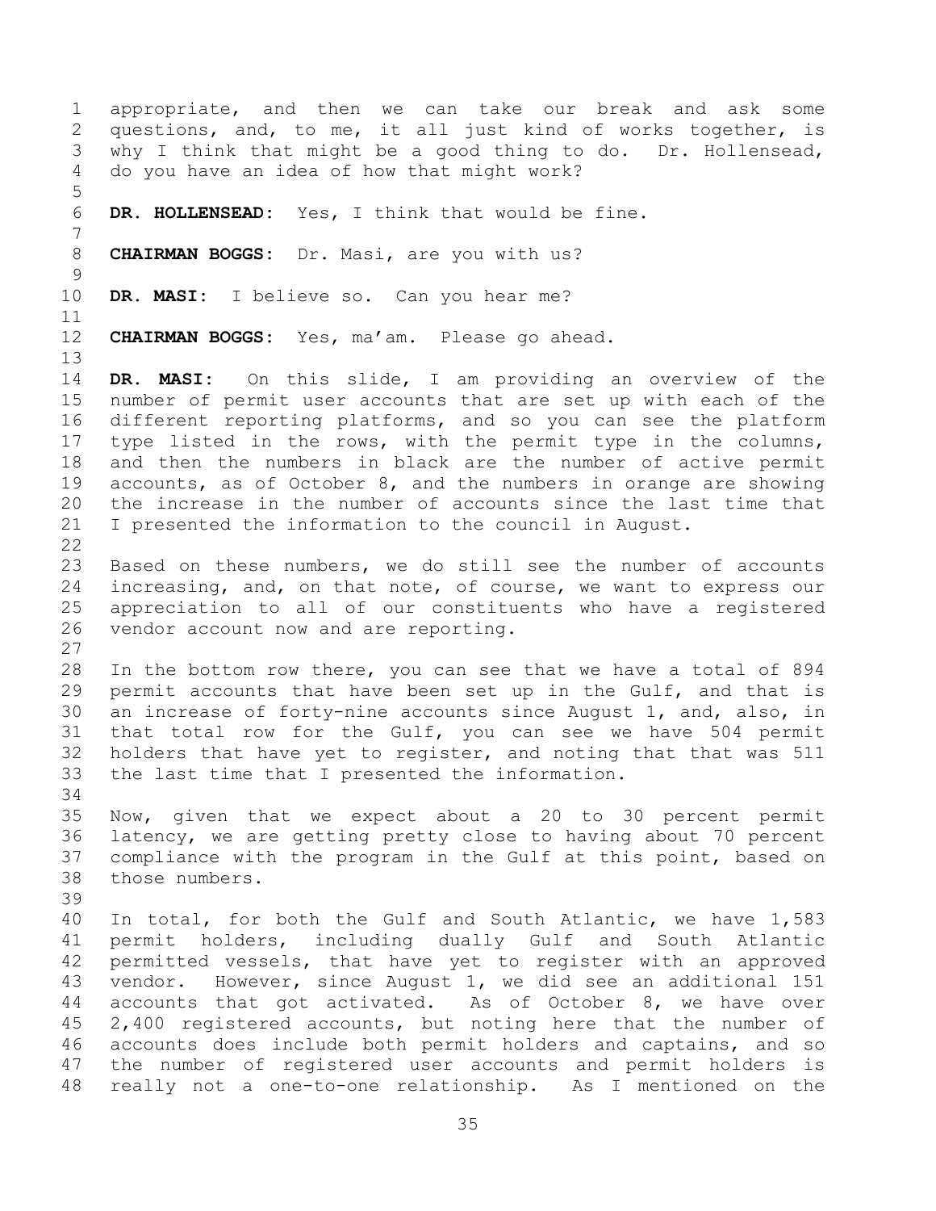appropriate, and then we can take our break and ask some questions, and, to me, it all just kind of works together, is why I think that might be a good thing to do. Dr. Hollensead, do you have an idea of how that might work?

**DR. HOLLENSEAD:** Yes, I think that would be fine.

**CHAIRMAN BOGGS:** Dr. Masi, are you with us?

**DR. MASI:** I believe so. Can you hear me?

**CHAIRMAN BOGGS:** Yes, ma'am. Please go ahead.

**DR. MASI:** On this slide, I am providing an overview of the number of permit user accounts that are set up with each of the different reporting platforms, and so you can see the platform type listed in the rows, with the permit type in the columns, and then the numbers in black are the number of active permit accounts, as of October 8, and the numbers in orange are showing the increase in the number of accounts since the last time that I presented the information to the council in August.

Based on these numbers, we do still see the number of accounts increasing, and, on that note, of course, we want to express our appreciation to all of our constituents who have a registered vendor account now and are reporting.

In the bottom row there, you can see that we have a total of 894 permit accounts that have been set up in the Gulf, and that is an increase of forty-nine accounts since August 1, and, also, in that total row for the Gulf, you can see we have 504 permit holders that have yet to register, and noting that that was 511 the last time that I presented the information.

Now, given that we expect about a 20 to 30 percent permit latency, we are getting pretty close to having about 70 percent compliance with the program in the Gulf at this point, based on those numbers.

In total, for both the Gulf and South Atlantic, we have 1,583 permit holders, including dually Gulf and South Atlantic permitted vessels, that have yet to register with an approved vendor. However, since August 1, we did see an additional 151 accounts that got activated. As of October 8, we have over 2,400 registered accounts, but noting here that the number of accounts does include both permit holders and captains, and so the number of registered user accounts and permit holders is really not a one-to-one relationship. As I mentioned on the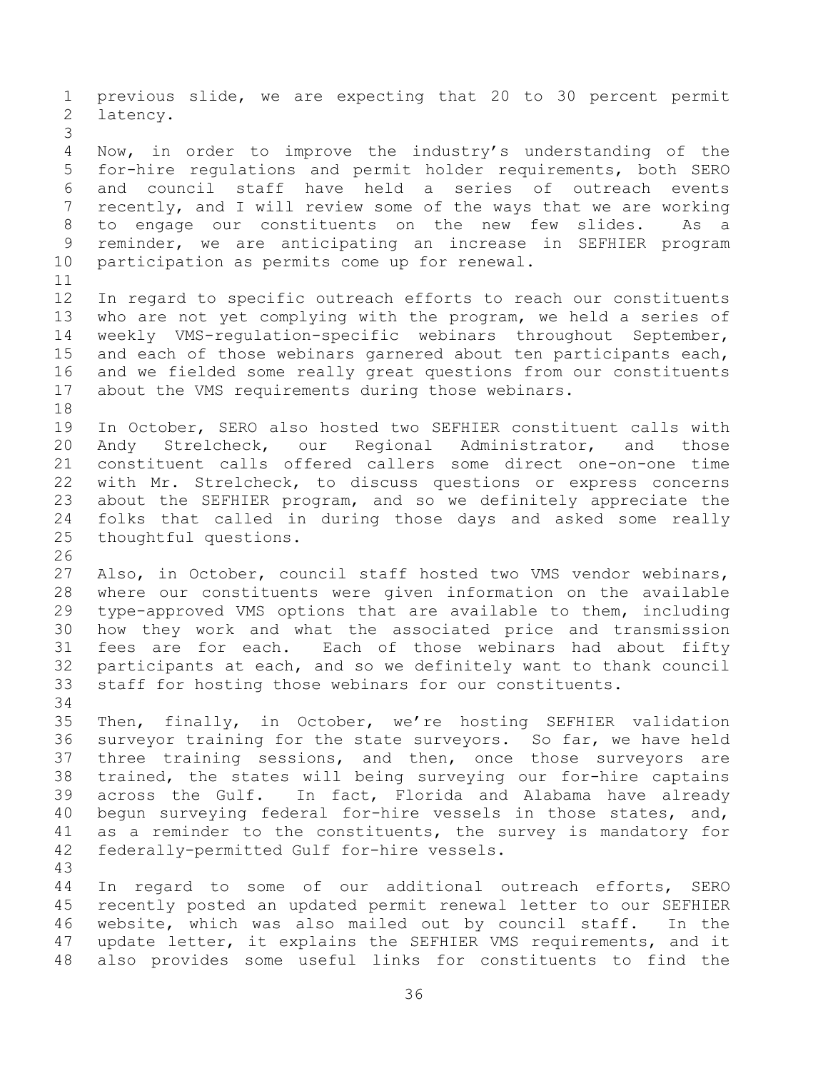previous slide, we are expecting that 20 to 30 percent permit latency.

Now, in order to improve the industry's understanding of the for-hire regulations and permit holder requirements, both SERO and council staff have held a series of outreach events recently, and I will review some of the ways that we are working to engage our constituents on the new few slides. As a reminder, we are anticipating an increase in SEFHIER program participation as permits come up for renewal.

In regard to specific outreach efforts to reach our constituents who are not yet complying with the program, we held a series of weekly VMS-regulation-specific webinars throughout September, and each of those webinars garnered about ten participants each, and we fielded some really great questions from our constituents about the VMS requirements during those webinars.

In October, SERO also hosted two SEFHIER constituent calls with Andy Strelcheck, our Regional Administrator, and those constituent calls offered callers some direct one-on-one time with Mr. Strelcheck, to discuss questions or express concerns about the SEFHIER program, and so we definitely appreciate the folks that called in during those days and asked some really thoughtful questions.

Also, in October, council staff hosted two VMS vendor webinars, where our constituents were given information on the available type-approved VMS options that are available to them, including how they work and what the associated price and transmission fees are for each. Each of those webinars had about fifty participants at each, and so we definitely want to thank council staff for hosting those webinars for our constituents.

Then, finally, in October, we're hosting SEFHIER validation surveyor training for the state surveyors. So far, we have held three training sessions, and then, once those surveyors are trained, the states will being surveying our for-hire captains across the Gulf. In fact, Florida and Alabama have already begun surveying federal for-hire vessels in those states, and, as a reminder to the constituents, the survey is mandatory for federally-permitted Gulf for-hire vessels.

In regard to some of our additional outreach efforts, SERO recently posted an updated permit renewal letter to our SEFHIER website, which was also mailed out by council staff. In the update letter, it explains the SEFHIER VMS requirements, and it also provides some useful links for constituents to find the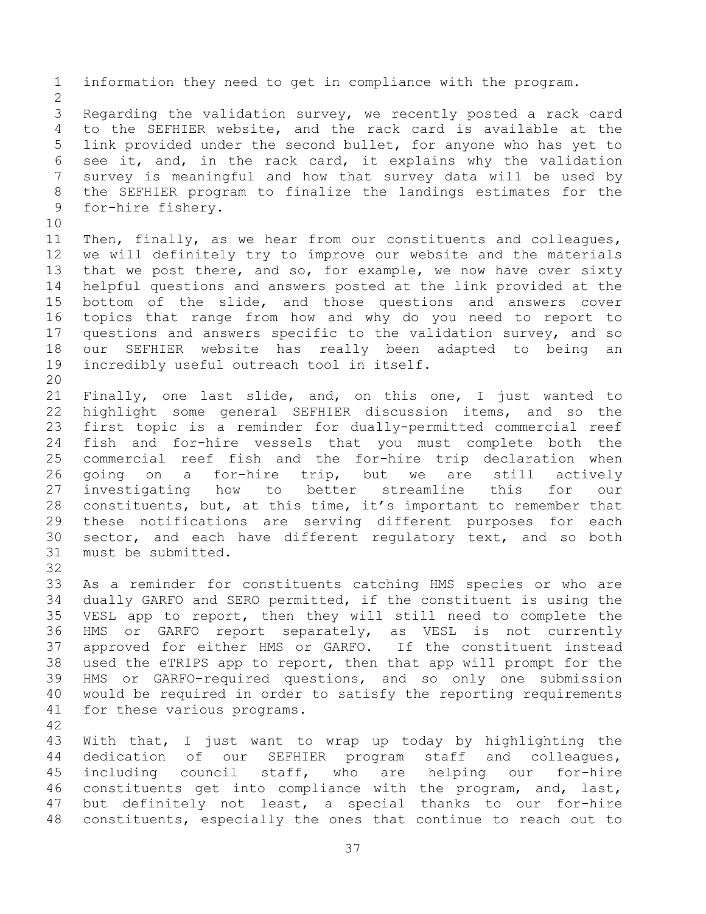information they need to get in compliance with the program.

Regarding the validation survey, we recently posted a rack card to the SEFHIER website, and the rack card is available at the link provided under the second bullet, for anyone who has yet to see it, and, in the rack card, it explains why the validation survey is meaningful and how that survey data will be used by the SEFHIER program to finalize the landings estimates for the for-hire fishery.

Then, finally, as we hear from our constituents and colleagues, we will definitely try to improve our website and the materials that we post there, and so, for example, we now have over sixty helpful questions and answers posted at the link provided at the bottom of the slide, and those questions and answers cover topics that range from how and why do you need to report to questions and answers specific to the validation survey, and so our SEFHIER website has really been adapted to being an incredibly useful outreach tool in itself.

Finally, one last slide, and, on this one, I just wanted to highlight some general SEFHIER discussion items, and so the first topic is a reminder for dually-permitted commercial reef fish and for-hire vessels that you must complete both the commercial reef fish and the for-hire trip declaration when going on a for-hire trip, but we are still actively investigating how to better streamline this for our constituents, but, at this time, it's important to remember that these notifications are serving different purposes for each sector, and each have different regulatory text, and so both must be submitted.

As a reminder for constituents catching HMS species or who are dually GARFO and SERO permitted, if the constituent is using the VESL app to report, then they will still need to complete the HMS or GARFO report separately, as VESL is not currently approved for either HMS or GARFO. If the constituent instead used the eTRIPS app to report, then that app will prompt for the HMS or GARFO-required questions, and so only one submission would be required in order to satisfy the reporting requirements for these various programs.

With that, I just want to wrap up today by highlighting the dedication of our SEFHIER program staff and colleagues, including council staff, who are helping our for-hire constituents get into compliance with the program, and, last, but definitely not least, a special thanks to our for-hire constituents, especially the ones that continue to reach out to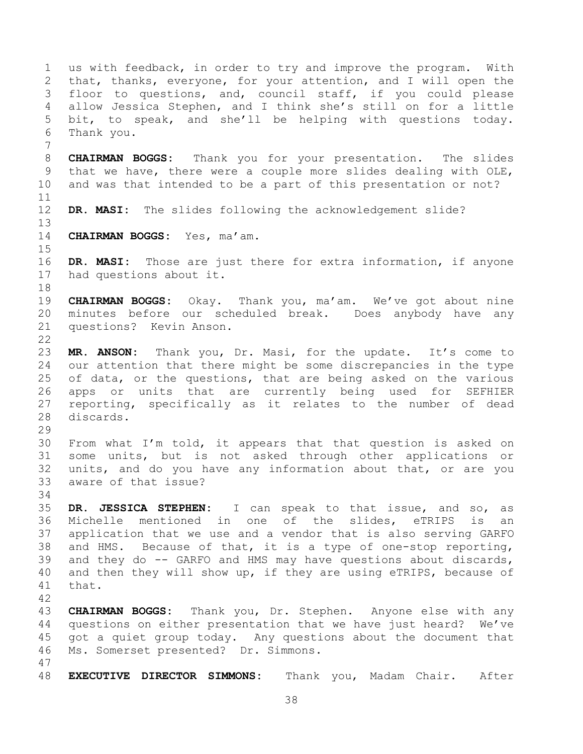us with feedback, in order to try and improve the program. With that, thanks, everyone, for your attention, and I will open the floor to questions, and, council staff, if you could please allow Jessica Stephen, and I think she's still on for a little bit, to speak, and she'll be helping with questions today. Thank you.

**CHAIRMAN BOGGS:** Thank you for your presentation. The slides that we have, there were a couple more slides dealing with OLE, and was that intended to be a part of this presentation or not?

**DR. MASI:** The slides following the acknowledgement slide?

**CHAIRMAN BOGGS:** Yes, ma'am.

**DR. MASI:** Those are just there for extra information, if anyone had questions about it.

**CHAIRMAN BOGGS:** Okay. Thank you, ma'am. We've got about nine minutes before our scheduled break. Does anybody have any questions? Kevin Anson.

**MR. ANSON:** Thank you, Dr. Masi, for the update. It's come to our attention that there might be some discrepancies in the type of data, or the questions, that are being asked on the various apps or units that are currently being used for SEFHIER reporting, specifically as it relates to the number of dead discards.

From what I'm told, it appears that that question is asked on some units, but is not asked through other applications or units, and do you have any information about that, or are you aware of that issue?

**DR. JESSICA STEPHEN:** I can speak to that issue, and so, as Michelle mentioned in one of the slides, eTRIPS is an application that we use and a vendor that is also serving GARFO and HMS. Because of that, it is a type of one-stop reporting, and they do -- GARFO and HMS may have questions about discards, and then they will show up, if they are using eTRIPS, because of that.

**CHAIRMAN BOGGS:** Thank you, Dr. Stephen. Anyone else with any questions on either presentation that we have just heard? We've got a quiet group today. Any questions about the document that Ms. Somerset presented? Dr. Simmons.

**EXECUTIVE DIRECTOR SIMMONS:** Thank you, Madam Chair. After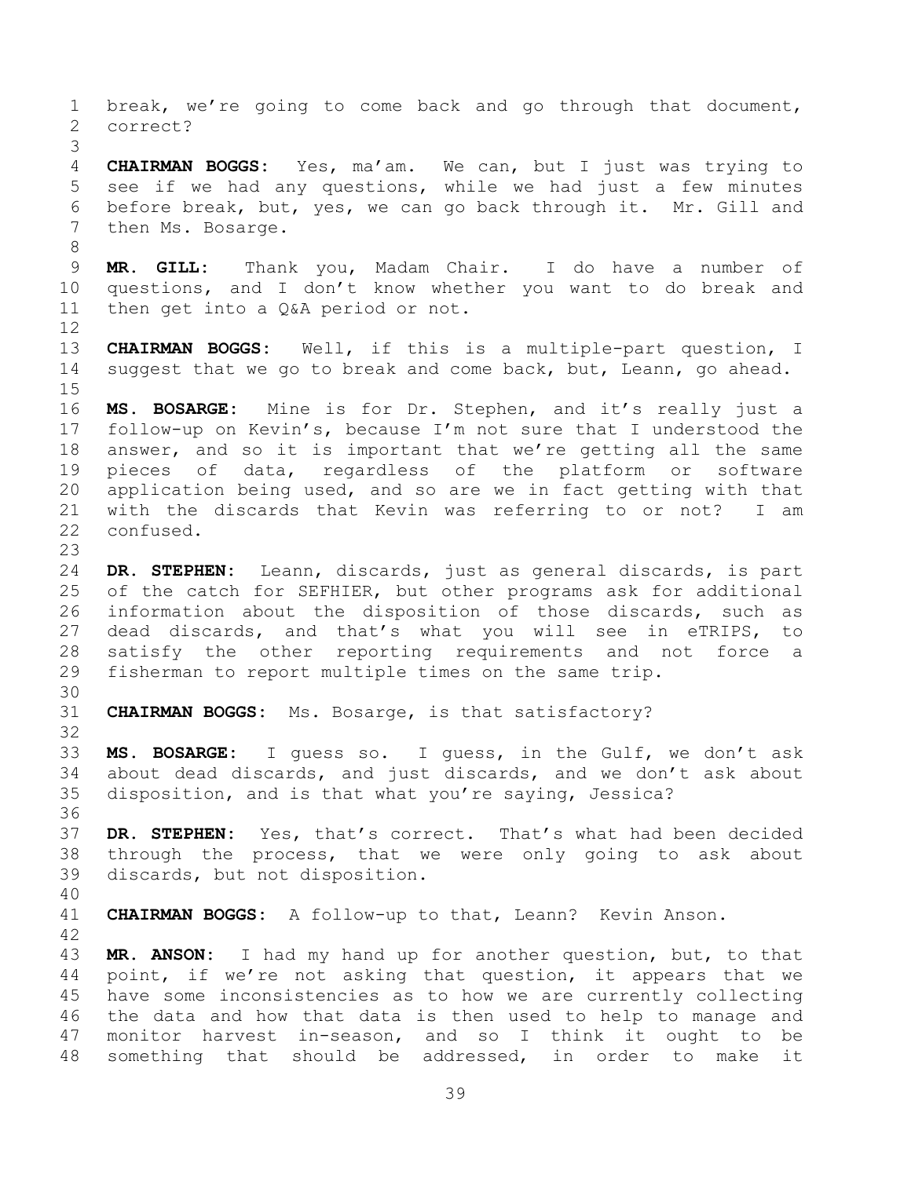break, we're going to come back and go through that document, correct?

**CHAIRMAN BOGGS:** Yes, ma'am. We can, but I just was trying to see if we had any questions, while we had just a few minutes before break, but, yes, we can go back through it. Mr. Gill and then Ms. Bosarge.

**MR. GILL:** Thank you, Madam Chair. I do have a number of questions, and I don't know whether you want to do break and then get into a Q&A period or not.

**CHAIRMAN BOGGS:** Well, if this is a multiple-part question, I suggest that we go to break and come back, but, Leann, go ahead.

**MS. BOSARGE:** Mine is for Dr. Stephen, and it's really just a follow-up on Kevin's, because I'm not sure that I understood the answer, and so it is important that we're getting all the same pieces of data, regardless of the platform or software application being used, and so are we in fact getting with that with the discards that Kevin was referring to or not? I am confused.

**DR. STEPHEN:** Leann, discards, just as general discards, is part of the catch for SEFHIER, but other programs ask for additional information about the disposition of those discards, such as dead discards, and that's what you will see in eTRIPS, to satisfy the other reporting requirements and not force a fisherman to report multiple times on the same trip.

**CHAIRMAN BOGGS:** Ms. Bosarge, is that satisfactory?

**MS. BOSARGE:** I guess so. I guess, in the Gulf, we don't ask about dead discards, and just discards, and we don't ask about disposition, and is that what you're saying, Jessica?

**DR. STEPHEN:** Yes, that's correct. That's what had been decided through the process, that we were only going to ask about discards, but not disposition.

**CHAIRMAN BOGGS:** A follow-up to that, Leann? Kevin Anson.

**MR. ANSON:** I had my hand up for another question, but, to that point, if we're not asking that question, it appears that we have some inconsistencies as to how we are currently collecting the data and how that data is then used to help to manage and monitor harvest in-season, and so I think it ought to be something that should be addressed, in order to make it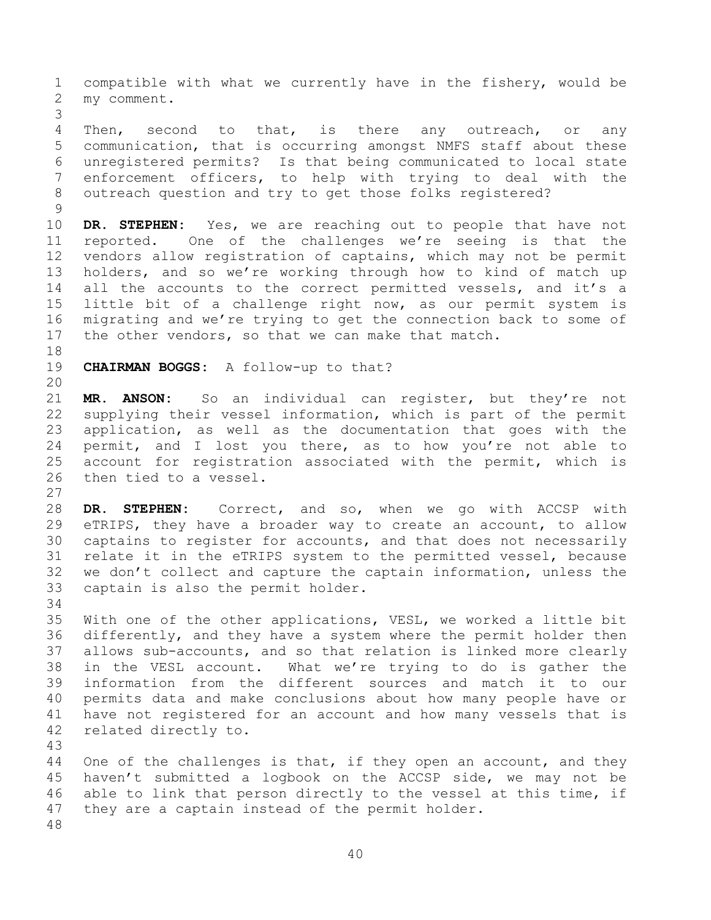compatible with what we currently have in the fishery, would be my comment.

Then, second to that, is there any outreach, or any communication, that is occurring amongst NMFS staff about these unregistered permits? Is that being communicated to local state enforcement officers, to help with trying to deal with the outreach question and try to get those folks registered?

**DR. STEPHEN:** Yes, we are reaching out to people that have not reported. One of the challenges we're seeing is that the vendors allow registration of captains, which may not be permit holders, and so we're working through how to kind of match up all the accounts to the correct permitted vessels, and it's a little bit of a challenge right now, as our permit system is migrating and we're trying to get the connection back to some of the other vendors, so that we can make that match.

**CHAIRMAN BOGGS:** A follow-up to that?

**MR. ANSON:** So an individual can register, but they're not supplying their vessel information, which is part of the permit application, as well as the documentation that goes with the permit, and I lost you there, as to how you're not able to account for registration associated with the permit, which is then tied to a vessel.

**DR. STEPHEN:** Correct, and so, when we go with ACCSP with eTRIPS, they have a broader way to create an account, to allow captains to register for accounts, and that does not necessarily relate it in the eTRIPS system to the permitted vessel, because we don't collect and capture the captain information, unless the captain is also the permit holder.

With one of the other applications, VESL, we worked a little bit differently, and they have a system where the permit holder then allows sub-accounts, and so that relation is linked more clearly in the VESL account. What we're trying to do is gather the information from the different sources and match it to our permits data and make conclusions about how many people have or have not registered for an account and how many vessels that is related directly to.

One of the challenges is that, if they open an account, and they haven't submitted a logbook on the ACCSP side, we may not be able to link that person directly to the vessel at this time, if they are a captain instead of the permit holder.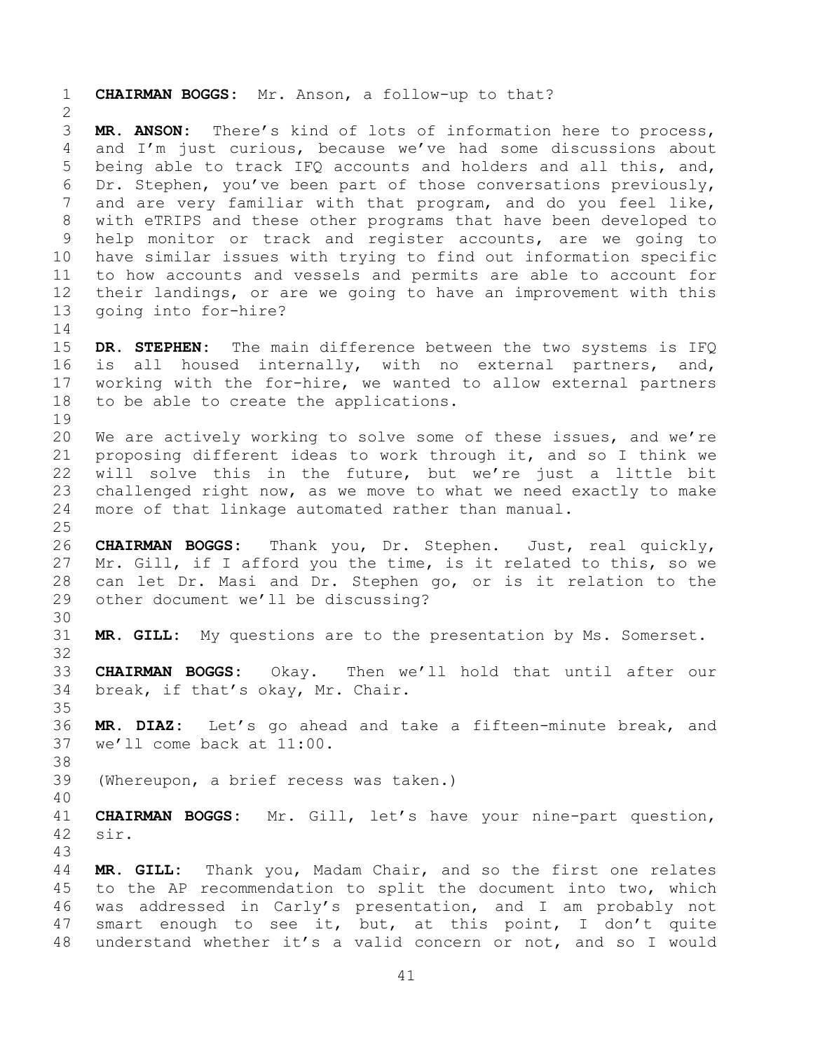**CHAIRMAN BOGGS:** Mr. Anson, a follow-up to that?

**MR. ANSON:** There's kind of lots of information here to process, and I'm just curious, because we've had some discussions about being able to track IFQ accounts and holders and all this, and, Dr. Stephen, you've been part of those conversations previously, and are very familiar with that program, and do you feel like, with eTRIPS and these other programs that have been developed to help monitor or track and register accounts, are we going to have similar issues with trying to find out information specific to how accounts and vessels and permits are able to account for their landings, or are we going to have an improvement with this going into for-hire?

**DR. STEPHEN:** The main difference between the two systems is IFQ is all housed internally, with no external partners, and, working with the for-hire, we wanted to allow external partners to be able to create the applications.

We are actively working to solve some of these issues, and we're proposing different ideas to work through it, and so I think we will solve this in the future, but we're just a little bit challenged right now, as we move to what we need exactly to make more of that linkage automated rather than manual.

**CHAIRMAN BOGGS:** Thank you, Dr. Stephen. Just, real quickly, Mr. Gill, if I afford you the time, is it related to this, so we can let Dr. Masi and Dr. Stephen go, or is it relation to the other document we'll be discussing?

**MR. GILL:** My questions are to the presentation by Ms. Somerset.

**CHAIRMAN BOGGS:** Okay. Then we'll hold that until after our break, if that's okay, Mr. Chair.

**MR. DIAZ:** Let's go ahead and take a fifteen-minute break, and we'll come back at 11:00.

(Whereupon, a brief recess was taken.)

**CHAIRMAN BOGGS:** Mr. Gill, let's have your nine-part question, sir.

**MR. GILL:** Thank you, Madam Chair, and so the first one relates to the AP recommendation to split the document into two, which was addressed in Carly's presentation, and I am probably not smart enough to see it, but, at this point, I don't quite understand whether it's a valid concern or not, and so I would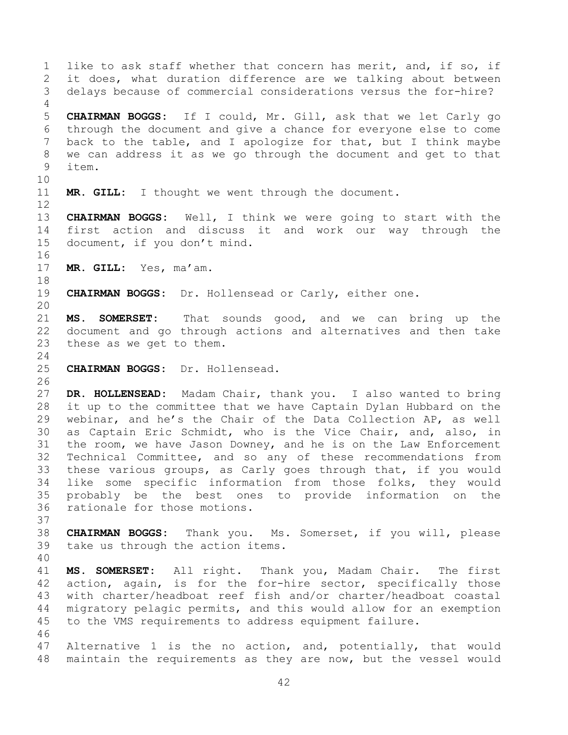like to ask staff whether that concern has merit, and, if so, if it does, what duration difference are we talking about between delays because of commercial considerations versus the for-hire?

**CHAIRMAN BOGGS:** If I could, Mr. Gill, ask that we let Carly go through the document and give a chance for everyone else to come back to the table, and I apologize for that, but I think maybe we can address it as we go through the document and get to that item.

**MR. GILL:** I thought we went through the document.

**CHAIRMAN BOGGS:** Well, I think we were going to start with the first action and discuss it and work our way through the document, if you don't mind.

**MR. GILL:** Yes, ma'am.

**CHAIRMAN BOGGS:** Dr. Hollensead or Carly, either one.

**MS. SOMERSET:** That sounds good, and we can bring up the document and go through actions and alternatives and then take these as we get to them.

**CHAIRMAN BOGGS:** Dr. Hollensead.

**DR. HOLLENSEAD:** Madam Chair, thank you. I also wanted to bring it up to the committee that we have Captain Dylan Hubbard on the webinar, and he's the Chair of the Data Collection AP, as well as Captain Eric Schmidt, who is the Vice Chair, and, also, in the room, we have Jason Downey, and he is on the Law Enforcement Technical Committee, and so any of these recommendations from these various groups, as Carly goes through that, if you would like some specific information from those folks, they would probably be the best ones to provide information on the rationale for those motions.

**CHAIRMAN BOGGS:** Thank you. Ms. Somerset, if you will, please take us through the action items.

**MS. SOMERSET:** All right. Thank you, Madam Chair. The first action, again, is for the for-hire sector, specifically those with charter/headboat reef fish and/or charter/headboat coastal migratory pelagic permits, and this would allow for an exemption to the VMS requirements to address equipment failure.

Alternative 1 is the no action, and, potentially, that would maintain the requirements as they are now, but the vessel would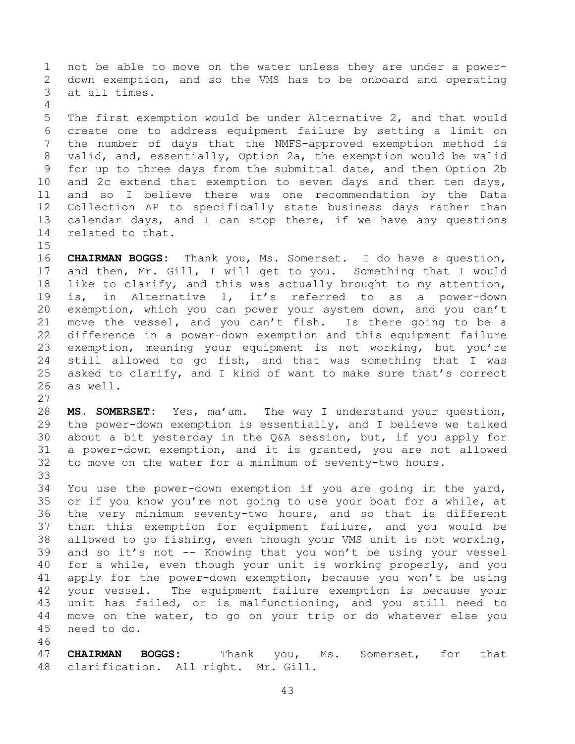not be able to move on the water unless they are under a power-down exemption, and so the VMS has to be onboard and operating at all times.

The first exemption would be under Alternative 2, and that would create one to address equipment failure by setting a limit on the number of days that the NMFS-approved exemption method is valid, and, essentially, Option 2a, the exemption would be valid for up to three days from the submittal date, and then Option 2b and 2c extend that exemption to seven days and then ten days, and so I believe there was one recommendation by the Data Collection AP to specifically state business days rather than calendar days, and I can stop there, if we have any questions related to that.

**CHAIRMAN BOGGS:** Thank you, Ms. Somerset. I do have a question, and then, Mr. Gill, I will get to you. Something that I would like to clarify, and this was actually brought to my attention, is, in Alternative 1, it's referred to as a power-down exemption, which you can power your system down, and you can't move the vessel, and you can't fish. Is there going to be a difference in a power-down exemption and this equipment failure exemption, meaning your equipment is not working, but you're still allowed to go fish, and that was something that I was asked to clarify, and I kind of want to make sure that's correct as well.

**MS. SOMERSET:** Yes, ma'am. The way I understand your question, the power-down exemption is essentially, and I believe we talked about a bit yesterday in the Q&A session, but, if you apply for a power-down exemption, and it is granted, you are not allowed to move on the water for a minimum of seventy-two hours.

You use the power-down exemption if you are going in the yard, or if you know you're not going to use your boat for a while, at the very minimum seventy-two hours, and so that is different than this exemption for equipment failure, and you would be allowed to go fishing, even though your VMS unit is not working, and so it's not -- Knowing that you won't be using your vessel for a while, even though your unit is working properly, and you apply for the power-down exemption, because you won't be using your vessel. The equipment failure exemption is because your unit has failed, or is malfunctioning, and you still need to move on the water, to go on your trip or do whatever else you need to do.

**CHAIRMAN BOGGS:** Thank you, Ms. Somerset, for that clarification. All right. Mr. Gill.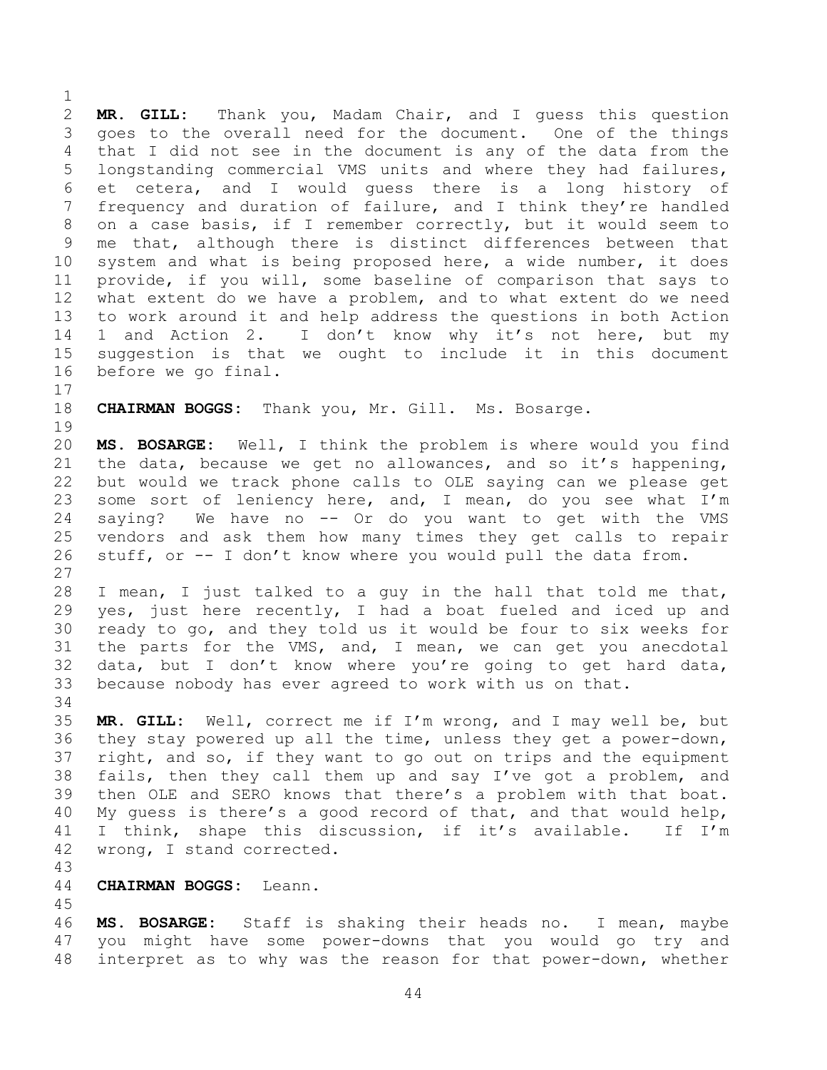**MR. GILL:** Thank you, Madam Chair, and I guess this question goes to the overall need for the document. One of the things that I did not see in the document is any of the data from the longstanding commercial VMS units and where they had failures, et cetera, and I would guess there is a long history of frequency and duration of failure, and I think they're handled on a case basis, if I remember correctly, but it would seem to me that, although there is distinct differences between that system and what is being proposed here, a wide number, it does provide, if you will, some baseline of comparison that says to what extent do we have a problem, and to what extent do we need to work around it and help address the questions in both Action 1 and Action 2. I don't know why it's not here, but my suggestion is that we ought to include it in this document before we go final.

**CHAIRMAN BOGGS:** Thank you, Mr. Gill. Ms. Bosarge.

**MS. BOSARGE:** Well, I think the problem is where would you find the data, because we get no allowances, and so it's happening, but would we track phone calls to OLE saying can we please get some sort of leniency here, and, I mean, do you see what I'm saying? We have no -- Or do you want to get with the VMS vendors and ask them how many times they get calls to repair stuff, or -- I don't know where you would pull the data from.

I mean, I just talked to a guy in the hall that told me that, yes, just here recently, I had a boat fueled and iced up and ready to go, and they told us it would be four to six weeks for the parts for the VMS, and, I mean, we can get you anecdotal data, but I don't know where you're going to get hard data, because nobody has ever agreed to work with us on that.

**MR. GILL:** Well, correct me if I'm wrong, and I may well be, but they stay powered up all the time, unless they get a power-down, right, and so, if they want to go out on trips and the equipment fails, then they call them up and say I've got a problem, and then OLE and SERO knows that there's a problem with that boat. My guess is there's a good record of that, and that would help, I think, shape this discussion, if it's available. If I'm wrong, I stand corrected.

**CHAIRMAN BOGGS:** Leann.

**MS. BOSARGE:** Staff is shaking their heads no. I mean, maybe you might have some power-downs that you would go try and interpret as to why was the reason for that power-down, whether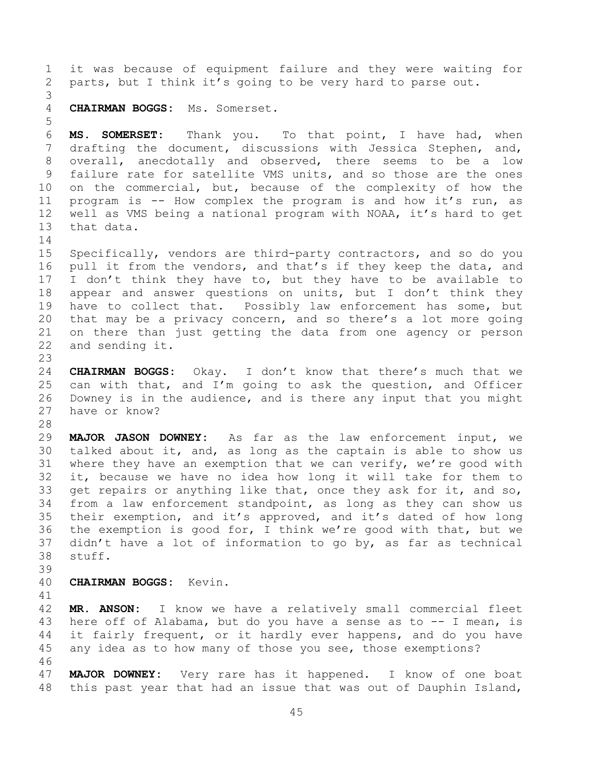it was because of equipment failure and they were waiting for parts, but I think it's going to be very hard to parse out.

**CHAIRMAN BOGGS:** Ms. Somerset.

**MS. SOMERSET:** Thank you. To that point, I have had, when drafting the document, discussions with Jessica Stephen, and, overall, anecdotally and observed, there seems to be a low failure rate for satellite VMS units, and so those are the ones on the commercial, but, because of the complexity of how the program is -- How complex the program is and how it's run, as well as VMS being a national program with NOAA, it's hard to get that data.

Specifically, vendors are third-party contractors, and so do you pull it from the vendors, and that's if they keep the data, and I don't think they have to, but they have to be available to appear and answer questions on units, but I don't think they have to collect that. Possibly law enforcement has some, but that may be a privacy concern, and so there's a lot more going on there than just getting the data from one agency or person and sending it.

**CHAIRMAN BOGGS:** Okay. I don't know that there's much that we can with that, and I'm going to ask the question, and Officer Downey is in the audience, and is there any input that you might have or know?

**MAJOR JASON DOWNEY:** As far as the law enforcement input, we talked about it, and, as long as the captain is able to show us where they have an exemption that we can verify, we're good with it, because we have no idea how long it will take for them to get repairs or anything like that, once they ask for it, and so, from a law enforcement standpoint, as long as they can show us their exemption, and it's approved, and it's dated of how long the exemption is good for, I think we're good with that, but we didn't have a lot of information to go by, as far as technical stuff.

**CHAIRMAN BOGGS:** Kevin.

**MR. ANSON:** I know we have a relatively small commercial fleet here off of Alabama, but do you have a sense as to -- I mean, is it fairly frequent, or it hardly ever happens, and do you have any idea as to how many of those you see, those exemptions?

**MAJOR DOWNEY:** Very rare has it happened. I know of one boat this past year that had an issue that was out of Dauphin Island,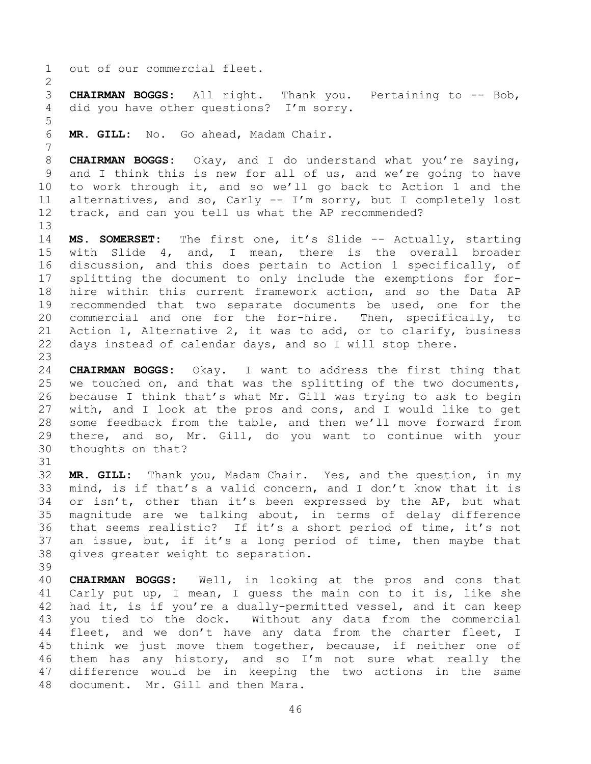out of our commercial fleet.

**CHAIRMAN BOGGS:** All right. Thank you. Pertaining to -- Bob, did you have other questions? I'm sorry.

**MR. GILL:** No. Go ahead, Madam Chair.

**CHAIRMAN BOGGS:** Okay, and I do understand what you're saying, and I think this is new for all of us, and we're going to have to work through it, and so we'll go back to Action 1 and the alternatives, and so, Carly -- I'm sorry, but I completely lost track, and can you tell us what the AP recommended?

**MS. SOMERSET:** The first one, it's Slide -- Actually, starting with Slide 4, and, I mean, there is the overall broader discussion, and this does pertain to Action 1 specifically, of splitting the document to only include the exemptions for for-hire within this current framework action, and so the Data AP recommended that two separate documents be used, one for the commercial and one for the for-hire. Then, specifically, to Action 1, Alternative 2, it was to add, or to clarify, business days instead of calendar days, and so I will stop there.

**CHAIRMAN BOGGS:** Okay. I want to address the first thing that we touched on, and that was the splitting of the two documents, because I think that's what Mr. Gill was trying to ask to begin with, and I look at the pros and cons, and I would like to get some feedback from the table, and then we'll move forward from there, and so, Mr. Gill, do you want to continue with your thoughts on that?

**MR. GILL:** Thank you, Madam Chair. Yes, and the question, in my mind, is if that's a valid concern, and I don't know that it is or isn't, other than it's been expressed by the AP, but what magnitude are we talking about, in terms of delay difference that seems realistic? If it's a short period of time, it's not an issue, but, if it's a long period of time, then maybe that gives greater weight to separation.

**CHAIRMAN BOGGS:** Well, in looking at the pros and cons that Carly put up, I mean, I guess the main con to it is, like she had it, is if you're a dually-permitted vessel, and it can keep you tied to the dock. Without any data from the commercial fleet, and we don't have any data from the charter fleet, I think we just move them together, because, if neither one of them has any history, and so I'm not sure what really the difference would be in keeping the two actions in the same document. Mr. Gill and then Mara.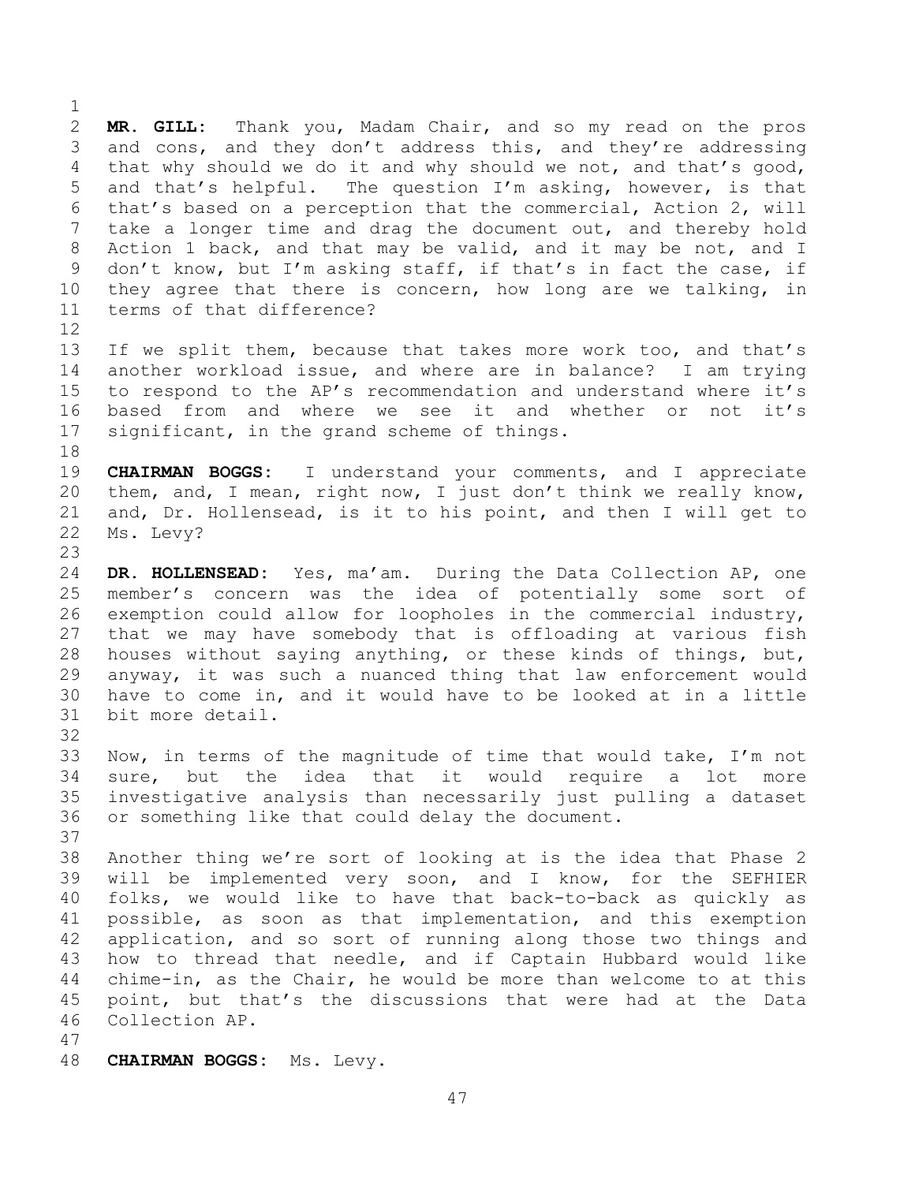**MR. GILL:** Thank you, Madam Chair, and so my read on the pros and cons, and they don't address this, and they're addressing that why should we do it and why should we not, and that's good, and that's helpful. The question I'm asking, however, is that that's based on a perception that the commercial, Action 2, will take a longer time and drag the document out, and thereby hold Action 1 back, and that may be valid, and it may be not, and I don't know, but I'm asking staff, if that's in fact the case, if they agree that there is concern, how long are we talking, in terms of that difference?

If we split them, because that takes more work too, and that's another workload issue, and where are in balance? I am trying to respond to the AP's recommendation and understand where it's based from and where we see it and whether or not it's significant, in the grand scheme of things.

**CHAIRMAN BOGGS:** I understand your comments, and I appreciate them, and, I mean, right now, I just don't think we really know, and, Dr. Hollensead, is it to his point, and then I will get to Ms. Levy?

**DR. HOLLENSEAD:** Yes, ma'am. During the Data Collection AP, one member's concern was the idea of potentially some sort of exemption could allow for loopholes in the commercial industry, that we may have somebody that is offloading at various fish houses without saying anything, or these kinds of things, but, anyway, it was such a nuanced thing that law enforcement would have to come in, and it would have to be looked at in a little bit more detail.

Now, in terms of the magnitude of time that would take, I'm not sure, but the idea that it would require a lot more investigative analysis than necessarily just pulling a dataset or something like that could delay the document.

Another thing we're sort of looking at is the idea that Phase 2 will be implemented very soon, and I know, for the SEFHIER folks, we would like to have that back-to-back as quickly as possible, as soon as that implementation, and this exemption application, and so sort of running along those two things and how to thread that needle, and if Captain Hubbard would like chime-in, as the Chair, he would be more than welcome to at this point, but that's the discussions that were had at the Data Collection AP.

**CHAIRMAN BOGGS:** Ms. Levy.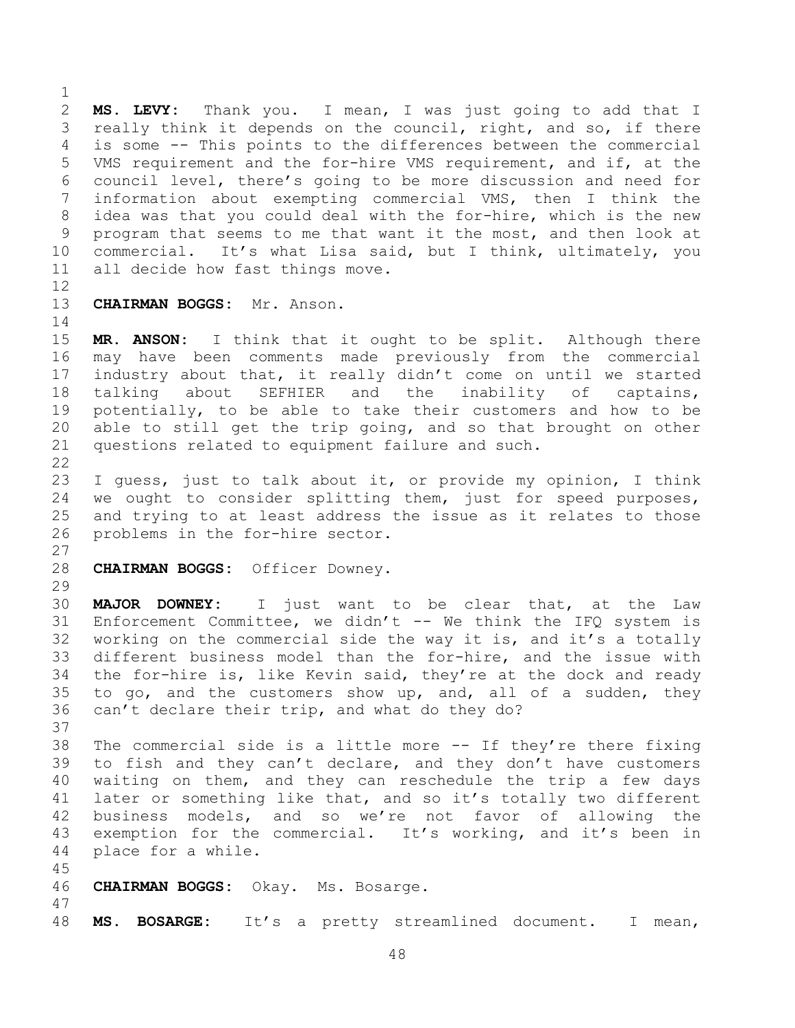**MS. LEVY:** Thank you. I mean, I was just going to add that I really think it depends on the council, right, and so, if there is some -- This points to the differences between the commercial VMS requirement and the for-hire VMS requirement, and if, at the council level, there's going to be more discussion and need for information about exempting commercial VMS, then I think the idea was that you could deal with the for-hire, which is the new program that seems to me that want it the most, and then look at commercial. It's what Lisa said, but I think, ultimately, you all decide how fast things move.

**CHAIRMAN BOGGS:** Mr. Anson.

**MR. ANSON:** I think that it ought to be split. Although there may have been comments made previously from the commercial industry about that, it really didn't come on until we started talking about SEFHIER and the inability of captains, potentially, to be able to take their customers and how to be able to still get the trip going, and so that brought on other questions related to equipment failure and such.

I guess, just to talk about it, or provide my opinion, I think we ought to consider splitting them, just for speed purposes, and trying to at least address the issue as it relates to those problems in the for-hire sector.

**CHAIRMAN BOGGS:** Officer Downey.

**MAJOR DOWNEY:** I just want to be clear that, at the Law Enforcement Committee, we didn't -- We think the IFQ system is working on the commercial side the way it is, and it's a totally different business model than the for-hire, and the issue with the for-hire is, like Kevin said, they're at the dock and ready to go, and the customers show up, and, all of a sudden, they can't declare their trip, and what do they do?

The commercial side is a little more -- If they're there fixing to fish and they can't declare, and they don't have customers waiting on them, and they can reschedule the trip a few days later or something like that, and so it's totally two different business models, and so we're not favor of allowing the exemption for the commercial. It's working, and it's been in place for a while.

**CHAIRMAN BOGGS:** Okay. Ms. Bosarge.

**MS. BOSARGE:** It's a pretty streamlined document. I mean,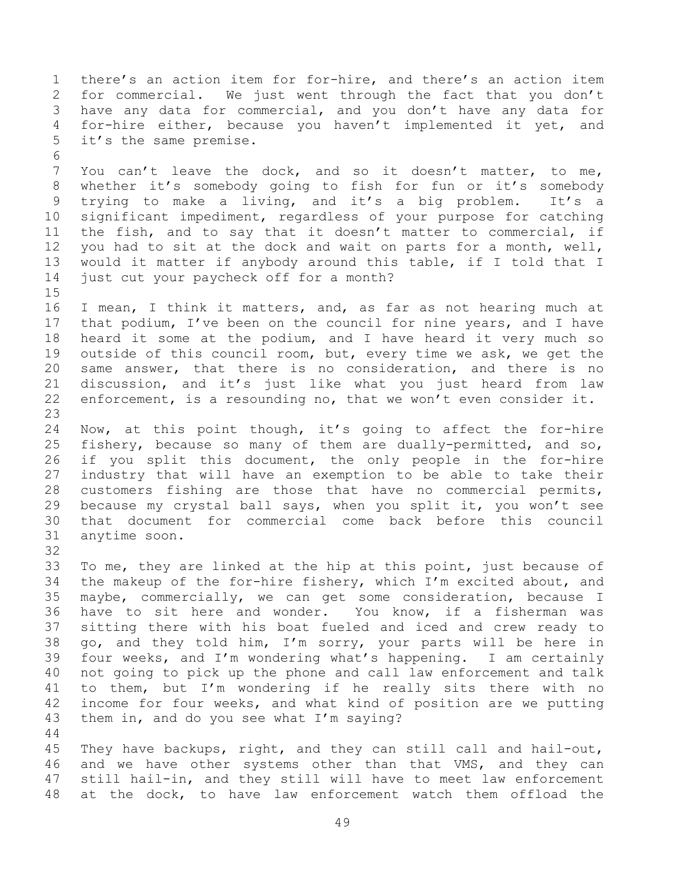there's an action item for for-hire, and there's an action item for commercial. We just went through the fact that you don't have any data for commercial, and you don't have any data for for-hire either, because you haven't implemented it yet, and it's the same premise.

You can't leave the dock, and so it doesn't matter, to me, whether it's somebody going to fish for fun or it's somebody trying to make a living, and it's a big problem. It's a significant impediment, regardless of your purpose for catching the fish, and to say that it doesn't matter to commercial, if you had to sit at the dock and wait on parts for a month, well, would it matter if anybody around this table, if I told that I just cut your paycheck off for a month?

I mean, I think it matters, and, as far as not hearing much at that podium, I've been on the council for nine years, and I have heard it some at the podium, and I have heard it very much so outside of this council room, but, every time we ask, we get the same answer, that there is no consideration, and there is no discussion, and it's just like what you just heard from law enforcement, is a resounding no, that we won't even consider it.

Now, at this point though, it's going to affect the for-hire fishery, because so many of them are dually-permitted, and so, if you split this document, the only people in the for-hire industry that will have an exemption to be able to take their customers fishing are those that have no commercial permits, because my crystal ball says, when you split it, you won't see that document for commercial come back before this council anytime soon.

To me, they are linked at the hip at this point, just because of the makeup of the for-hire fishery, which I'm excited about, and maybe, commercially, we can get some consideration, because I have to sit here and wonder. You know, if a fisherman was sitting there with his boat fueled and iced and crew ready to go, and they told him, I'm sorry, your parts will be here in four weeks, and I'm wondering what's happening. I am certainly not going to pick up the phone and call law enforcement and talk to them, but I'm wondering if he really sits there with no income for four weeks, and what kind of position are we putting them in, and do you see what I'm saying?

They have backups, right, and they can still call and hail-out, and we have other systems other than that VMS, and they can still hail-in, and they still will have to meet law enforcement at the dock, to have law enforcement watch them offload the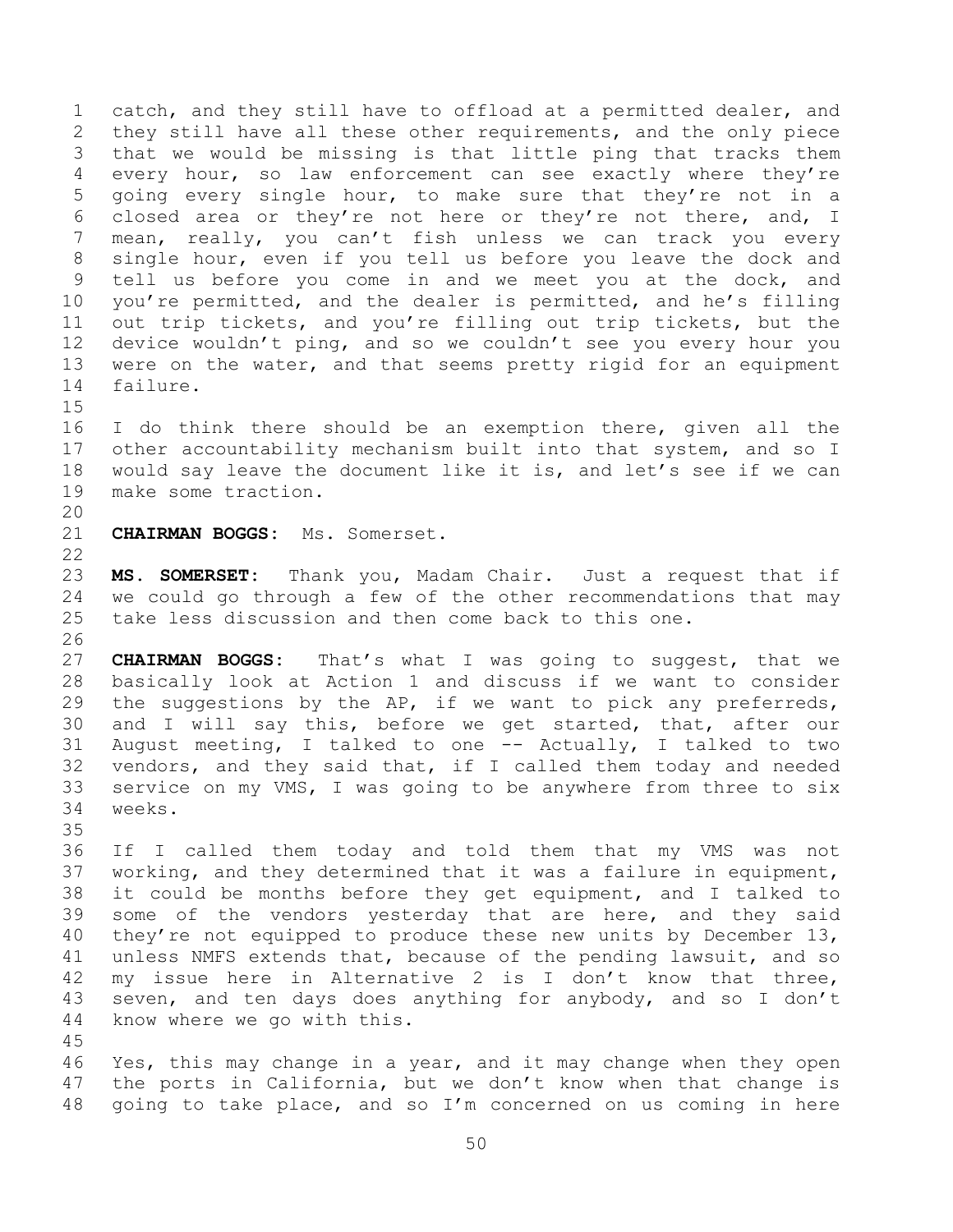catch, and they still have to offload at a permitted dealer, and they still have all these other requirements, and the only piece that we would be missing is that little ping that tracks them every hour, so law enforcement can see exactly where they're going every single hour, to make sure that they're not in a closed area or they're not here or they're not there, and, I mean, really, you can't fish unless we can track you every single hour, even if you tell us before you leave the dock and tell us before you come in and we meet you at the dock, and you're permitted, and the dealer is permitted, and he's filling out trip tickets, and you're filling out trip tickets, but the device wouldn't ping, and so we couldn't see you every hour you were on the water, and that seems pretty rigid for an equipment failure.

I do think there should be an exemption there, given all the other accountability mechanism built into that system, and so I would say leave the document like it is, and let's see if we can make some traction.

**CHAIRMAN BOGGS:** Ms. Somerset.

**MS. SOMERSET:** Thank you, Madam Chair. Just a request that if we could go through a few of the other recommendations that may take less discussion and then come back to this one.

**CHAIRMAN BOGGS:** That's what I was going to suggest, that we basically look at Action 1 and discuss if we want to consider the suggestions by the AP, if we want to pick any preferreds, and I will say this, before we get started, that, after our August meeting, I talked to one -- Actually, I talked to two vendors, and they said that, if I called them today and needed service on my VMS, I was going to be anywhere from three to six weeks.

If I called them today and told them that my VMS was not working, and they determined that it was a failure in equipment, it could be months before they get equipment, and I talked to some of the vendors yesterday that are here, and they said they're not equipped to produce these new units by December 13, unless NMFS extends that, because of the pending lawsuit, and so my issue here in Alternative 2 is I don't know that three, seven, and ten days does anything for anybody, and so I don't know where we go with this.

Yes, this may change in a year, and it may change when they open the ports in California, but we don't know when that change is going to take place, and so I'm concerned on us coming in here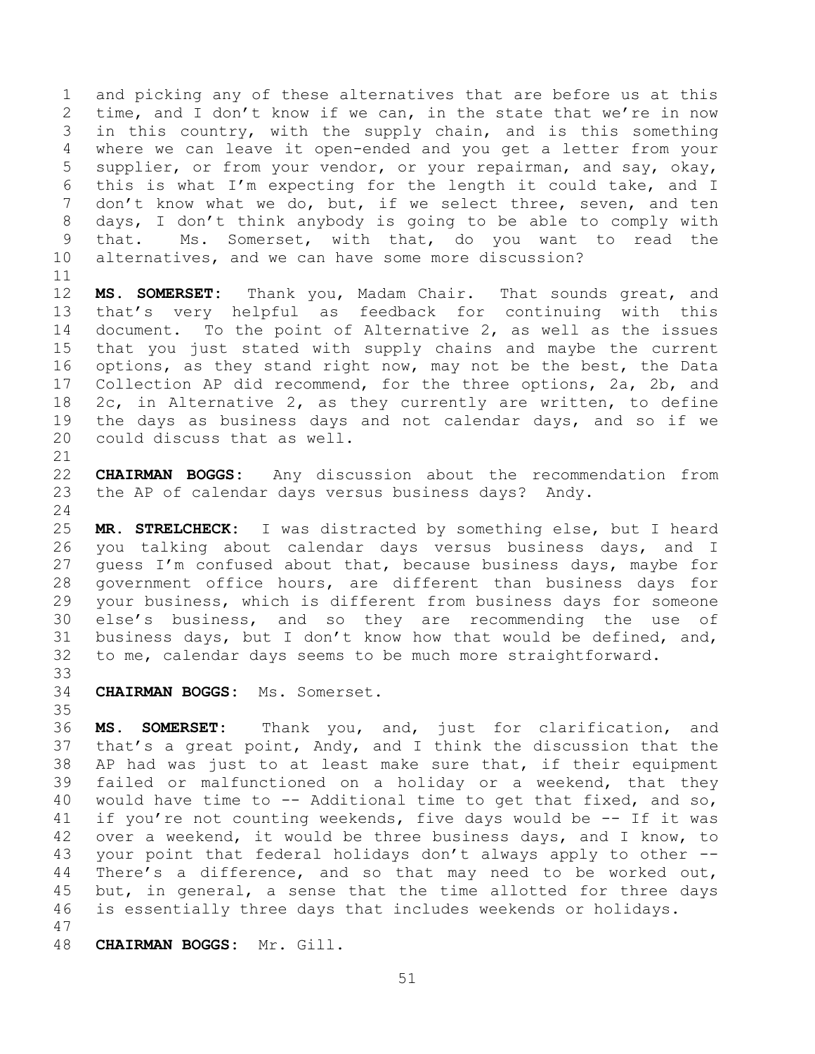and picking any of these alternatives that are before us at this time, and I don't know if we can, in the state that we're in now in this country, with the supply chain, and is this something where we can leave it open-ended and you get a letter from your supplier, or from your vendor, or your repairman, and say, okay, this is what I'm expecting for the length it could take, and I don't know what we do, but, if we select three, seven, and ten days, I don't think anybody is going to be able to comply with that. Ms. Somerset, with that, do you want to read the alternatives, and we can have some more discussion?

**MS. SOMERSET:** Thank you, Madam Chair. That sounds great, and that's very helpful as feedback for continuing with this document. To the point of Alternative 2, as well as the issues that you just stated with supply chains and maybe the current options, as they stand right now, may not be the best, the Data Collection AP did recommend, for the three options, 2a, 2b, and 2c, in Alternative 2, as they currently are written, to define the days as business days and not calendar days, and so if we could discuss that as well.

**CHAIRMAN BOGGS:** Any discussion about the recommendation from the AP of calendar days versus business days? Andy.

**MR. STRELCHECK:** I was distracted by something else, but I heard you talking about calendar days versus business days, and I guess I'm confused about that, because business days, maybe for government office hours, are different than business days for your business, which is different from business days for someone else's business, and so they are recommending the use of business days, but I don't know how that would be defined, and, to me, calendar days seems to be much more straightforward.

**CHAIRMAN BOGGS:** Ms. Somerset.

**MS. SOMERSET:** Thank you, and, just for clarification, and that's a great point, Andy, and I think the discussion that the AP had was just to at least make sure that, if their equipment failed or malfunctioned on a holiday or a weekend, that they would have time to -- Additional time to get that fixed, and so, if you're not counting weekends, five days would be -- If it was over a weekend, it would be three business days, and I know, to your point that federal holidays don't always apply to other -- There's a difference, and so that may need to be worked out, but, in general, a sense that the time allotted for three days is essentially three days that includes weekends or holidays.

**CHAIRMAN BOGGS:** Mr. Gill.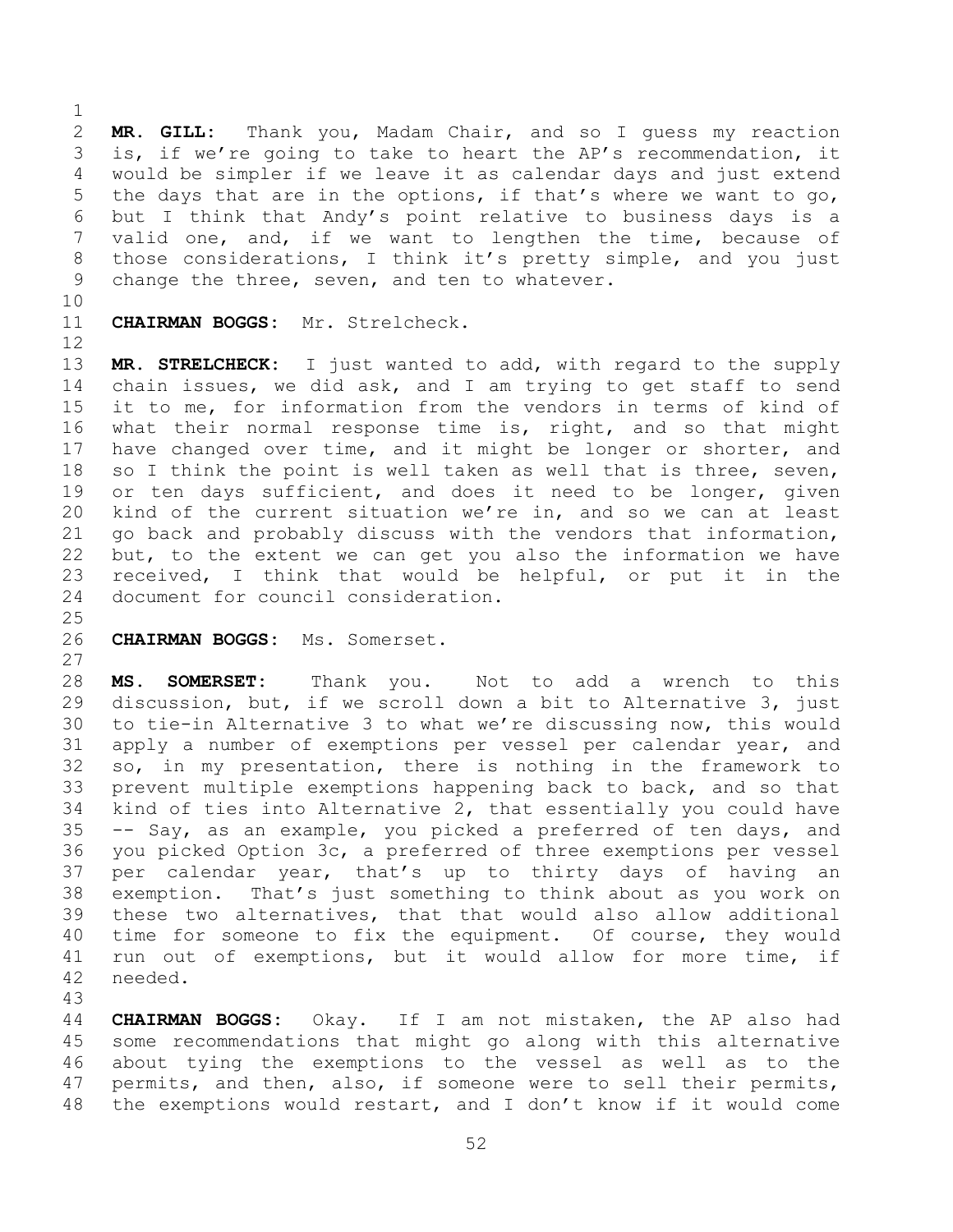**MR. GILL:** Thank you, Madam Chair, and so I guess my reaction is, if we're going to take to heart the AP's recommendation, it would be simpler if we leave it as calendar days and just extend the days that are in the options, if that's where we want to go, but I think that Andy's point relative to business days is a valid one, and, if we want to lengthen the time, because of those considerations, I think it's pretty simple, and you just change the three, seven, and ten to whatever.

**CHAIRMAN BOGGS:** Mr. Strelcheck.

**MR. STRELCHECK:** I just wanted to add, with regard to the supply chain issues, we did ask, and I am trying to get staff to send it to me, for information from the vendors in terms of kind of what their normal response time is, right, and so that might have changed over time, and it might be longer or shorter, and so I think the point is well taken as well that is three, seven, or ten days sufficient, and does it need to be longer, given kind of the current situation we're in, and so we can at least go back and probably discuss with the vendors that information, but, to the extent we can get you also the information we have received, I think that would be helpful, or put it in the document for council consideration.

**CHAIRMAN BOGGS:** Ms. Somerset.

**MS. SOMERSET:** Thank you. Not to add a wrench to this discussion, but, if we scroll down a bit to Alternative 3, just to tie-in Alternative 3 to what we're discussing now, this would apply a number of exemptions per vessel per calendar year, and so, in my presentation, there is nothing in the framework to prevent multiple exemptions happening back to back, and so that kind of ties into Alternative 2, that essentially you could have -- Say, as an example, you picked a preferred of ten days, and you picked Option 3c, a preferred of three exemptions per vessel per calendar year, that's up to thirty days of having an exemption. That's just something to think about as you work on these two alternatives, that that would also allow additional time for someone to fix the equipment. Of course, they would run out of exemptions, but it would allow for more time, if needed.

**CHAIRMAN BOGGS:** Okay. If I am not mistaken, the AP also had some recommendations that might go along with this alternative about tying the exemptions to the vessel as well as to the permits, and then, also, if someone were to sell their permits, the exemptions would restart, and I don't know if it would come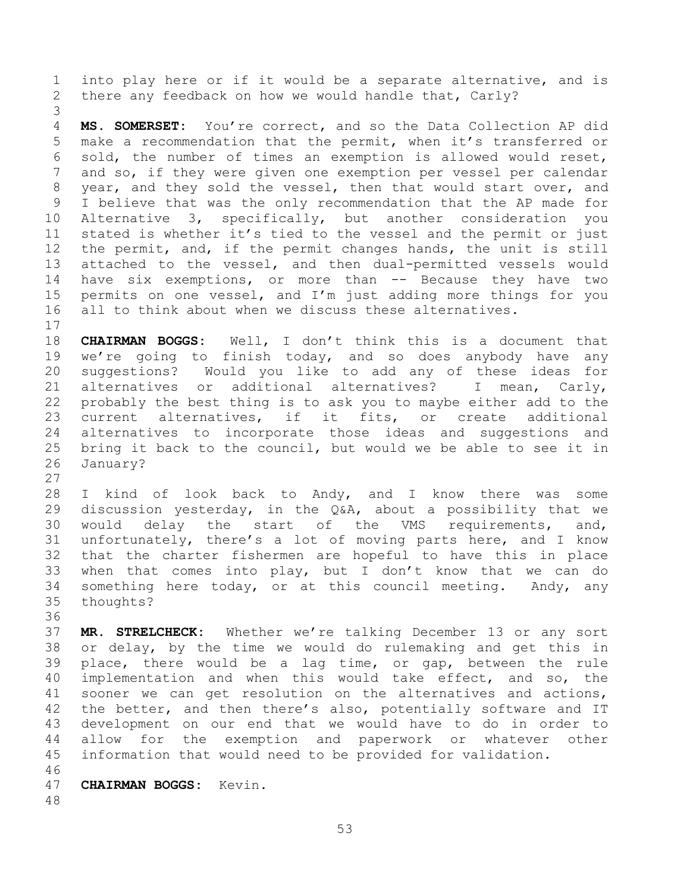into play here or if it would be a separate alternative, and is there any feedback on how we would handle that, Carly?

**MS. SOMERSET:** You're correct, and so the Data Collection AP did make a recommendation that the permit, when it's transferred or sold, the number of times an exemption is allowed would reset, and so, if they were given one exemption per vessel per calendar year, and they sold the vessel, then that would start over, and I believe that was the only recommendation that the AP made for Alternative 3, specifically, but another consideration you stated is whether it's tied to the vessel and the permit or just the permit, and, if the permit changes hands, the unit is still attached to the vessel, and then dual-permitted vessels would have six exemptions, or more than -- Because they have two permits on one vessel, and I'm just adding more things for you all to think about when we discuss these alternatives.

**CHAIRMAN BOGGS:** Well, I don't think this is a document that we're going to finish today, and so does anybody have any suggestions? Would you like to add any of these ideas for alternatives or additional alternatives? I mean, Carly, probably the best thing is to ask you to maybe either add to the current alternatives, if it fits, or create additional alternatives to incorporate those ideas and suggestions and bring it back to the council, but would we be able to see it in January?

I kind of look back to Andy, and I know there was some discussion yesterday, in the Q&A, about a possibility that we would delay the start of the VMS requirements, and, unfortunately, there's a lot of moving parts here, and I know that the charter fishermen are hopeful to have this in place when that comes into play, but I don't know that we can do something here today, or at this council meeting. Andy, any thoughts?

**MR. STRELCHECK:** Whether we're talking December 13 or any sort or delay, by the time we would do rulemaking and get this in place, there would be a lag time, or gap, between the rule implementation and when this would take effect, and so, the sooner we can get resolution on the alternatives and actions, the better, and then there's also, potentially software and IT development on our end that we would have to do in order to allow for the exemption and paperwork or whatever other information that would need to be provided for validation.

**CHAIRMAN BOGGS:** Kevin.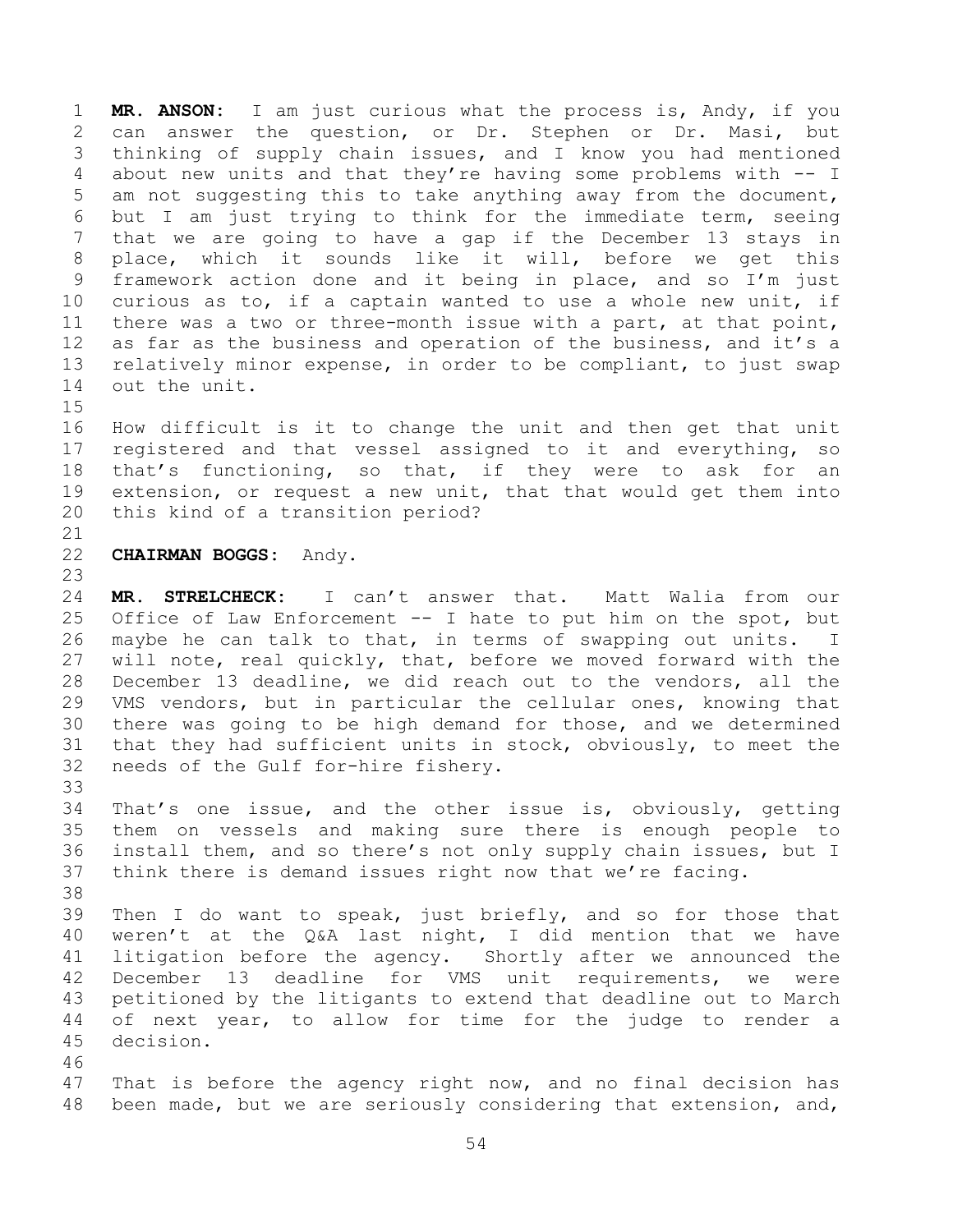**MR. ANSON:** I am just curious what the process is, Andy, if you can answer the question, or Dr. Stephen or Dr. Masi, but thinking of supply chain issues, and I know you had mentioned about new units and that they're having some problems with -- I am not suggesting this to take anything away from the document, but I am just trying to think for the immediate term, seeing that we are going to have a gap if the December 13 stays in place, which it sounds like it will, before we get this framework action done and it being in place, and so I'm just curious as to, if a captain wanted to use a whole new unit, if there was a two or three-month issue with a part, at that point, as far as the business and operation of the business, and it's a relatively minor expense, in order to be compliant, to just swap out the unit.

How difficult is it to change the unit and then get that unit registered and that vessel assigned to it and everything, so that's functioning, so that, if they were to ask for an extension, or request a new unit, that that would get them into this kind of a transition period?

**CHAIRMAN BOGGS:** Andy.

**MR. STRELCHECK:** I can't answer that. Matt Walia from our Office of Law Enforcement -- I hate to put him on the spot, but maybe he can talk to that, in terms of swapping out units. I will note, real quickly, that, before we moved forward with the December 13 deadline, we did reach out to the vendors, all the VMS vendors, but in particular the cellular ones, knowing that there was going to be high demand for those, and we determined that they had sufficient units in stock, obviously, to meet the needs of the Gulf for-hire fishery.

That's one issue, and the other issue is, obviously, getting them on vessels and making sure there is enough people to install them, and so there's not only supply chain issues, but I think there is demand issues right now that we're facing.

Then I do want to speak, just briefly, and so for those that weren't at the Q&A last night, I did mention that we have litigation before the agency. Shortly after we announced the December 13 deadline for VMS unit requirements, we were petitioned by the litigants to extend that deadline out to March of next year, to allow for time for the judge to render a decision.

That is before the agency right now, and no final decision has been made, but we are seriously considering that extension, and,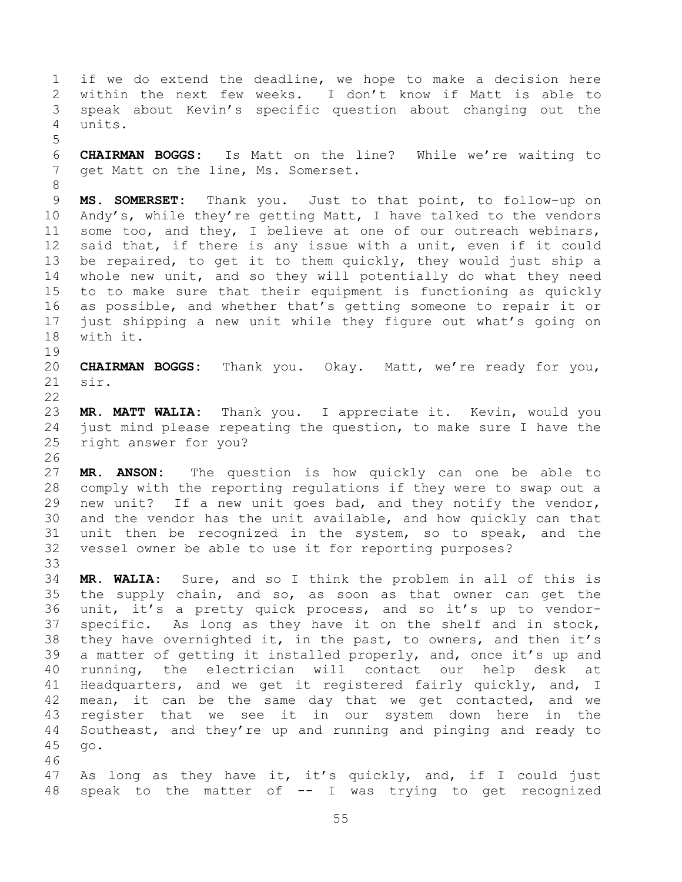if we do extend the deadline, we hope to make a decision here within the next few weeks. I don't know if Matt is able to speak about Kevin's specific question about changing out the units.

**CHAIRMAN BOGGS:** Is Matt on the line? While we're waiting to get Matt on the line, Ms. Somerset.

**MS. SOMERSET:** Thank you. Just to that point, to follow-up on Andy's, while they're getting Matt, I have talked to the vendors some too, and they, I believe at one of our outreach webinars, said that, if there is any issue with a unit, even if it could be repaired, to get it to them quickly, they would just ship a whole new unit, and so they will potentially do what they need to to make sure that their equipment is functioning as quickly as possible, and whether that's getting someone to repair it or just shipping a new unit while they figure out what's going on with it.

**CHAIRMAN BOGGS:** Thank you. Okay. Matt, we're ready for you, sir.

**MR. MATT WALIA:** Thank you. I appreciate it. Kevin, would you just mind please repeating the question, to make sure I have the right answer for you?

**MR. ANSON:** The question is how quickly can one be able to comply with the reporting regulations if they were to swap out a new unit? If a new unit goes bad, and they notify the vendor, and the vendor has the unit available, and how quickly can that unit then be recognized in the system, so to speak, and the vessel owner be able to use it for reporting purposes?

**MR. WALIA:** Sure, and so I think the problem in all of this is the supply chain, and so, as soon as that owner can get the unit, it's a pretty quick process, and so it's up to vendor-specific. As long as they have it on the shelf and in stock, they have overnighted it, in the past, to owners, and then it's a matter of getting it installed properly, and, once it's up and running, the electrician will contact our help desk at Headquarters, and we get it registered fairly quickly, and, I mean, it can be the same day that we get contacted, and we register that we see it in our system down here in the Southeast, and they're up and running and pinging and ready to go.

As long as they have it, it's quickly, and, if I could just speak to the matter of -- I was trying to get recognized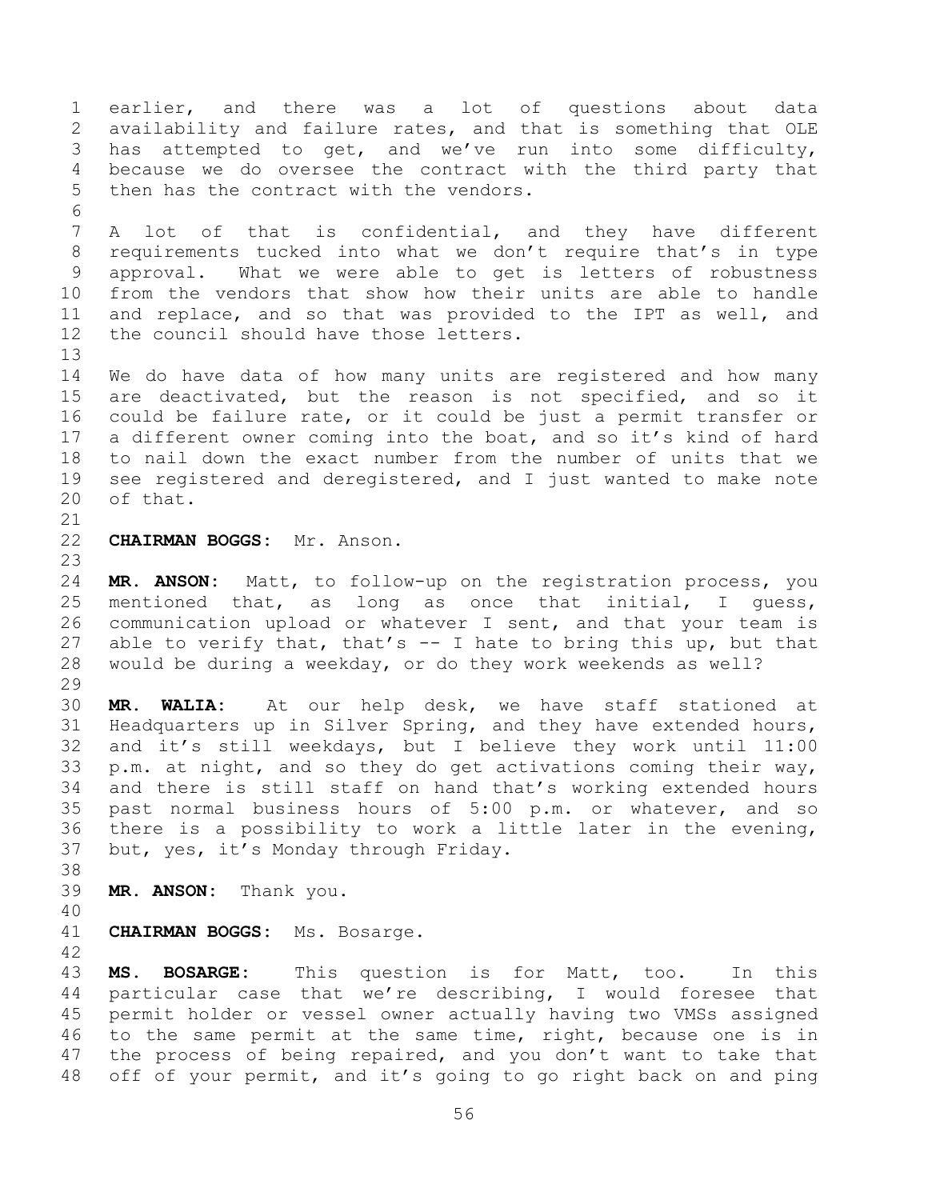earlier, and there was a lot of questions about data availability and failure rates, and that is something that OLE has attempted to get, and we've run into some difficulty, because we do oversee the contract with the third party that then has the contract with the vendors.

A lot of that is confidential, and they have different requirements tucked into what we don't require that's in type approval. What we were able to get is letters of robustness from the vendors that show how their units are able to handle and replace, and so that was provided to the IPT as well, and the council should have those letters.

We do have data of how many units are registered and how many are deactivated, but the reason is not specified, and so it could be failure rate, or it could be just a permit transfer or a different owner coming into the boat, and so it's kind of hard to nail down the exact number from the number of units that we see registered and deregistered, and I just wanted to make note of that.

**CHAIRMAN BOGGS:** Mr. Anson.

**MR. ANSON:** Matt, to follow-up on the registration process, you mentioned that, as long as once that initial, I guess, communication upload or whatever I sent, and that your team is able to verify that, that's -- I hate to bring this up, but that would be during a weekday, or do they work weekends as well?

**MR. WALIA:** At our help desk, we have staff stationed at Headquarters up in Silver Spring, and they have extended hours, and it's still weekdays, but I believe they work until 11:00 p.m. at night, and so they do get activations coming their way, and there is still staff on hand that's working extended hours past normal business hours of 5:00 p.m. or whatever, and so there is a possibility to work a little later in the evening, but, yes, it's Monday through Friday.

**MR. ANSON:** Thank you.

**CHAIRMAN BOGGS:** Ms. Bosarge.

**MS. BOSARGE:** This question is for Matt, too. In this particular case that we're describing, I would foresee that permit holder or vessel owner actually having two VMSs assigned to the same permit at the same time, right, because one is in the process of being repaired, and you don't want to take that off of your permit, and it's going to go right back on and ping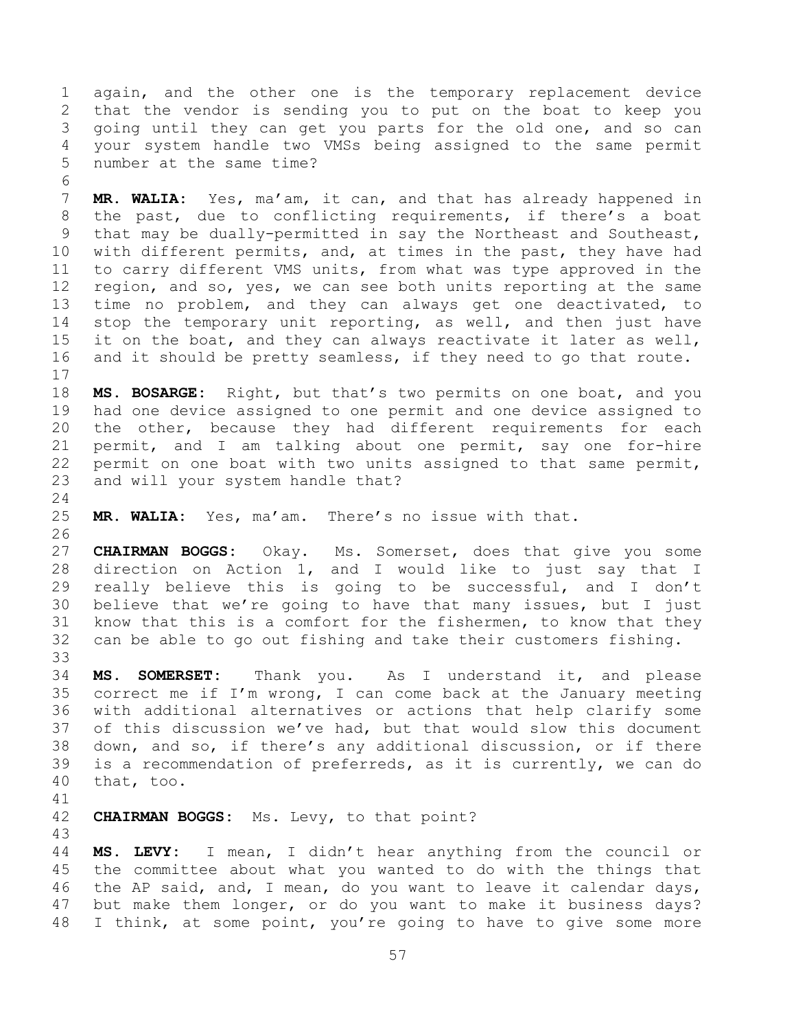again, and the other one is the temporary replacement device that the vendor is sending you to put on the boat to keep you going until they can get you parts for the old one, and so can your system handle two VMSs being assigned to the same permit number at the same time?

**MR. WALIA:** Yes, ma'am, it can, and that has already happened in the past, due to conflicting requirements, if there's a boat that may be dually-permitted in say the Northeast and Southeast, with different permits, and, at times in the past, they have had to carry different VMS units, from what was type approved in the region, and so, yes, we can see both units reporting at the same time no problem, and they can always get one deactivated, to stop the temporary unit reporting, as well, and then just have it on the boat, and they can always reactivate it later as well, and it should be pretty seamless, if they need to go that route.

**MS. BOSARGE:** Right, but that's two permits on one boat, and you had one device assigned to one permit and one device assigned to the other, because they had different requirements for each permit, and I am talking about one permit, say one for-hire permit on one boat with two units assigned to that same permit, and will your system handle that?

**MR. WALIA:** Yes, ma'am. There's no issue with that.

**CHAIRMAN BOGGS:** Okay. Ms. Somerset, does that give you some direction on Action 1, and I would like to just say that I really believe this is going to be successful, and I don't believe that we're going to have that many issues, but I just know that this is a comfort for the fishermen, to know that they can be able to go out fishing and take their customers fishing.

**MS. SOMERSET:** Thank you. As I understand it, and please correct me if I'm wrong, I can come back at the January meeting with additional alternatives or actions that help clarify some of this discussion we've had, but that would slow this document down, and so, if there's any additional discussion, or if there is a recommendation of preferreds, as it is currently, we can do that, too.

**CHAIRMAN BOGGS:** Ms. Levy, to that point?

**MS. LEVY:** I mean, I didn't hear anything from the council or the committee about what you wanted to do with the things that the AP said, and, I mean, do you want to leave it calendar days, but make them longer, or do you want to make it business days? I think, at some point, you're going to have to give some more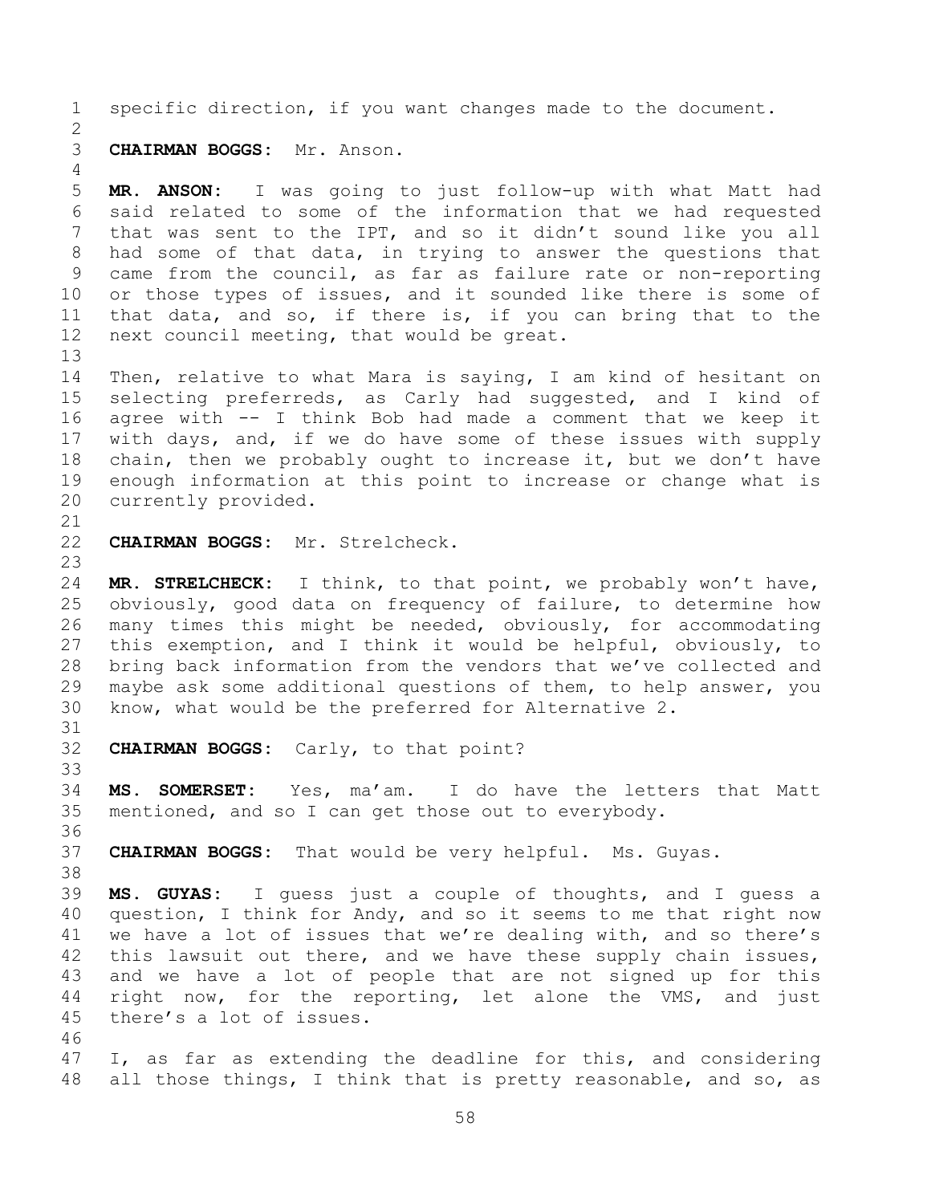specific direction, if you want changes made to the document.

**CHAIRMAN BOGGS:** Mr. Anson.

**MR. ANSON:** I was going to just follow-up with what Matt had said related to some of the information that we had requested that was sent to the IPT, and so it didn't sound like you all had some of that data, in trying to answer the questions that came from the council, as far as failure rate or non-reporting or those types of issues, and it sounded like there is some of that data, and so, if there is, if you can bring that to the next council meeting, that would be great.

Then, relative to what Mara is saying, I am kind of hesitant on selecting preferreds, as Carly had suggested, and I kind of agree with -- I think Bob had made a comment that we keep it with days, and, if we do have some of these issues with supply chain, then we probably ought to increase it, but we don't have enough information at this point to increase or change what is currently provided.

**CHAIRMAN BOGGS:** Mr. Strelcheck.

**MR. STRELCHECK:** I think, to that point, we probably won't have, obviously, good data on frequency of failure, to determine how many times this might be needed, obviously, for accommodating this exemption, and I think it would be helpful, obviously, to bring back information from the vendors that we've collected and maybe ask some additional questions of them, to help answer, you know, what would be the preferred for Alternative 2.

**CHAIRMAN BOGGS:** Carly, to that point?

**MS. SOMERSET:** Yes, ma'am. I do have the letters that Matt mentioned, and so I can get those out to everybody.

**CHAIRMAN BOGGS:** That would be very helpful. Ms. Guyas.

**MS. GUYAS:** I guess just a couple of thoughts, and I guess a question, I think for Andy, and so it seems to me that right now we have a lot of issues that we're dealing with, and so there's this lawsuit out there, and we have these supply chain issues, and we have a lot of people that are not signed up for this right now, for the reporting, let alone the VMS, and just there's a lot of issues.

I, as far as extending the deadline for this, and considering all those things, I think that is pretty reasonable, and so, as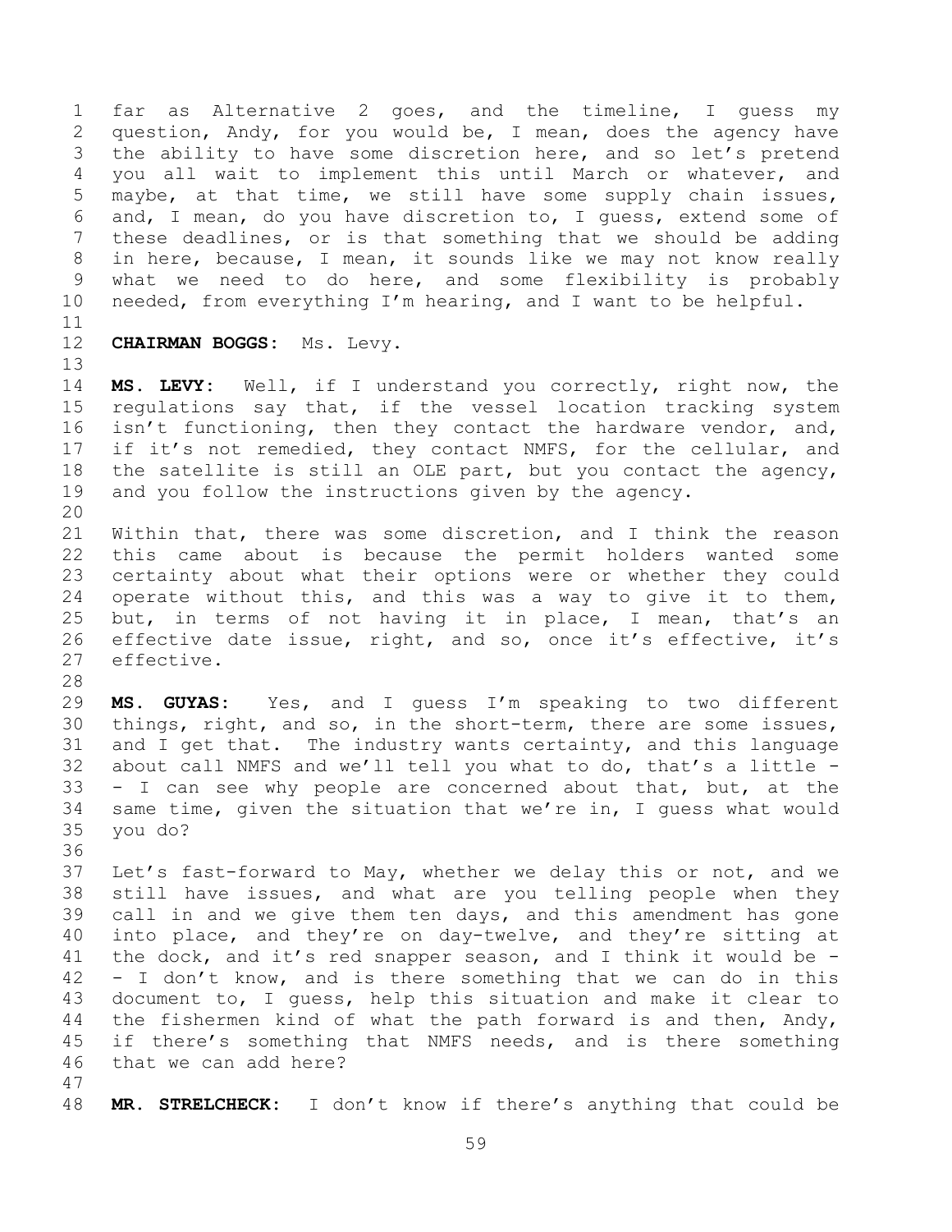far as Alternative 2 goes, and the timeline, I guess my question, Andy, for you would be, I mean, does the agency have the ability to have some discretion here, and so let's pretend you all wait to implement this until March or whatever, and maybe, at that time, we still have some supply chain issues, and, I mean, do you have discretion to, I guess, extend some of these deadlines, or is that something that we should be adding in here, because, I mean, it sounds like we may not know really what we need to do here, and some flexibility is probably needed, from everything I'm hearing, and I want to be helpful.

**CHAIRMAN BOGGS:** Ms. Levy.

**MS. LEVY:** Well, if I understand you correctly, right now, the regulations say that, if the vessel location tracking system isn't functioning, then they contact the hardware vendor, and, if it's not remedied, they contact NMFS, for the cellular, and the satellite is still an OLE part, but you contact the agency, and you follow the instructions given by the agency.

Within that, there was some discretion, and I think the reason this came about is because the permit holders wanted some certainty about what their options were or whether they could operate without this, and this was a way to give it to them, but, in terms of not having it in place, I mean, that's an effective date issue, right, and so, once it's effective, it's effective.

**MS. GUYAS:** Yes, and I guess I'm speaking to two different things, right, and so, in the short-term, there are some issues, and I get that. The industry wants certainty, and this language about call NMFS and we'll tell you what to do, that's a little -- I can see why people are concerned about that, but, at the same time, given the situation that we're in, I guess what would you do?

Let's fast-forward to May, whether we delay this or not, and we still have issues, and what are you telling people when they call in and we give them ten days, and this amendment has gone into place, and they're on day-twelve, and they're sitting at the dock, and it's red snapper season, and I think it would be -- I don't know, and is there something that we can do in this document to, I guess, help this situation and make it clear to the fishermen kind of what the path forward is and then, Andy, if there's something that NMFS needs, and is there something that we can add here?

**MR. STRELCHECK:** I don't know if there's anything that could be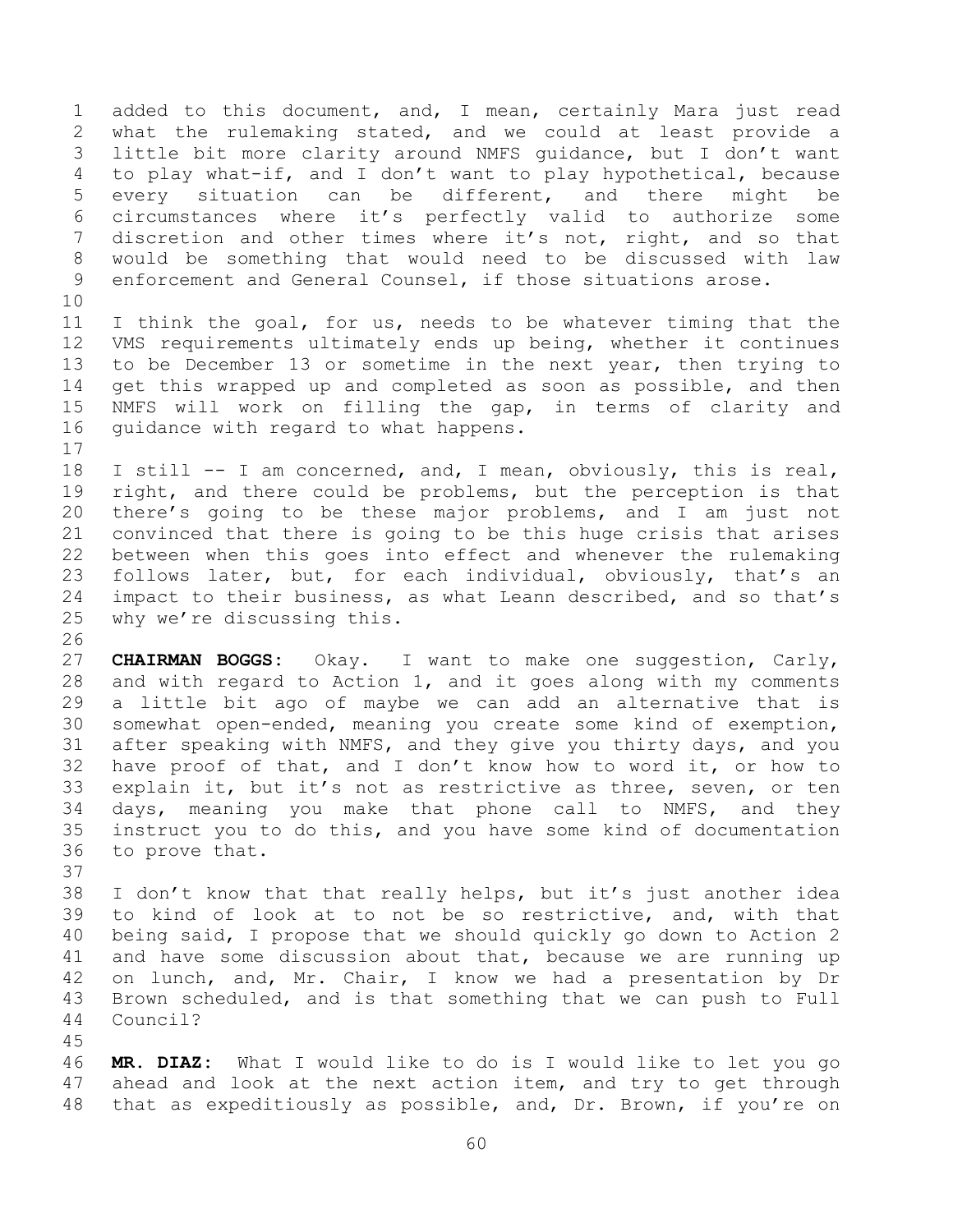added to this document, and, I mean, certainly Mara just read what the rulemaking stated, and we could at least provide a little bit more clarity around NMFS guidance, but I don't want to play what-if, and I don't want to play hypothetical, because every situation can be different, and there might be circumstances where it's perfectly valid to authorize some discretion and other times where it's not, right, and so that would be something that would need to be discussed with law enforcement and General Counsel, if those situations arose.

I think the goal, for us, needs to be whatever timing that the VMS requirements ultimately ends up being, whether it continues to be December 13 or sometime in the next year, then trying to get this wrapped up and completed as soon as possible, and then NMFS will work on filling the gap, in terms of clarity and guidance with regard to what happens.

I still -- I am concerned, and, I mean, obviously, this is real, right, and there could be problems, but the perception is that there's going to be these major problems, and I am just not convinced that there is going to be this huge crisis that arises between when this goes into effect and whenever the rulemaking follows later, but, for each individual, obviously, that's an impact to their business, as what Leann described, and so that's why we're discussing this.

**CHAIRMAN BOGGS:** Okay. I want to make one suggestion, Carly, and with regard to Action 1, and it goes along with my comments a little bit ago of maybe we can add an alternative that is somewhat open-ended, meaning you create some kind of exemption, after speaking with NMFS, and they give you thirty days, and you have proof of that, and I don't know how to word it, or how to explain it, but it's not as restrictive as three, seven, or ten days, meaning you make that phone call to NMFS, and they instruct you to do this, and you have some kind of documentation to prove that.

I don't know that that really helps, but it's just another idea to kind of look at to not be so restrictive, and, with that being said, I propose that we should quickly go down to Action 2 and have some discussion about that, because we are running up on lunch, and, Mr. Chair, I know we had a presentation by Dr Brown scheduled, and is that something that we can push to Full Council?

**MR. DIAZ:** What I would like to do is I would like to let you go ahead and look at the next action item, and try to get through that as expeditiously as possible, and, Dr. Brown, if you're on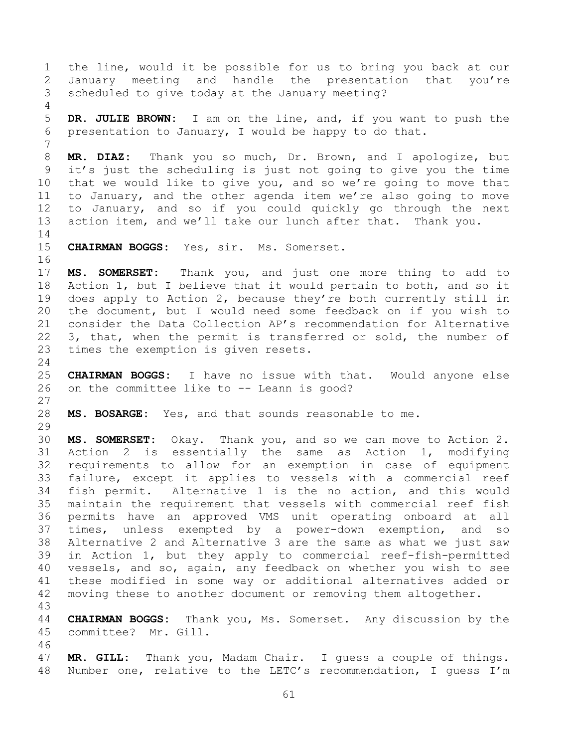the line, would it be possible for us to bring you back at our January meeting and handle the presentation that you're scheduled to give today at the January meeting?

**DR. JULIE BROWN:** I am on the line, and, if you want to push the presentation to January, I would be happy to do that.

**MR. DIAZ:** Thank you so much, Dr. Brown, and I apologize, but it's just the scheduling is just not going to give you the time that we would like to give you, and so we're going to move that to January, and the other agenda item we're also going to move to January, and so if you could quickly go through the next action item, and we'll take our lunch after that. Thank you.

**CHAIRMAN BOGGS:** Yes, sir. Ms. Somerset.

**MS. SOMERSET:** Thank you, and just one more thing to add to Action 1, but I believe that it would pertain to both, and so it does apply to Action 2, because they're both currently still in the document, but I would need some feedback on if you wish to consider the Data Collection AP's recommendation for Alternative 3, that, when the permit is transferred or sold, the number of times the exemption is given resets.

**CHAIRMAN BOGGS:** I have no issue with that. Would anyone else on the committee like to -- Leann is good?

**MS. BOSARGE:** Yes, and that sounds reasonable to me.

**MS. SOMERSET:** Okay. Thank you, and so we can move to Action 2. Action 2 is essentially the same as Action 1, modifying requirements to allow for an exemption in case of equipment failure, except it applies to vessels with a commercial reef fish permit. Alternative 1 is the no action, and this would maintain the requirement that vessels with commercial reef fish permits have an approved VMS unit operating onboard at all times, unless exempted by a power-down exemption, and so Alternative 2 and Alternative 3 are the same as what we just saw in Action 1, but they apply to commercial reef-fish-permitted vessels, and so, again, any feedback on whether you wish to see these modified in some way or additional alternatives added or moving these to another document or removing them altogether.

**CHAIRMAN BOGGS:** Thank you, Ms. Somerset. Any discussion by the committee? Mr. Gill.

**MR. GILL:** Thank you, Madam Chair. I guess a couple of things. Number one, relative to the LETC's recommendation, I guess I'm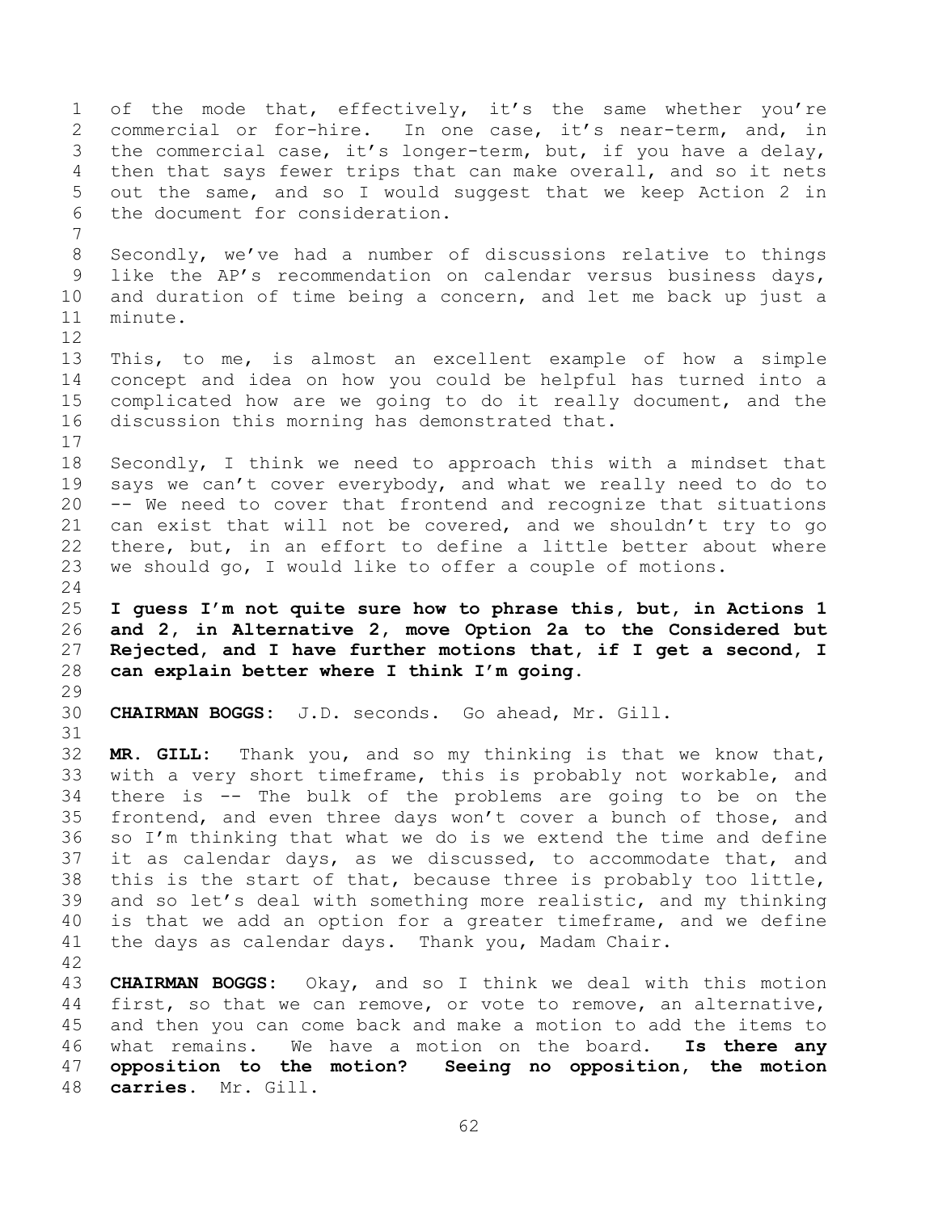of the mode that, effectively, it's the same whether you're commercial or for-hire. In one case, it's near-term, and, in the commercial case, it's longer-term, but, if you have a delay, then that says fewer trips that can make overall, and so it nets out the same, and so I would suggest that we keep Action 2 in the document for consideration.

Secondly, we've had a number of discussions relative to things like the AP's recommendation on calendar versus business days, and duration of time being a concern, and let me back up just a minute.

This, to me, is almost an excellent example of how a simple concept and idea on how you could be helpful has turned into a complicated how are we going to do it really document, and the discussion this morning has demonstrated that.

Secondly, I think we need to approach this with a mindset that says we can't cover everybody, and what we really need to do to -- We need to cover that frontend and recognize that situations can exist that will not be covered, and we shouldn't try to go there, but, in an effort to define a little better about where we should go, I would like to offer a couple of motions.

**I guess I'm not quite sure how to phrase this, but, in Actions 1 and 2, in Alternative 2, move Option 2a to the Considered but Rejected, and I have further motions that, if I get a second, I can explain better where I think I'm going.**

**CHAIRMAN BOGGS:** J.D. seconds. Go ahead, Mr. Gill.

**MR. GILL:** Thank you, and so my thinking is that we know that, with a very short timeframe, this is probably not workable, and there is -- The bulk of the problems are going to be on the frontend, and even three days won't cover a bunch of those, and so I'm thinking that what we do is we extend the time and define it as calendar days, as we discussed, to accommodate that, and this is the start of that, because three is probably too little, and so let's deal with something more realistic, and my thinking is that we add an option for a greater timeframe, and we define the days as calendar days. Thank you, Madam Chair.

**CHAIRMAN BOGGS:** Okay, and so I think we deal with this motion first, so that we can remove, or vote to remove, an alternative, and then you can come back and make a motion to add the items to what remains. We have a motion on the board. **Is there any opposition to the motion? Seeing no opposition, the motion carries.** Mr. Gill.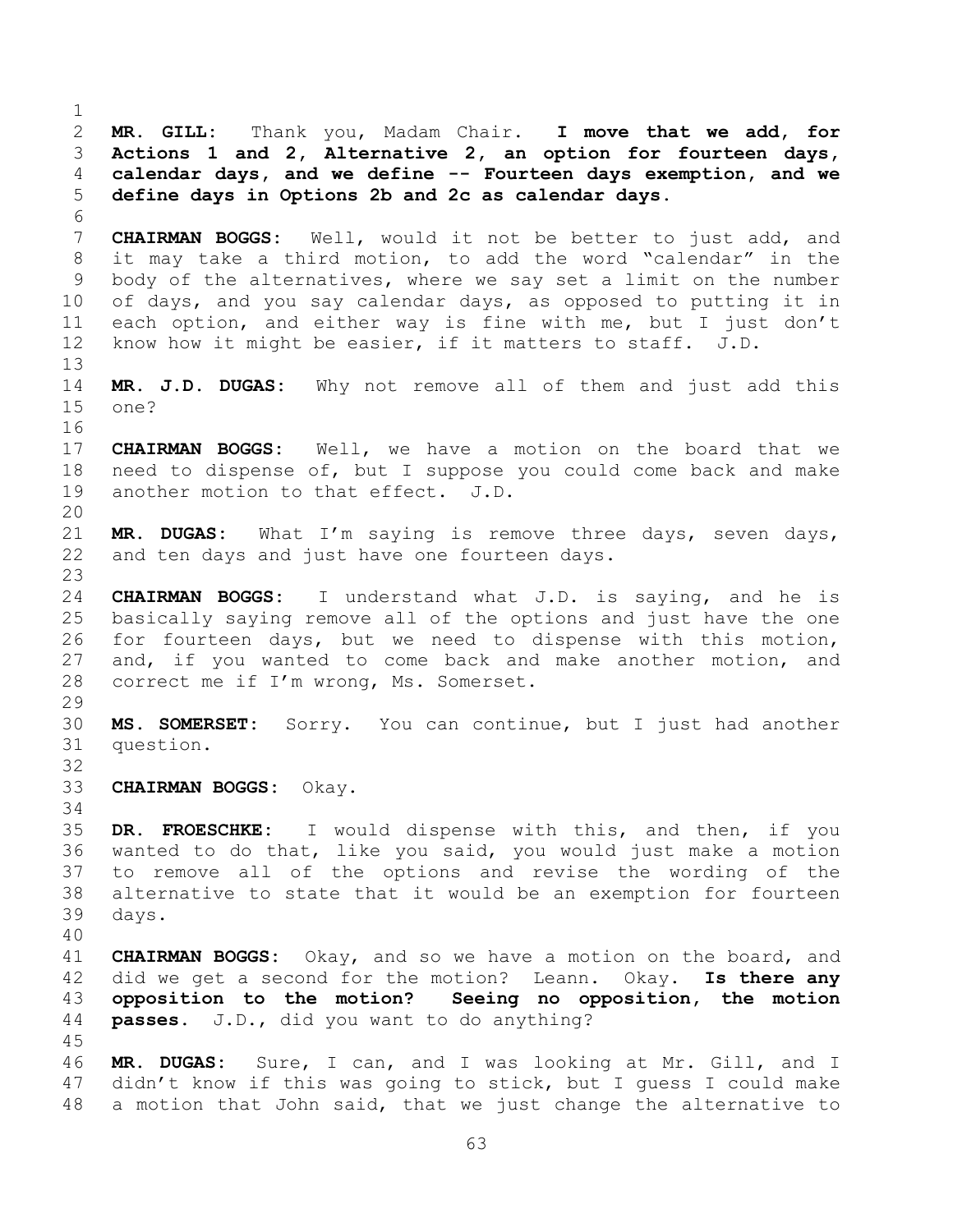**MR. GILL:** Thank you, Madam Chair. **I move that we add, for Actions 1 and 2, Alternative 2, an option for fourteen days, calendar days, and we define -- Fourteen days exemption, and we define days in Options 2b and 2c as calendar days.**

**CHAIRMAN BOGGS:** Well, would it not be better to just add, and it may take a third motion, to add the word "calendar" in the body of the alternatives, where we say set a limit on the number of days, and you say calendar days, as opposed to putting it in each option, and either way is fine with me, but I just don't know how it might be easier, if it matters to staff. J.D.

**MR. J.D. DUGAS:** Why not remove all of them and just add this one?

**CHAIRMAN BOGGS:** Well, we have a motion on the board that we need to dispense of, but I suppose you could come back and make another motion to that effect. J.D.

**MR. DUGAS:** What I'm saying is remove three days, seven days, and ten days and just have one fourteen days.

**CHAIRMAN BOGGS:** I understand what J.D. is saying, and he is basically saying remove all of the options and just have the one for fourteen days, but we need to dispense with this motion, and, if you wanted to come back and make another motion, and correct me if I'm wrong, Ms. Somerset.

**MS. SOMERSET:** Sorry. You can continue, but I just had another question.

**CHAIRMAN BOGGS:** Okay.

**DR. FROESCHKE:** I would dispense with this, and then, if you wanted to do that, like you said, you would just make a motion to remove all of the options and revise the wording of the alternative to state that it would be an exemption for fourteen days.

**CHAIRMAN BOGGS:** Okay, and so we have a motion on the board, and did we get a second for the motion? Leann. Okay. **Is there any opposition to the motion? Seeing no opposition, the motion passes.** J.D., did you want to do anything?

**MR. DUGAS:** Sure, I can, and I was looking at Mr. Gill, and I didn't know if this was going to stick, but I guess I could make a motion that John said, that we just change the alternative to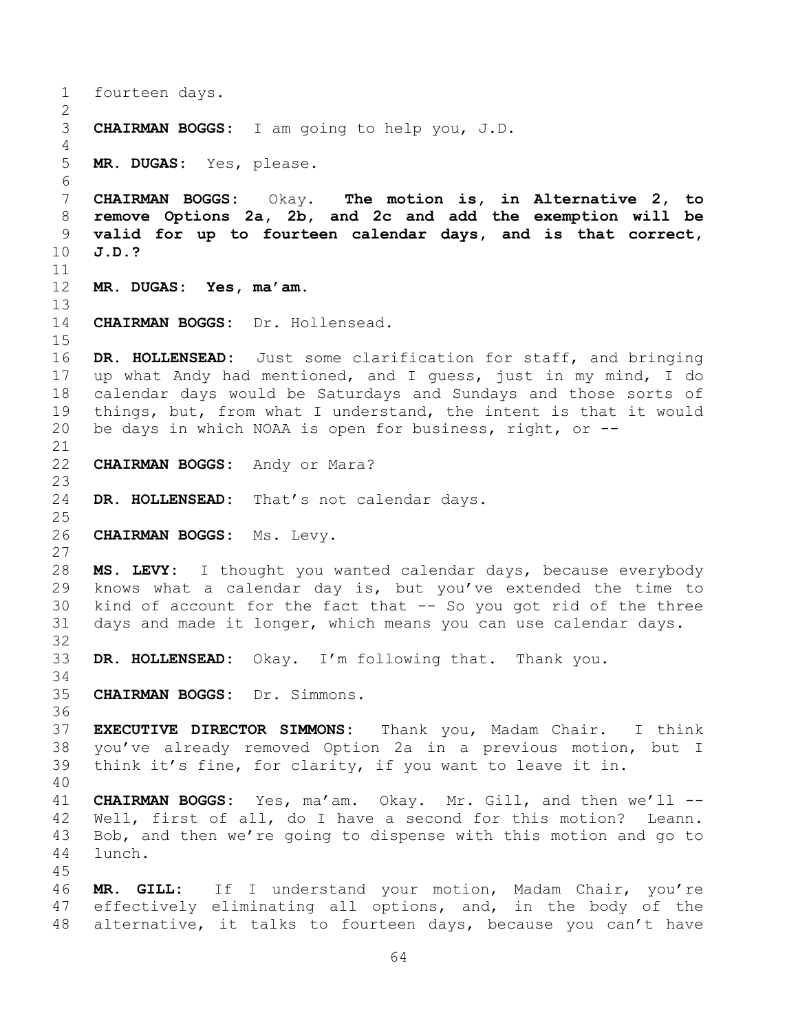fourteen days.

**CHAIRMAN BOGGS:** I am going to help you, J.D.

**MR. DUGAS:** Yes, please.

**CHAIRMAN BOGGS:** Okay. **The motion is, in Alternative 2, to remove Options 2a, 2b, and 2c and add the exemption will be valid for up to fourteen calendar days, and is that correct, J.D.?**

**MR. DUGAS: Yes, ma'am.**

**CHAIRMAN BOGGS:** Dr. Hollensead.

**DR. HOLLENSEAD:** Just some clarification for staff, and bringing up what Andy had mentioned, and I guess, just in my mind, I do calendar days would be Saturdays and Sundays and those sorts of things, but, from what I understand, the intent is that it would be days in which NOAA is open for business, right, or --

**CHAIRMAN BOGGS:** Andy or Mara?

**DR. HOLLENSEAD:** That's not calendar days.

**CHAIRMAN BOGGS:** Ms. Levy.

**MS. LEVY:** I thought you wanted calendar days, because everybody knows what a calendar day is, but you've extended the time to kind of account for the fact that -- So you got rid of the three days and made it longer, which means you can use calendar days.

**DR. HOLLENSEAD:** Okay. I'm following that. Thank you.

**CHAIRMAN BOGGS:** Dr. Simmons.

**EXECUTIVE DIRECTOR SIMMONS:** Thank you, Madam Chair. I think you've already removed Option 2a in a previous motion, but I think it's fine, for clarity, if you want to leave it in.

**CHAIRMAN BOGGS:** Yes, ma'am. Okay. Mr. Gill, and then we'll -- Well, first of all, do I have a second for this motion? Leann. Bob, and then we're going to dispense with this motion and go to lunch.

**MR. GILL:** If I understand your motion, Madam Chair, you're effectively eliminating all options, and, in the body of the alternative, it talks to fourteen days, because you can't have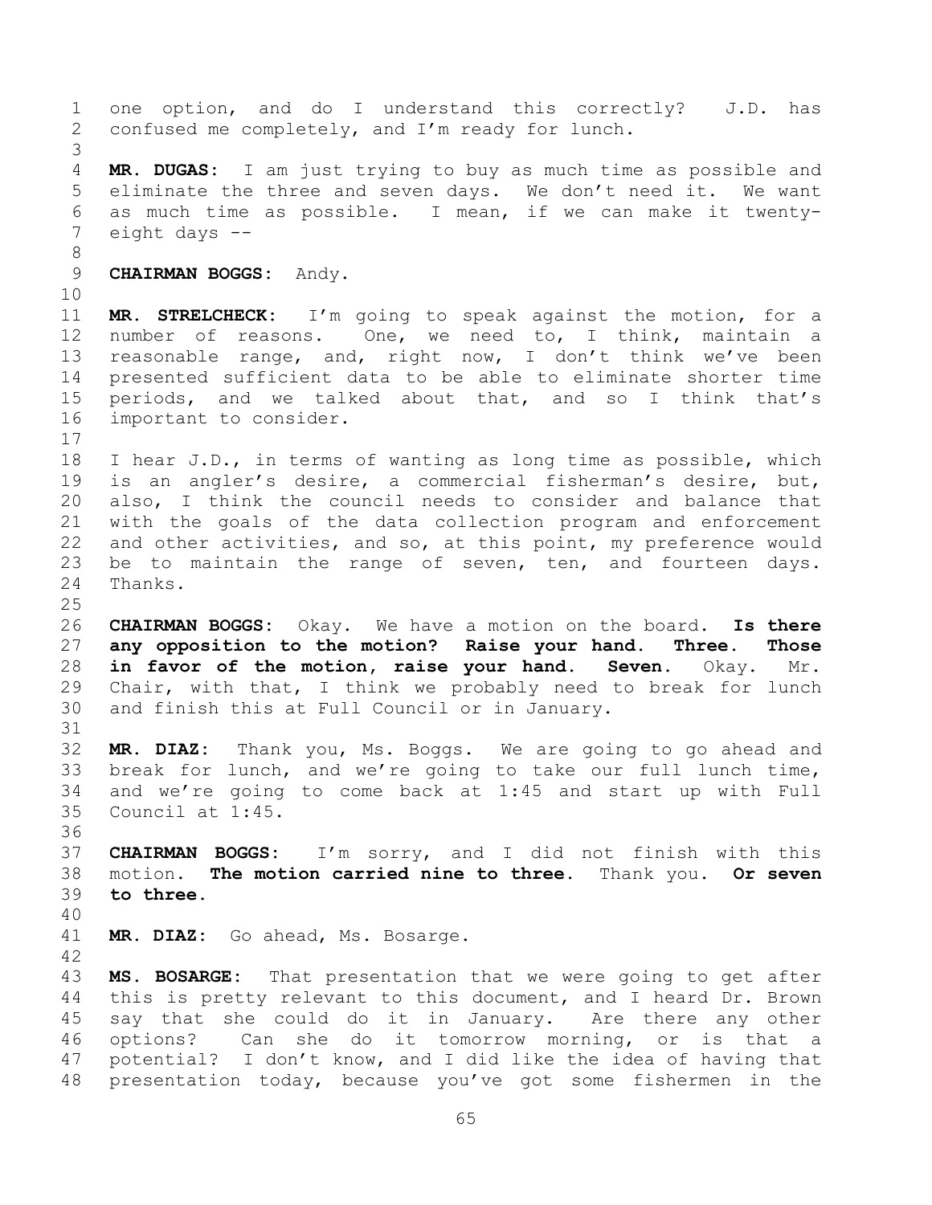one option, and do I understand this correctly? J.D. has confused me completely, and I'm ready for lunch.

**MR. DUGAS:** I am just trying to buy as much time as possible and eliminate the three and seven days. We don't need it. We want as much time as possible. I mean, if we can make it twenty-eight days --

**CHAIRMAN BOGGS:** Andy.

**MR. STRELCHECK:** I'm going to speak against the motion, for a number of reasons. One, we need to, I think, maintain a reasonable range, and, right now, I don't think we've been presented sufficient data to be able to eliminate shorter time periods, and we talked about that, and so I think that's important to consider.

I hear J.D., in terms of wanting as long time as possible, which is an angler's desire, a commercial fisherman's desire, but, also, I think the council needs to consider and balance that with the goals of the data collection program and enforcement and other activities, and so, at this point, my preference would be to maintain the range of seven, ten, and fourteen days. Thanks.

**CHAIRMAN BOGGS:** Okay. We have a motion on the board. **Is there any opposition to the motion? Raise your hand. Three. Those in favor of the motion, raise your hand. Seven.** Okay. Mr. Chair, with that, I think we probably need to break for lunch and finish this at Full Council or in January.

**MR. DIAZ:** Thank you, Ms. Boggs. We are going to go ahead and break for lunch, and we're going to take our full lunch time, and we're going to come back at 1:45 and start up with Full Council at 1:45.

**CHAIRMAN BOGGS:** I'm sorry, and I did not finish with this motion. **The motion carried nine to three.** Thank you. **Or seven to three.**

**MR. DIAZ:** Go ahead, Ms. Bosarge.

**MS. BOSARGE:** That presentation that we were going to get after this is pretty relevant to this document, and I heard Dr. Brown say that she could do it in January. Are there any other options? Can she do it tomorrow morning, or is that a potential? I don't know, and I did like the idea of having that presentation today, because you've got some fishermen in the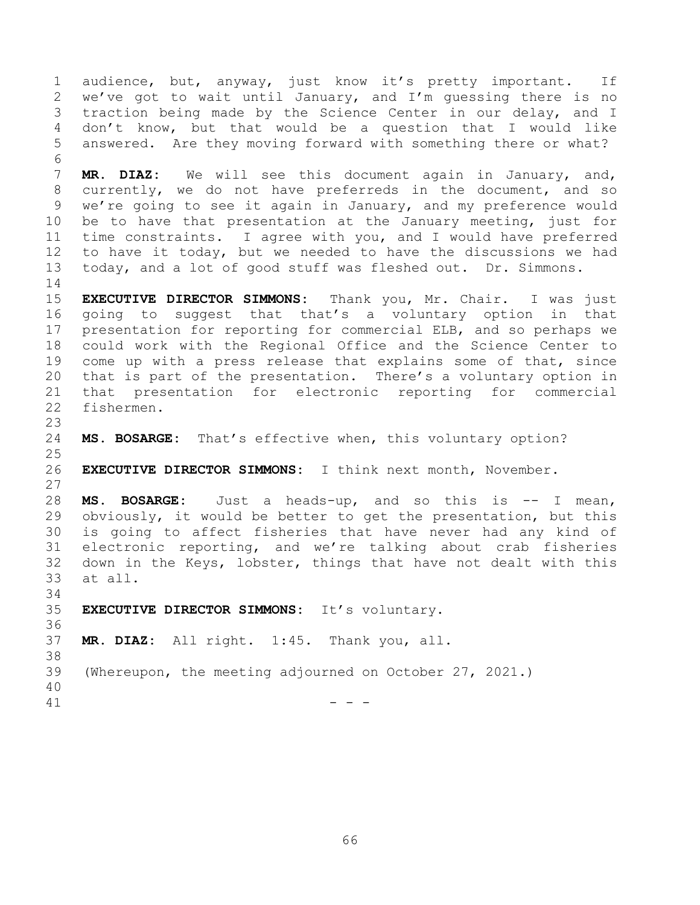audience, but, anyway, just know it's pretty important. If we've got to wait until January, and I'm guessing there is no traction being made by the Science Center in our delay, and I don't know, but that would be a question that I would like answered. Are they moving forward with something there or what?

**MR. DIAZ:** We will see this document again in January, and, currently, we do not have preferreds in the document, and so we're going to see it again in January, and my preference would be to have that presentation at the January meeting, just for time constraints. I agree with you, and I would have preferred to have it today, but we needed to have the discussions we had today, and a lot of good stuff was fleshed out. Dr. Simmons.

**EXECUTIVE DIRECTOR SIMMONS:** Thank you, Mr. Chair. I was just going to suggest that that's a voluntary option in that presentation for reporting for commercial ELB, and so perhaps we could work with the Regional Office and the Science Center to come up with a press release that explains some of that, since that is part of the presentation. There's a voluntary option in that presentation for electronic reporting for commercial fishermen.

**MS. BOSARGE:** That's effective when, this voluntary option?

**EXECUTIVE DIRECTOR SIMMONS:** I think next month, November.

**MS. BOSARGE:** Just a heads-up, and so this is -- I mean, obviously, it would be better to get the presentation, but this is going to affect fisheries that have never had any kind of electronic reporting, and we're talking about crab fisheries down in the Keys, lobster, things that have not dealt with this at all.

**EXECUTIVE DIRECTOR SIMMONS:** It's voluntary.

**MR. DIAZ:** All right. 1:45. Thank you, all.

(Whereupon, the meeting adjourned on October 27, 2021.)

\- - -